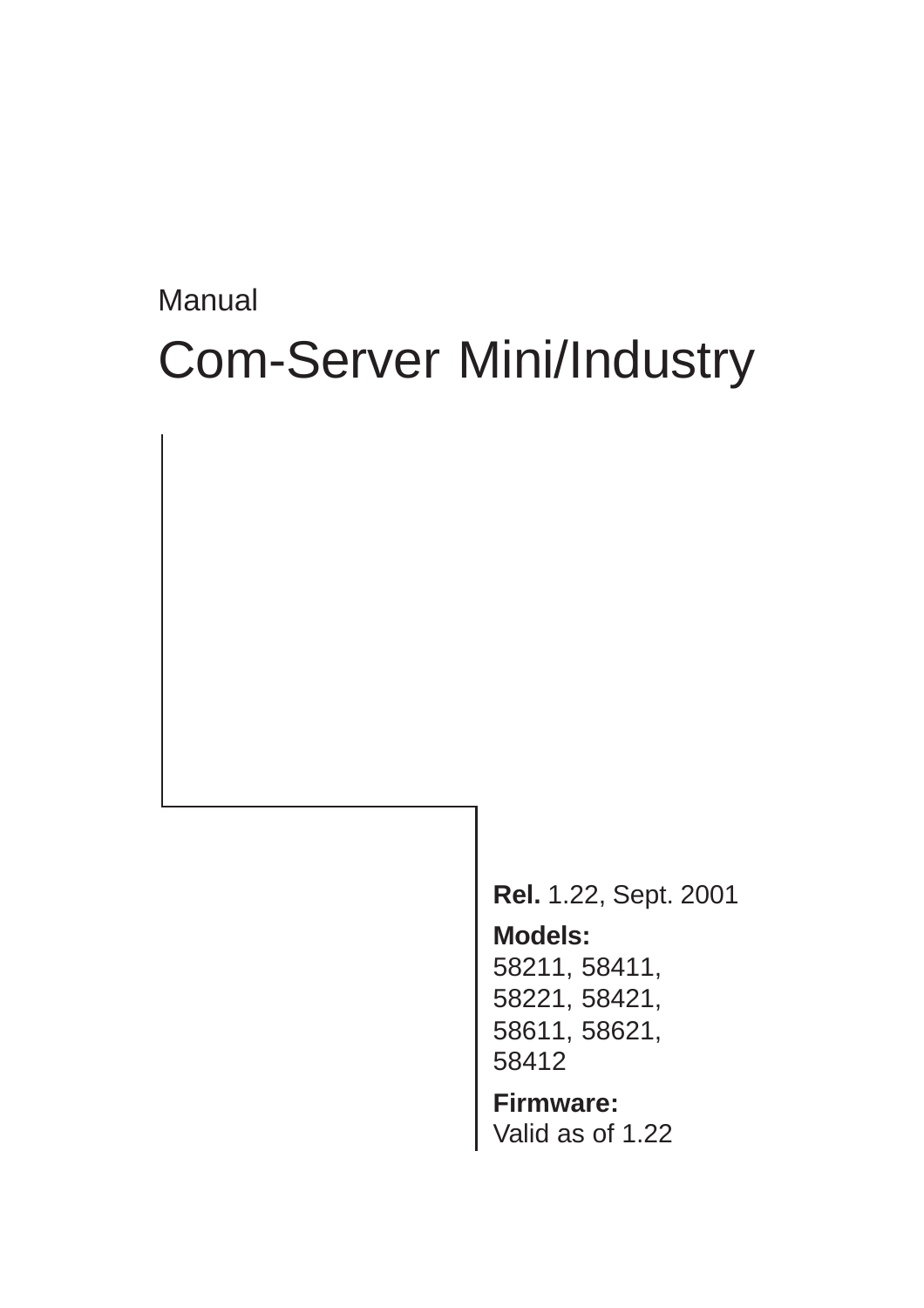Manual

# Com-Server Mini/Industry

**Rel.** 1.22, Sept. 2001

**Models:**
58211, 58411,
58221, 58421,
58611, 58621,
58412

**Firmware:**
Valid as of 1.22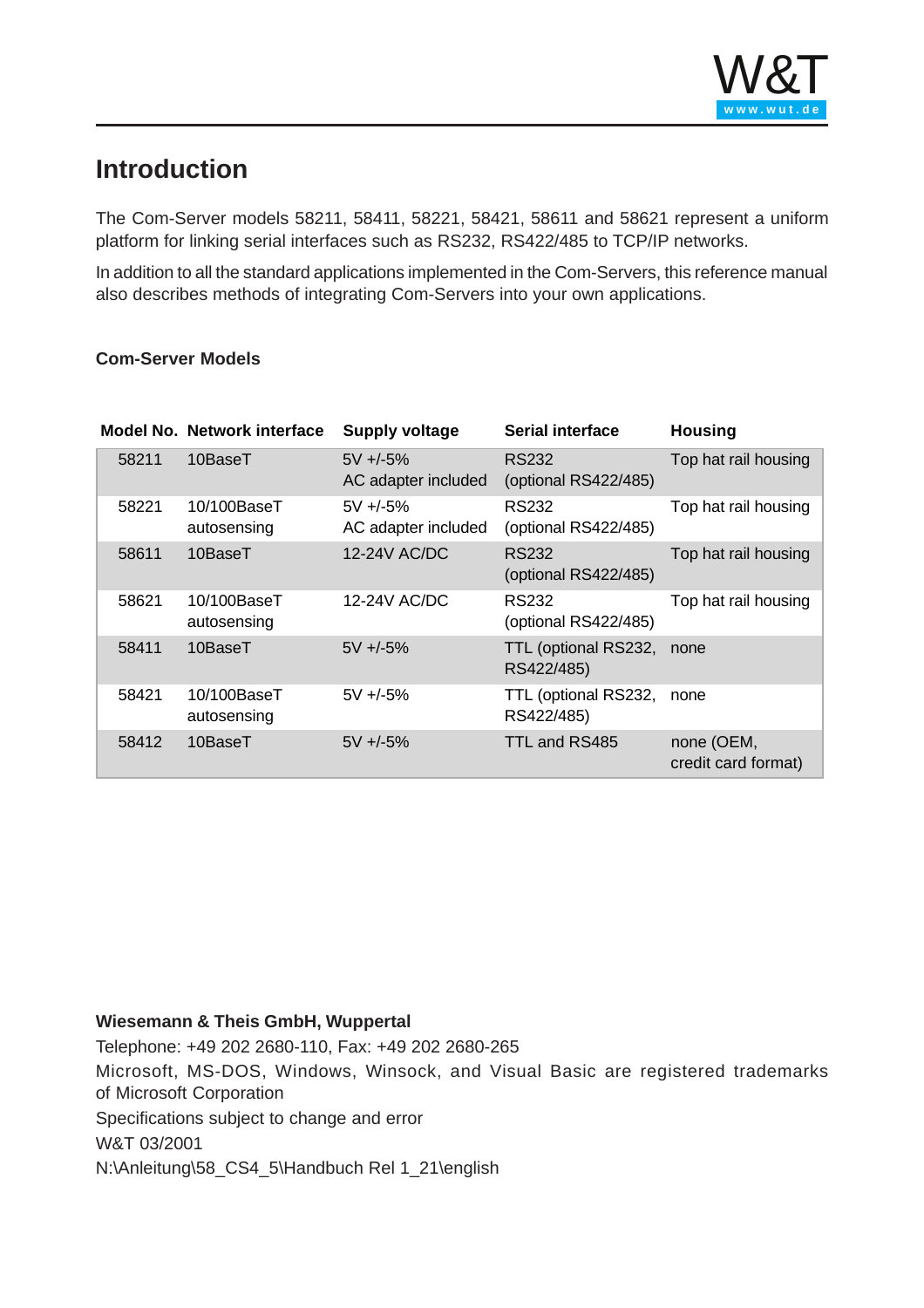# Introduction

The Com-Server models 58211, 58411, 58221, 58421, 58611 and 58621 represent a uniform platform for linking serial interfaces such as RS232, RS422/485 to TCP/IP networks.

In addition to all the standard applications implemented in the Com-Servers, this reference manual also describes methods of integrating Com-Servers into your own applications.

**Com-Server Models**

| Model No. | Network interface | Supply voltage | Serial interface | Housing |
|---|---|---|---|---|
| 58211 | 10BaseT | 5V +/-5% AC adapter included | RS232 (optional RS422/485) | Top hat rail housing |
| 58221 | 10/100BaseT autosensing | 5V +/-5% AC adapter included | RS232 (optional RS422/485) | Top hat rail housing |
| 58611 | 10BaseT | 12-24V AC/DC | RS232 (optional RS422/485) | Top hat rail housing |
| 58621 | 10/100BaseT autosensing | 12-24V AC/DC | RS232 (optional RS422/485) | Top hat rail housing |
| 58411 | 10BaseT | 5V +/-5% | TTL (optional RS232, RS422/485) | none |
| 58421 | 10/100BaseT autosensing | 5V +/-5% | TTL (optional RS232, RS422/485) | none |
| 58412 | 10BaseT | 5V +/-5% | TTL and RS485 | none (OEM, credit card format) |

**Wiesemann & Theis GmbH, Wuppertal**

Telephone: +49 202 2680-110, Fax: +49 202 2680-265

Microsoft, MS-DOS, Windows, Winsock, and Visual Basic are registered trademarks of Microsoft Corporation

Specifications subject to change and error

W&T 03/2001

N:\Anleitung\58_CS4_5\Handbuch Rel 1_21\english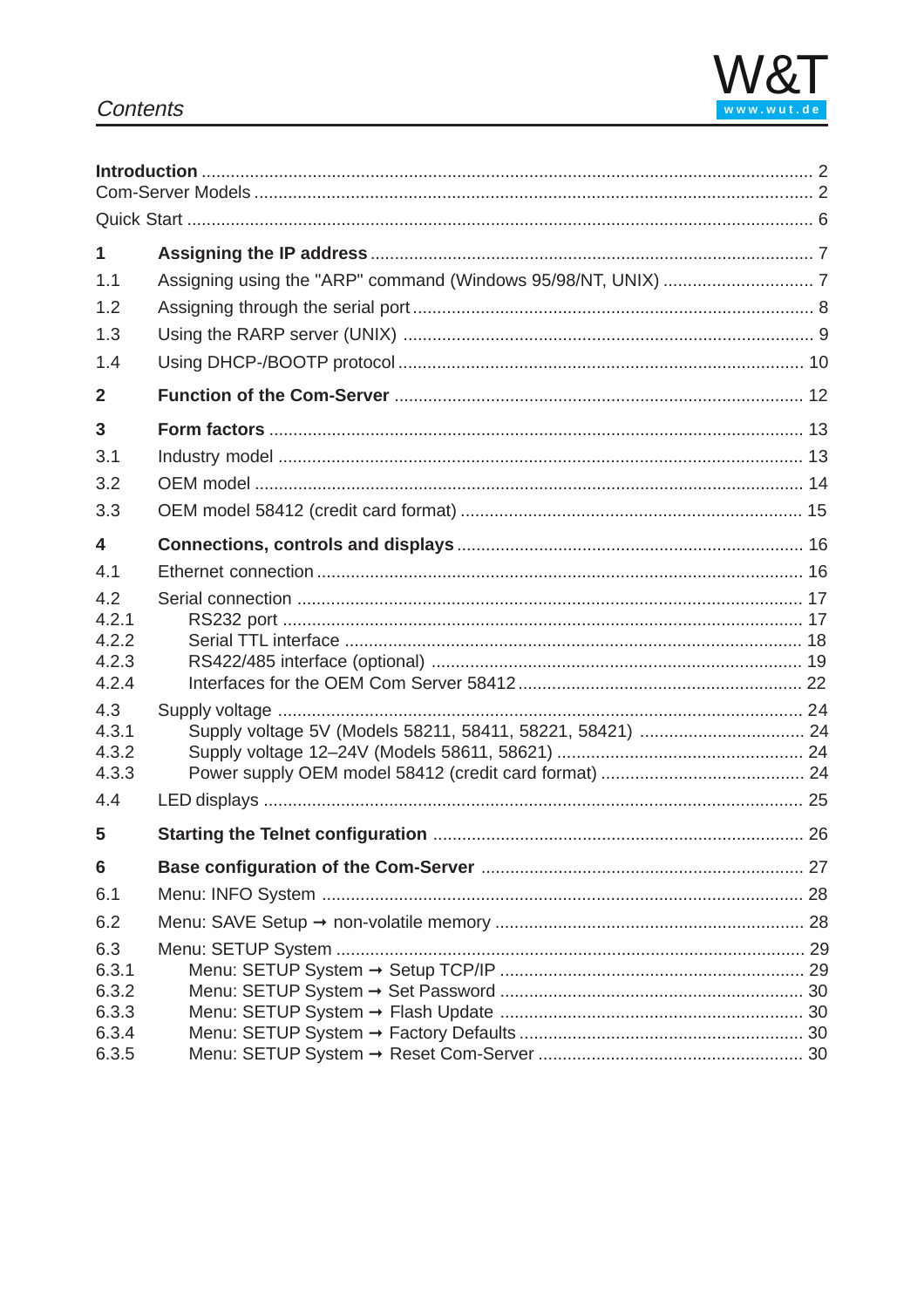# Contents

| | | |
|---|---|---|
| **Introduction** | | 2 |
| Com-Server Models | | 2 |
| Quick Start | | 6 |
| **1** | **Assigning the IP address** | 7 |
| 1.1 | Assigning using the "ARP" command (Windows 95/98/NT, UNIX) | 7 |
| 1.2 | Assigning through the serial port | 8 |
| 1.3 | Using the RARP server (UNIX) | 9 |
| 1.4 | Using DHCP-/BOOTP protocol | 10 |
| **2** | **Function of the Com-Server** | 12 |
| **3** | **Form factors** | 13 |
| 3.1 | Industry model | 13 |
| 3.2 | OEM model | 14 |
| 3.3 | OEM model 58412 (credit card format) | 15 |
| **4** | **Connections, controls and displays** | 16 |
| 4.1 | Ethernet connection | 16 |
| 4.2 | Serial connection | 17 |
| 4.2.1 | RS232 port | 17 |
| 4.2.2 | Serial TTL interface | 18 |
| 4.2.3 | RS422/485 interface (optional) | 19 |
| 4.2.4 | Interfaces for the OEM Com Server 58412 | 22 |
| 4.3 | Supply voltage | 24 |
| 4.3.1 | Supply voltage 5V (Models 58211, 58411, 58221, 58421) | 24 |
| 4.3.2 | Supply voltage 12–24V (Models 58611, 58621) | 24 |
| 4.3.3 | Power supply OEM model 58412 (credit card format) | 24 |
| 4.4 | LED displays | 25 |
| **5** | **Starting the Telnet configuration** | 26 |
| **6** | **Base configuration of the Com-Server** | 27 |
| 6.1 | Menu: INFO System | 28 |
| 6.2 | Menu: SAVE Setup → non-volatile memory | 28 |
| 6.3 | Menu: SETUP System | 29 |
| 6.3.1 | Menu: SETUP System → Setup TCP/IP | 29 |
| 6.3.2 | Menu: SETUP System → Set Password | 30 |
| 6.3.3 | Menu: SETUP System → Flash Update | 30 |
| 6.3.4 | Menu: SETUP System → Factory Defaults | 30 |
| 6.3.5 | Menu: SETUP System → Reset Com-Server | 30 |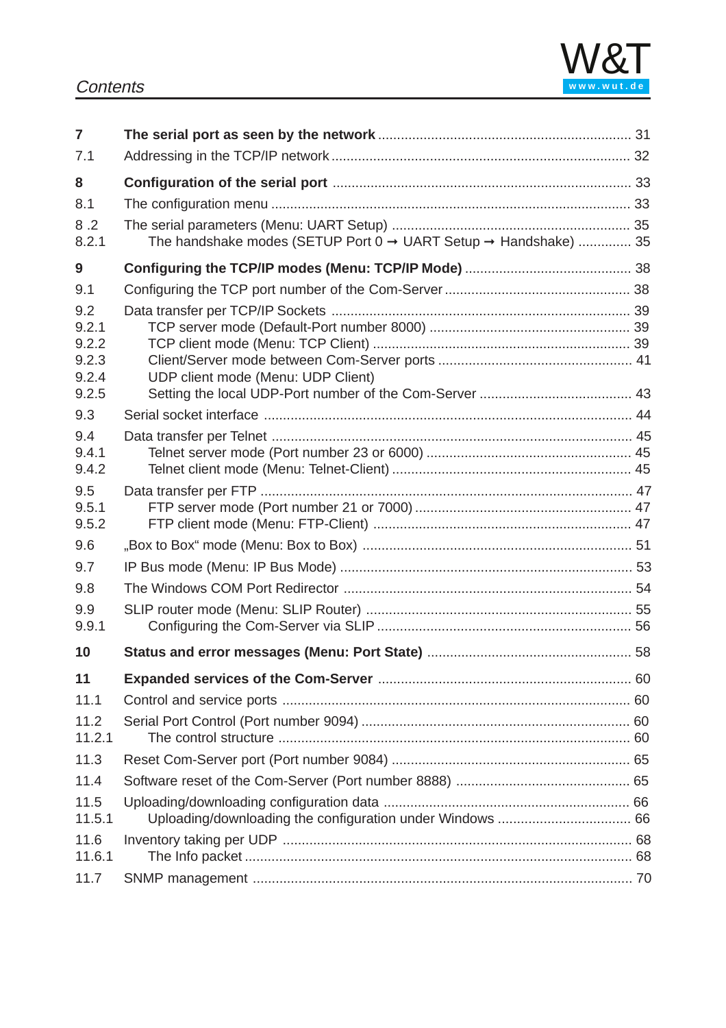*Contents*

| | | |
|---|---|---|
| **7** | **The serial port as seen by the network** | **31** |
| 7.1 | Addressing in the TCP/IP network | 32 |
| **8** | **Configuration of the serial port** | **33** |
| 8.1 | The configuration menu | 33 |
| 8 .2 | The serial parameters (Menu: UART Setup) | 35 |
| 8.2.1 | The handshake modes (SETUP Port 0 → UART Setup → Handshake) | 35 |
| **9** | **Configuring the TCP/IP modes (Menu: TCP/IP Mode)** | **38** |
| 9.1 | Configuring the TCP port number of the Com-Server | 38 |
| 9.2 | Data transfer per TCP/IP Sockets | 39 |
| 9.2.1 | TCP server mode (Default-Port number 8000) | 39 |
| 9.2.2 | TCP client mode (Menu: TCP Client) | 39 |
| 9.2.3 | Client/Server mode between Com-Server ports | 41 |
| 9.2.4 | UDP client mode (Menu: UDP Client) | |
| 9.2.5 | Setting the local UDP-Port number of the Com-Server | 43 |
| 9.3 | Serial socket interface | 44 |
| 9.4 | Data transfer per Telnet | 45 |
| 9.4.1 | Telnet server mode (Port number 23 or 6000) | 45 |
| 9.4.2 | Telnet client mode (Menu: Telnet-Client) | 45 |
| 9.5 | Data transfer per FTP | 47 |
| 9.5.1 | FTP server mode (Port number 21 or 7000) | 47 |
| 9.5.2 | FTP client mode (Menu: FTP-Client) | 47 |
| 9.6 | „Box to Box“ mode (Menu: Box to Box) | 51 |
| 9.7 | IP Bus mode (Menu: IP Bus Mode) | 53 |
| 9.8 | The Windows COM Port Redirector | 54 |
| 9.9 | SLIP router mode (Menu: SLIP Router) | 55 |
| 9.9.1 | Configuring the Com-Server via SLIP | 56 |
| **10** | **Status and error messages (Menu: Port State)** | **58** |
| **11** | **Expanded services of the Com-Server** | **60** |
| 11.1 | Control and service ports | 60 |
| 11.2 | Serial Port Control (Port number 9094) | 60 |
| 11.2.1 | The control structure | 60 |
| 11.3 | Reset Com-Server port (Port number 9084) | 65 |
| 11.4 | Software reset of the Com-Server (Port number 8888) | 65 |
| 11.5 | Uploading/downloading configuration data | 66 |
| 11.5.1 | Uploading/downloading the configuration under Windows | 66 |
| 11.6 | Inventory taking per UDP | 68 |
| 11.6.1 | The Info packet | 68 |
| 11.7 | SNMP management | 70 |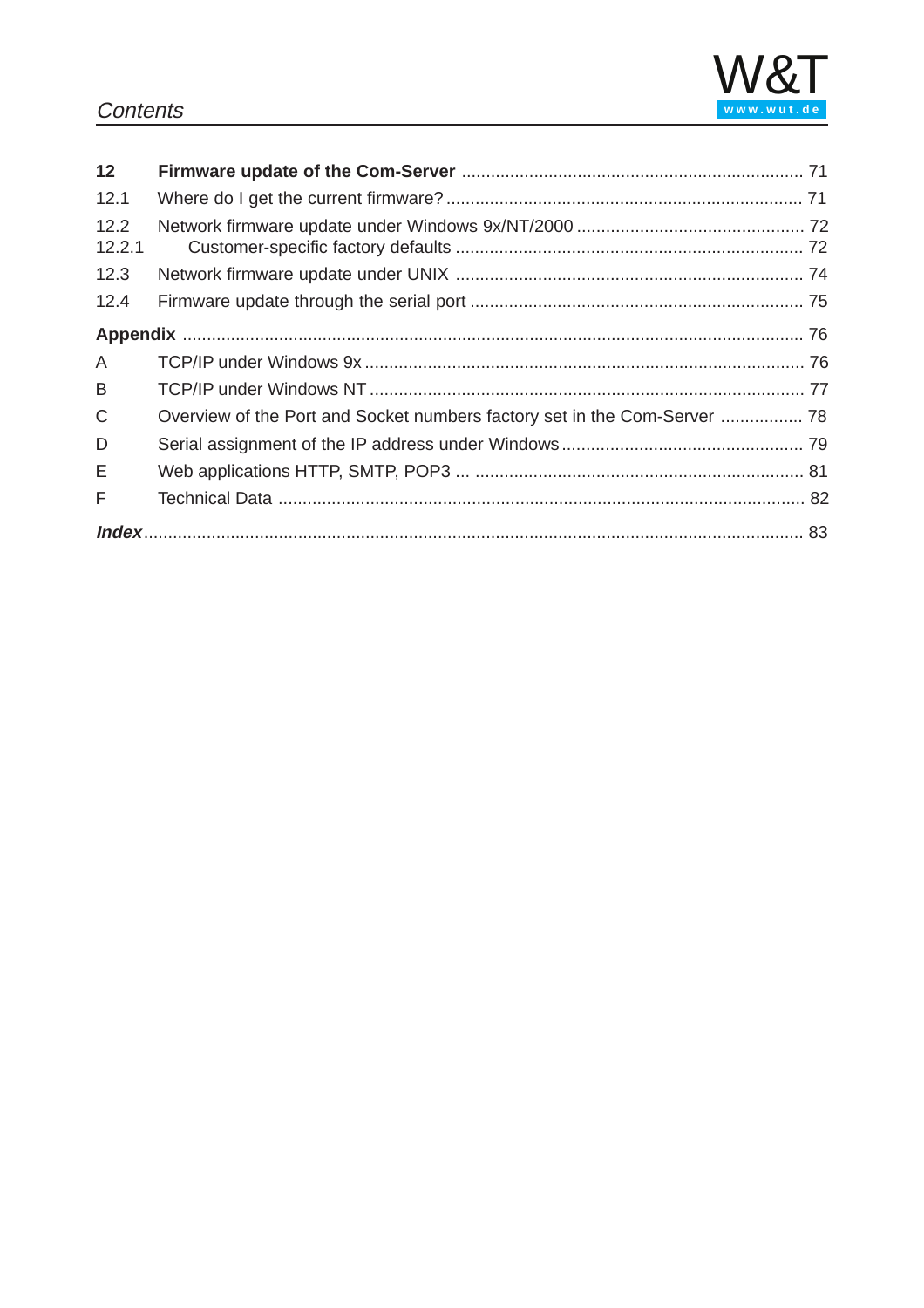| | | |
|---|---|---|
| **12** | **Firmware update of the Com-Server** | 71 |
| 12.1 | Where do I get the current firmware? | 71 |
| 12.2 | Network firmware update under Windows 9x/NT/2000 | 72 |
| 12.2.1 | Customer-specific factory defaults | 72 |
| 12.3 | Network firmware update under UNIX | 74 |
| 12.4 | Firmware update through the serial port | 75 |
| **Appendix** | | 76 |
| A | TCP/IP under Windows 9x | 76 |
| B | TCP/IP under Windows NT | 77 |
| C | Overview of the Port and Socket numbers factory set in the Com-Server | 78 |
| D | Serial assignment of the IP address under Windows | 79 |
| E | Web applications HTTP, SMTP, POP3 ... | 81 |
| F | Technical Data | 82 |
| ***Index*** | | 83 |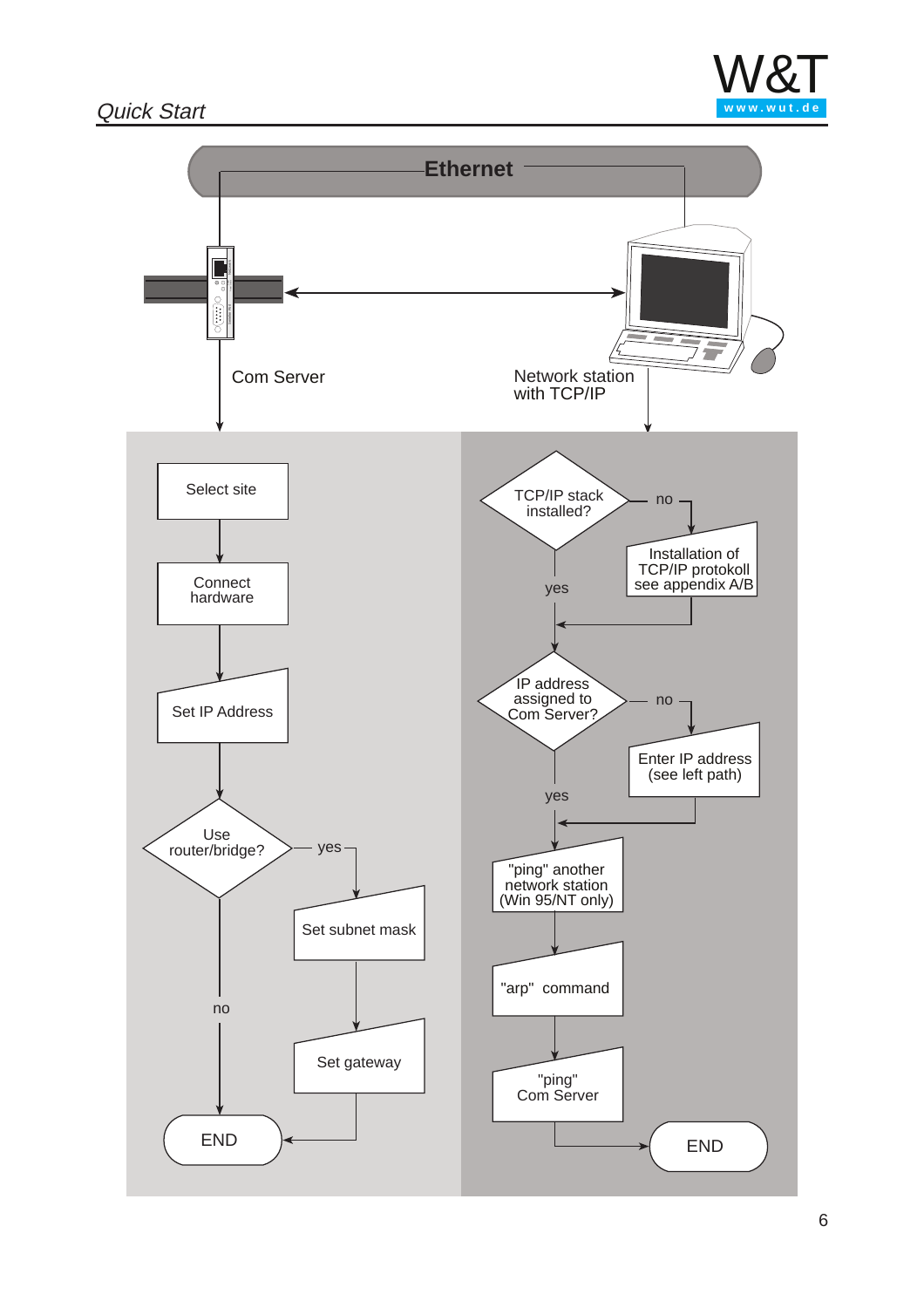# Quick Start

**Ethernet**

Com Server

Network station with TCP/IP

**Com Server path:**

- Select site
- Connect hardware
- Set IP Address
- Use router/bridge?
  - yes → Set subnet mask → Set gateway → END
  - no → END

**Network station path:**

- TCP/IP stack installed?
  - no → Installation of TCP/IP protokoll see appendix A/B
  - yes
- IP address assigned to Com Server?
  - no → Enter IP address (see left path)
  - yes
- "ping" another network station (Win 95/NT only)
- "arp" command
- "ping" Com Server
- END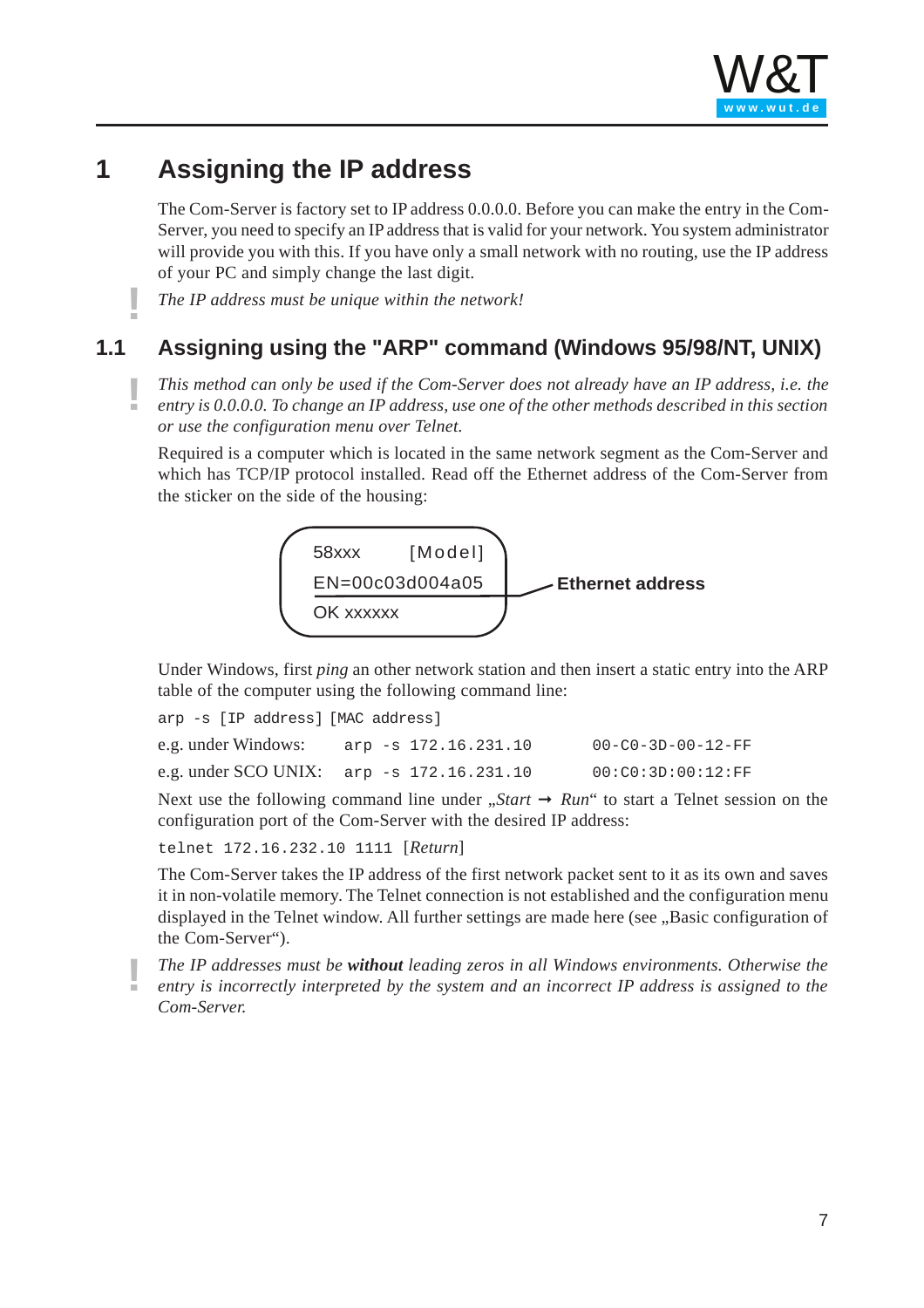# 1 Assigning the IP address

The Com-Server is factory set to IP address 0.0.0.0. Before you can make the entry in the Com-Server, you need to specify an IP address that is valid for your network. You system administrator will provide you with this. If you have only a small network with no routing, use the IP address of your PC and simply change the last digit.

*The IP address must be unique within the network!*

## 1.1 Assigning using the "ARP" command (Windows 95/98/NT, UNIX)

*This method can only be used if the Com-Server does not already have an IP address, i.e. the entry is 0.0.0.0. To change an IP address, use one of the other methods described in this section or use the configuration menu over Telnet.*

Required is a computer which is located in the same network segment as the Com-Server and which has TCP/IP protocol installed. Read off the Ethernet address of the Com-Server from the sticker on the side of the housing:

```
58xxx          [Model]
EN=00c03d004a05          ← Ethernet address
OK xxxxxx
```

Under Windows, first *ping* an other network station and then insert a static entry into the ARP table of the computer using the following command line:

`arp -s [IP address] [MAC address]`

| | | |
|---|---|---|
| e.g. under Windows: | `arp -s 172.16.231.10` | `00-C0-3D-00-12-FF` |
| e.g. under SCO UNIX: | `arp -s 172.16.231.10` | `00:C0:3D:00:12:FF` |

Next use the following command line under „*Start* → *Run*“ to start a Telnet session on the configuration port of the Com-Server with the desired IP address:

`telnet 172.16.232.10 1111` [*Return*]

The Com-Server takes the IP address of the first network packet sent to it as its own and saves it in non-volatile memory. The Telnet connection is not established and the configuration menu displayed in the Telnet window. All further settings are made here (see „Basic configuration of the Com-Server“).

*The IP addresses must be* ***without*** *leading zeros in all Windows environments. Otherwise the entry is incorrectly interpreted by the system and an incorrect IP address is assigned to the Com-Server.*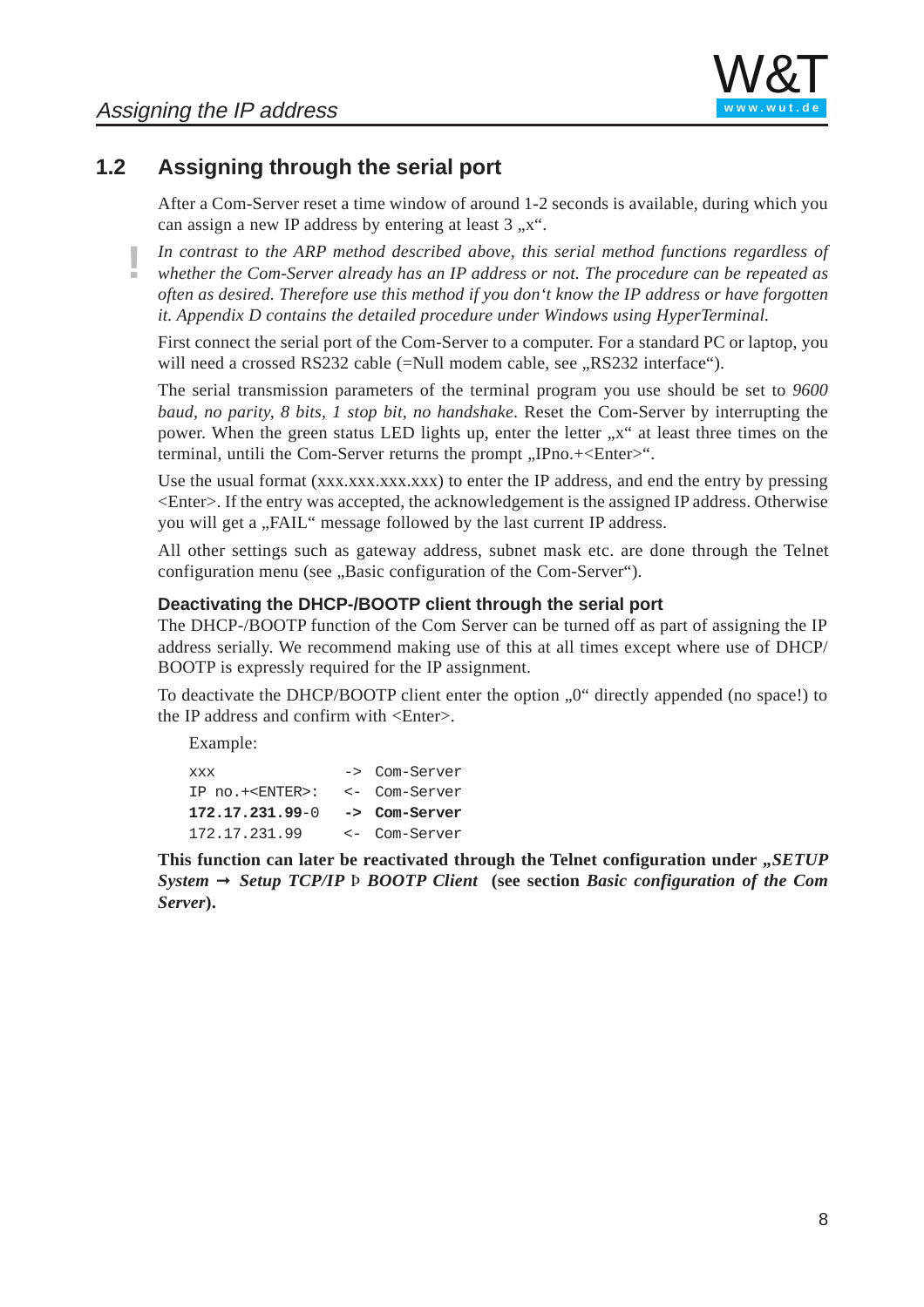## 1.2 Assigning through the serial port

After a Com-Server reset a time window of around 1-2 seconds is available, during which you can assign a new IP address by entering at least 3 „x“.

*In contrast to the ARP method described above, this serial method functions regardless of whether the Com-Server already has an IP address or not. The procedure can be repeated as often as desired. Therefore use this method if you don‘t know the IP address or have forgotten it. Appendix D contains the detailed procedure under Windows using HyperTerminal.*

First connect the serial port of the Com-Server to a computer. For a standard PC or laptop, you will need a crossed RS232 cable (=Null modem cable, see „RS232 interface“).

The serial transmission parameters of the terminal program you use should be set to *9600 baud, no parity, 8 bits, 1 stop bit, no handshake*. Reset the Com-Server by interrupting the power. When the green status LED lights up, enter the letter „x“ at least three times on the terminal, untili the Com-Server returns the prompt „IPno.+<Enter>“.

Use the usual format (xxx.xxx.xxx.xxx) to enter the IP address, and end the entry by pressing <Enter>. If the entry was accepted, the acknowledgement is the assigned IP address. Otherwise you will get a „FAIL“ message followed by the last current IP address.

All other settings such as gateway address, subnet mask etc. are done through the Telnet configuration menu (see „Basic configuration of the Com-Server“).

### Deactivating the DHCP-/BOOTP client through the serial port

The DHCP-/BOOTP function of the Com Server can be turned off as part of assigning the IP address serially. We recommend making use of this at all times except where use of DHCP/BOOTP is expressly required for the IP assignment.

To deactivate the DHCP/BOOTP client enter the option „0“ directly appended (no space!) to the IP address and confirm with <Enter>.

Example:

```
xxx               -> Com-Server
IP no.+<ENTER>:   <- Com-Server
172.17.231.99-0   -> Com-Server
172.17.231.99     <- Com-Server
```

**This function can later be reactivated through the Telnet configuration under „*SETUP System* → *Setup TCP/IP* Þ *BOOTP Client* (see section *Basic configuration of the Com Server*).**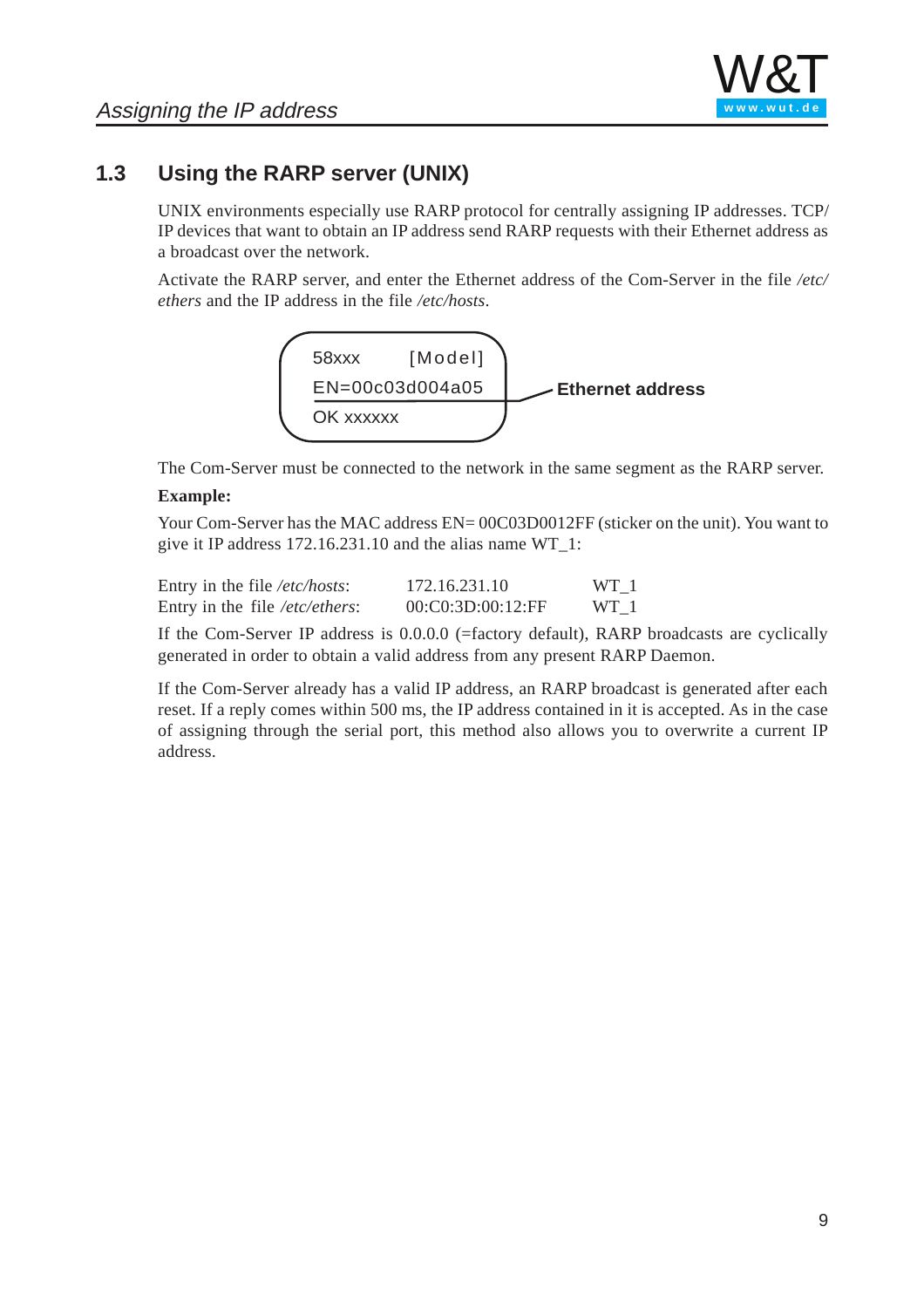## 1.3 Using the RARP server (UNIX)

UNIX environments especially use RARP protocol for centrally assigning IP addresses. TCP/IP devices that want to obtain an IP address send RARP requests with their Ethernet address as a broadcast over the network.

Activate the RARP server, and enter the Ethernet address of the Com-Server in the file */etc/ethers* and the IP address in the file */etc/hosts*.

```
58xxx      [Model]
EN=00c03d004a05      Ethernet address
OK xxxxxx
```

The Com-Server must be connected to the network in the same segment as the RARP server.

**Example:**

Your Com-Server has the MAC address EN= 00C03D0012FF (sticker on the unit). You want to give it IP address 172.16.231.10 and the alias name WT_1:

| | | |
|---|---|---|
| Entry in the file */etc/hosts*: | 172.16.231.10 | WT_1 |
| Entry in the file */etc/ethers*: | 00:C0:3D:00:12:FF | WT_1 |

If the Com-Server IP address is 0.0.0.0 (=factory default), RARP broadcasts are cyclically generated in order to obtain a valid address from any present RARP Daemon.

If the Com-Server already has a valid IP address, an RARP broadcast is generated after each reset. If a reply comes within 500 ms, the IP address contained in it is accepted. As in the case of assigning through the serial port, this method also allows you to overwrite a current IP address.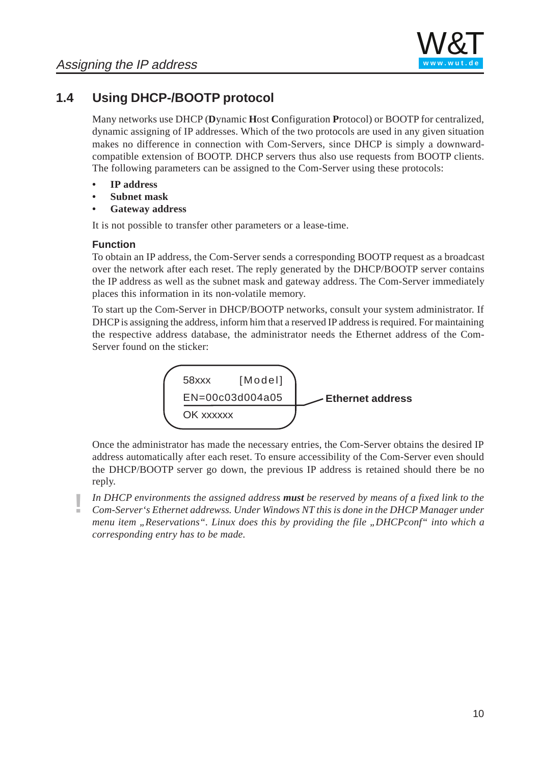## 1.4 Using DHCP-/BOOTP protocol

Many networks use DHCP (**D**ynamic **H**ost **C**onfiguration **P**rotocol) or BOOTP for centralized, dynamic assigning of IP addresses. Which of the two protocols are used in any given situation makes no difference in connection with Com-Servers, since DHCP is simply a downward-compatible extension of BOOTP. DHCP servers thus also use requests from BOOTP clients. The following parameters can be assigned to the Com-Server using these protocols:

- **IP address**
- **Subnet mask**
- **Gateway address**

It is not possible to transfer other parameters or a lease-time.

### Function

To obtain an IP address, the Com-Server sends a corresponding BOOTP request as a broadcast over the network after each reset. The reply generated by the DHCP/BOOTP server contains the IP address as well as the subnet mask and gateway address. The Com-Server immediately places this information in its non-volatile memory.

To start up the Com-Server in DHCP/BOOTP networks, consult your system administrator. If DHCP is assigning the address, inform him that a reserved IP address is required. For maintaining the respective address database, the administrator needs the Ethernet address of the Com-Server found on the sticker:

```
58xxx        [Model]
EN=00c03d004a05        <- Ethernet address
OK xxxxxx
```

Once the administrator has made the necessary entries, the Com-Server obtains the desired IP address automatically after each reset. To ensure accessibility of the Com-Server even should the DHCP/BOOTP server go down, the previous IP address is retained should there be no reply.

! *In DHCP environments the assigned address **must** be reserved by means of a fixed link to the Com-Server's Ethernet addrewss. Under Windows NT this is done in the DHCP Manager under menu item „Reservations". Linux does this by providing the file „DHCPconf" into which a corresponding entry has to be made.*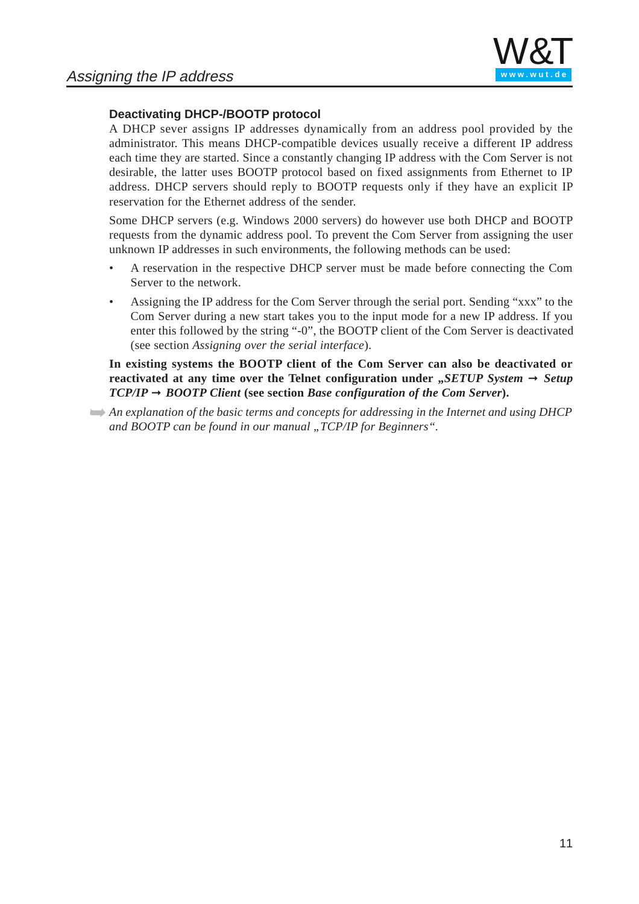### Deactivating DHCP-/BOOTP protocol

A DHCP sever assigns IP addresses dynamically from an address pool provided by the administrator. This means DHCP-compatible devices usually receive a different IP address each time they are started. Since a constantly changing IP address with the Com Server is not desirable, the latter uses BOOTP protocol based on fixed assignments from Ethernet to IP address. DHCP servers should reply to BOOTP requests only if they have an explicit IP reservation for the Ethernet address of the sender.

Some DHCP servers (e.g. Windows 2000 servers) do however use both DHCP and BOOTP requests from the dynamic address pool. To prevent the Com Server from assigning the user unknown IP addresses in such environments, the following methods can be used:

- A reservation in the respective DHCP server must be made before connecting the Com Server to the network.
- Assigning the IP address for the Com Server through the serial port. Sending "xxx" to the Com Server during a new start takes you to the input mode for a new IP address. If you enter this followed by the string "-0", the BOOTP client of the Com Server is deactivated (see section *Assigning over the serial interface*).

**In existing systems the BOOTP client of the Com Server can also be deactivated or reactivated at any time over the Telnet configuration under *„SETUP System → Setup TCP/IP → BOOTP Client* (see section *Base configuration of the Com Server*).**

➡ *An explanation of the basic terms and concepts for addressing in the Internet and using DHCP and BOOTP can be found in our manual „TCP/IP for Beginners".*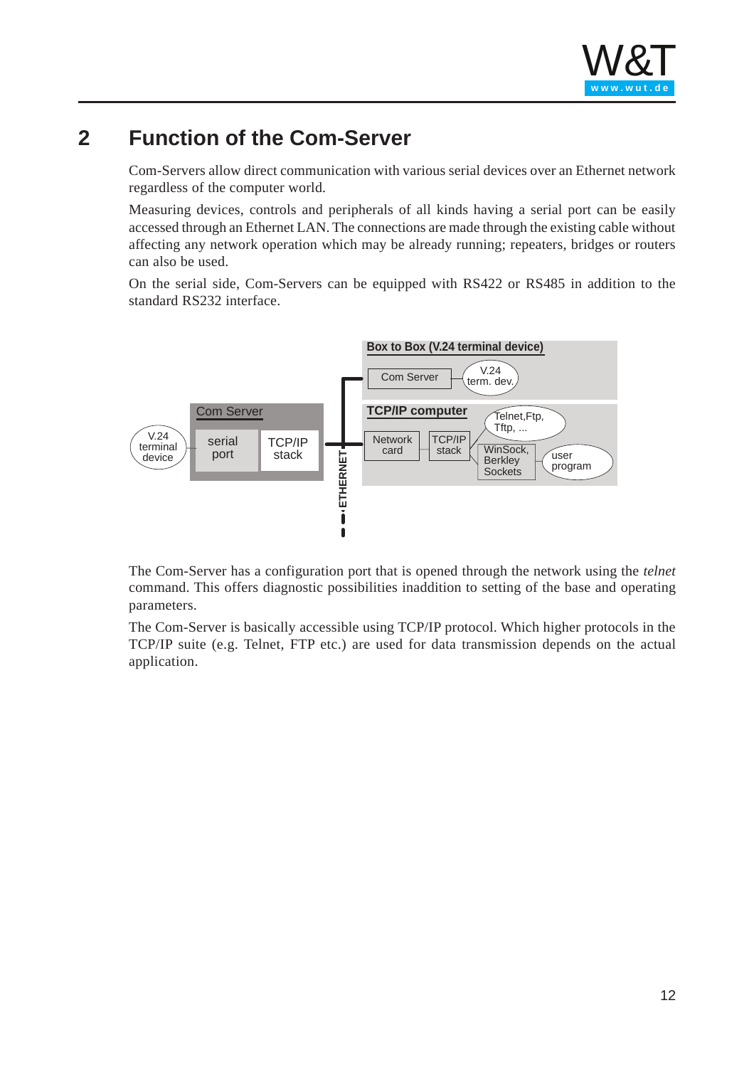# 2 Function of the Com-Server

Com-Servers allow direct communication with various serial devices over an Ethernet network regardless of the computer world.

Measuring devices, controls and peripherals of all kinds having a serial port can be easily accessed through an Ethernet LAN. The connections are made through the existing cable without affecting any network operation which may be already running; repeaters, bridges or routers can also be used.

On the serial side, Com-Servers can be equipped with RS422 or RS485 in addition to the standard RS232 interface.

The Com-Server has a configuration port that is opened through the network using the *telnet* command. This offers diagnostic possibilities inaddition to setting of the base and operating parameters.

The Com-Server is basically accessible using TCP/IP protocol. Which higher protocols in the TCP/IP suite (e.g. Telnet, FTP etc.) are used for data transmission depends on the actual application.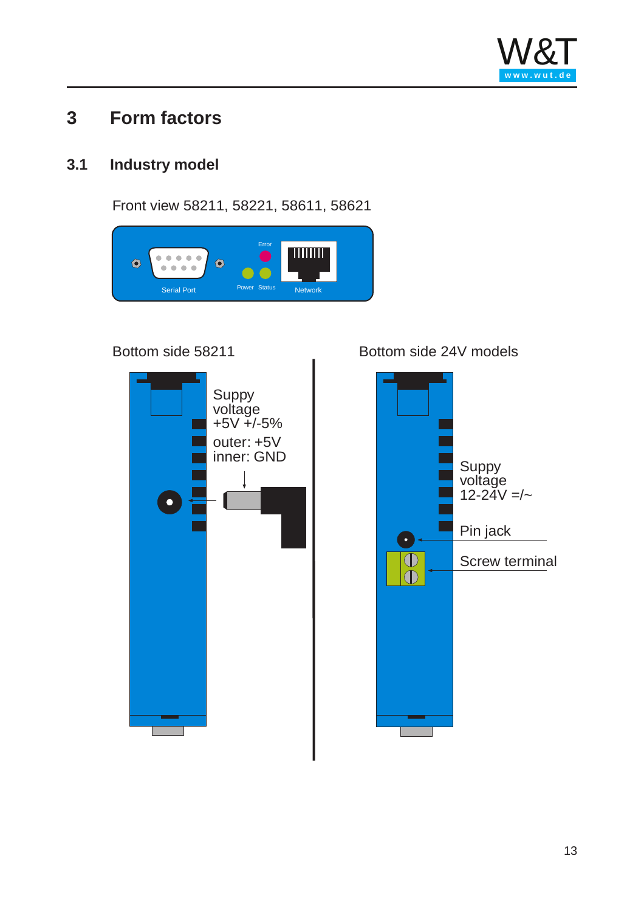# 3 Form factors

## 3.1 Industry model

Front view 58211, 58221, 58611, 58621

Serial Port

Error

Power Status

Network

Bottom side 58211

Suppy voltage +5V +/-5%

outer: +5V
inner: GND

Bottom side 24V models

Suppy voltage 12-24V =/~

Pin jack

Screw terminal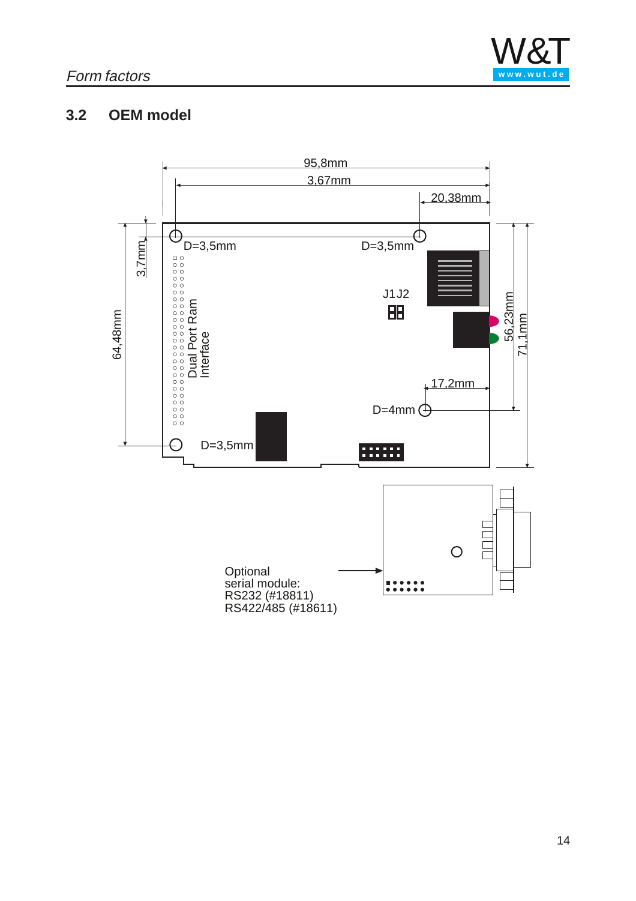## 3.2 OEM model

95,8mm

3,67mm

20,38mm

3,7mm

D=3,5mm

D=3,5mm

J1 J2

Dual Port Ram Interface

64,48mm

56,23mm

71,1mm

17,2mm

D=4mm

D=3,5mm

Optional serial module:
RS232 (#18811)
RS422/485 (#18611)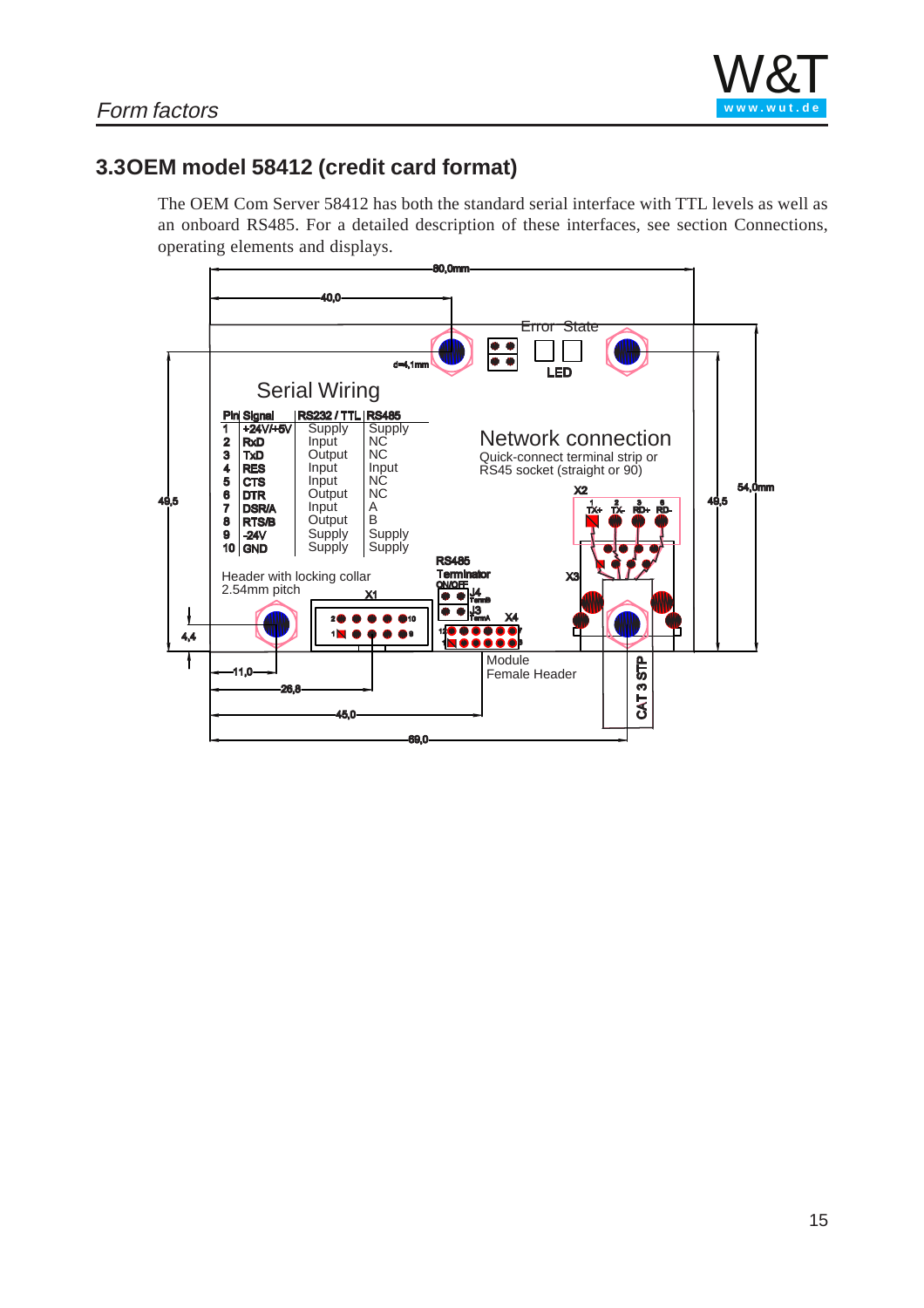## 3.3 OEM model 58412 (credit card format)

The OEM Com Server 58412 has both the standard serial interface with TTL levels as well as an onboard RS485. For a detailed description of these interfaces, see section Connections, operating elements and displays.

80,0mm

40,0

Error State

d=4,1mm

LED

Serial Wiring

| Pin | Signal | RS232 / TTL | RS485 |
|---|---|---|---|
| 1 | +24V/+5V | Supply | Supply |
| 2 | RxD | Input | NC |
| 3 | TxD | Output | NC |
| 4 | RES | Input | Input |
| 5 | CTS | Input | NC |
| 6 | DTR | Output | NC |
| 7 | DSR/A | Input | A |
| 8 | RTS/B | Output | B |
| 9 | -24V | Supply | Supply |
| 10 | GND | Supply | Supply |

Network connection
Quick-connect terminal strip or
RS45 socket (straight or 90)

X2
TX+ TX- RD+ RD-

49,5 49,5 54,0mm

RS485 Terminator ON/OFF

X3

Header with locking collar
2.54mm pitch

X1 J4 J3 X4

4,4

Module Female Header

CAT 3 STP

11,0 26,8 45,0 69,0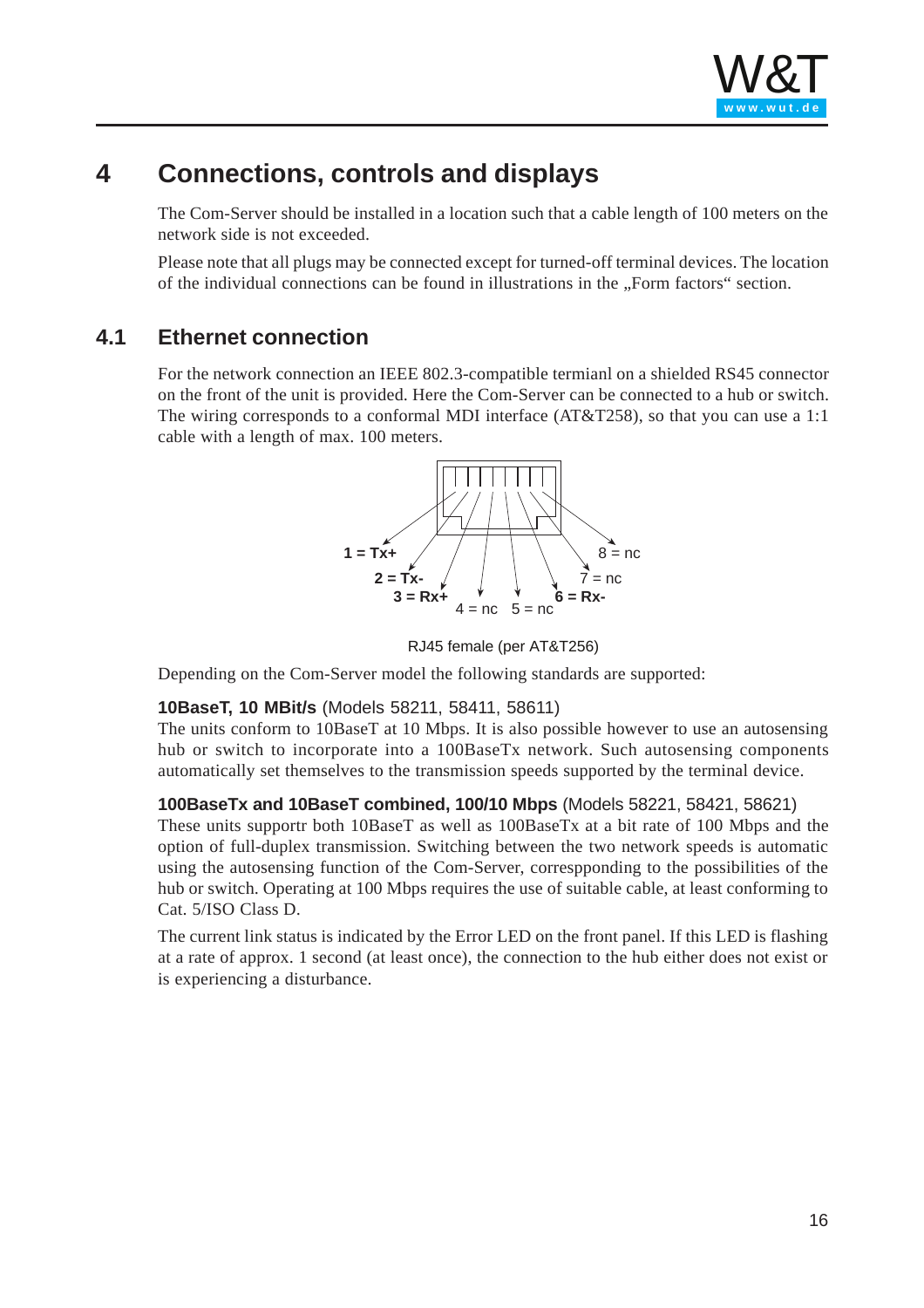# 4 Connections, controls and displays

The Com-Server should be installed in a location such that a cable length of 100 meters on the network side is not exceeded.

Please note that all plugs may be connected except for turned-off terminal devices. The location of the individual connections can be found in illustrations in the „Form factors“ section.

## 4.1 Ethernet connection

For the network connection an IEEE 802.3-compatible termianl on a shielded RS45 connector on the front of the unit is provided. Here the Com-Server can be connected to a hub or switch. The wiring corresponds to a conformal MDI interface (AT&T258), so that you can use a 1:1 cable with a length of max. 100 meters.

**1 = Tx+**
**2 = Tx-**
**3 = Rx+**
4 = nc
5 = nc
**6 = Rx-**
7 = nc
8 = nc

RJ45 female (per AT&T256)

Depending on the Com-Server model the following standards are supported:

**10BaseT, 10 MBit/s** (Models 58211, 58411, 58611)
The units conform to 10BaseT at 10 Mbps. It is also possible however to use an autosensing hub or switch to incorporate into a 100BaseTx network. Such autosensing components automatically set themselves to the transmission speeds supported by the terminal device.

**100BaseTx and 10BaseT combined, 100/10 Mbps** (Models 58221, 58421, 58621)
These units supportr both 10BaseT as well as 100BaseTx at a bit rate of 100 Mbps and the option of full-duplex transmission. Switching between the two network speeds is automatic using the autosensing function of the Com-Server, correspponding to the possibilities of the hub or switch. Operating at 100 Mbps requires the use of suitable cable, at least conforming to Cat. 5/ISO Class D.

The current link status is indicated by the Error LED on the front panel. If this LED is flashing at a rate of approx. 1 second (at least once), the connection to the hub either does not exist or is experiencing a disturbance.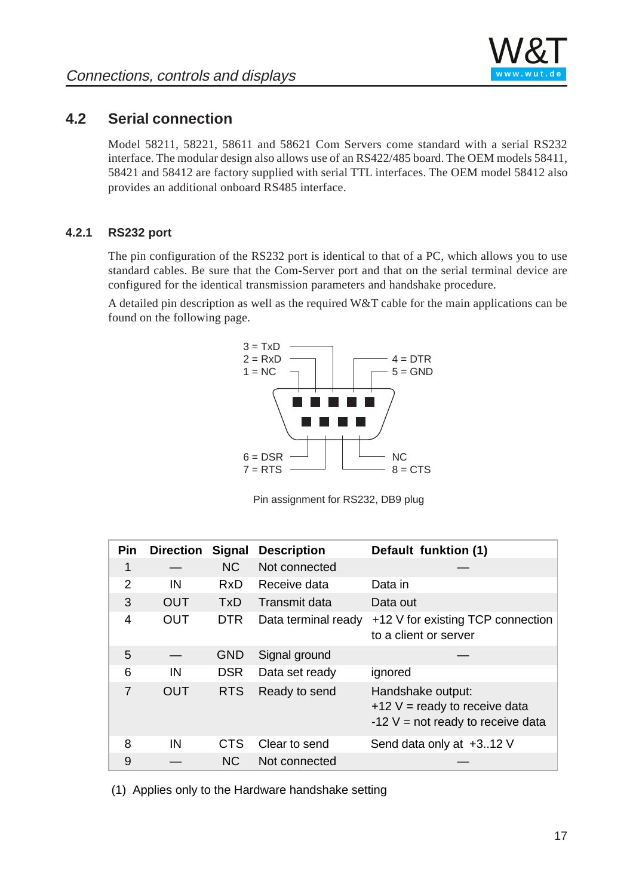## 4.2 Serial connection

Model 58211, 58221, 58611 and 58621 Com Servers come standard with a serial RS232 interface. The modular design also allows use of an RS422/485 board. The OEM models 58411, 58421 and 58412 are factory supplied with serial TTL interfaces. The OEM model 58412 also provides an additional onboard RS485 interface.

### 4.2.1 RS232 port

The pin configuration of the RS232 port is identical to that of a PC, which allows you to use standard cables. Be sure that the Com-Server port and that on the serial terminal device are configured for the identical transmission parameters and handshake procedure.

A detailed pin description as well as the required W&T cable for the main applications can be found on the following page.

3 = TxD
2 = RxD
1 = NC
4 = DTR
5 = GND
6 = DSR
7 = RTS
NC
8 = CTS

Pin assignment for RS232, DB9 plug

| Pin | Direction | Signal | Description | Default funktion (1) |
|---|---|---|---|---|
| 1 | — | NC | Not connected | — |
| 2 | IN | RxD | Receive data | Data in |
| 3 | OUT | TxD | Transmit data | Data out |
| 4 | OUT | DTR | Data terminal ready | +12 V for existing TCP connection to a client or server |
| 5 | — | GND | Signal ground | — |
| 6 | IN | DSR | Data set ready | ignored |
| 7 | OUT | RTS | Ready to send | Handshake output:<br>+12 V = ready to receive data<br>-12 V = not ready to receive data |
| 8 | IN | CTS | Clear to send | Send data only at +3..12 V |
| 9 | — | NC | Not connected | — |

(1) Applies only to the Hardware handshake setting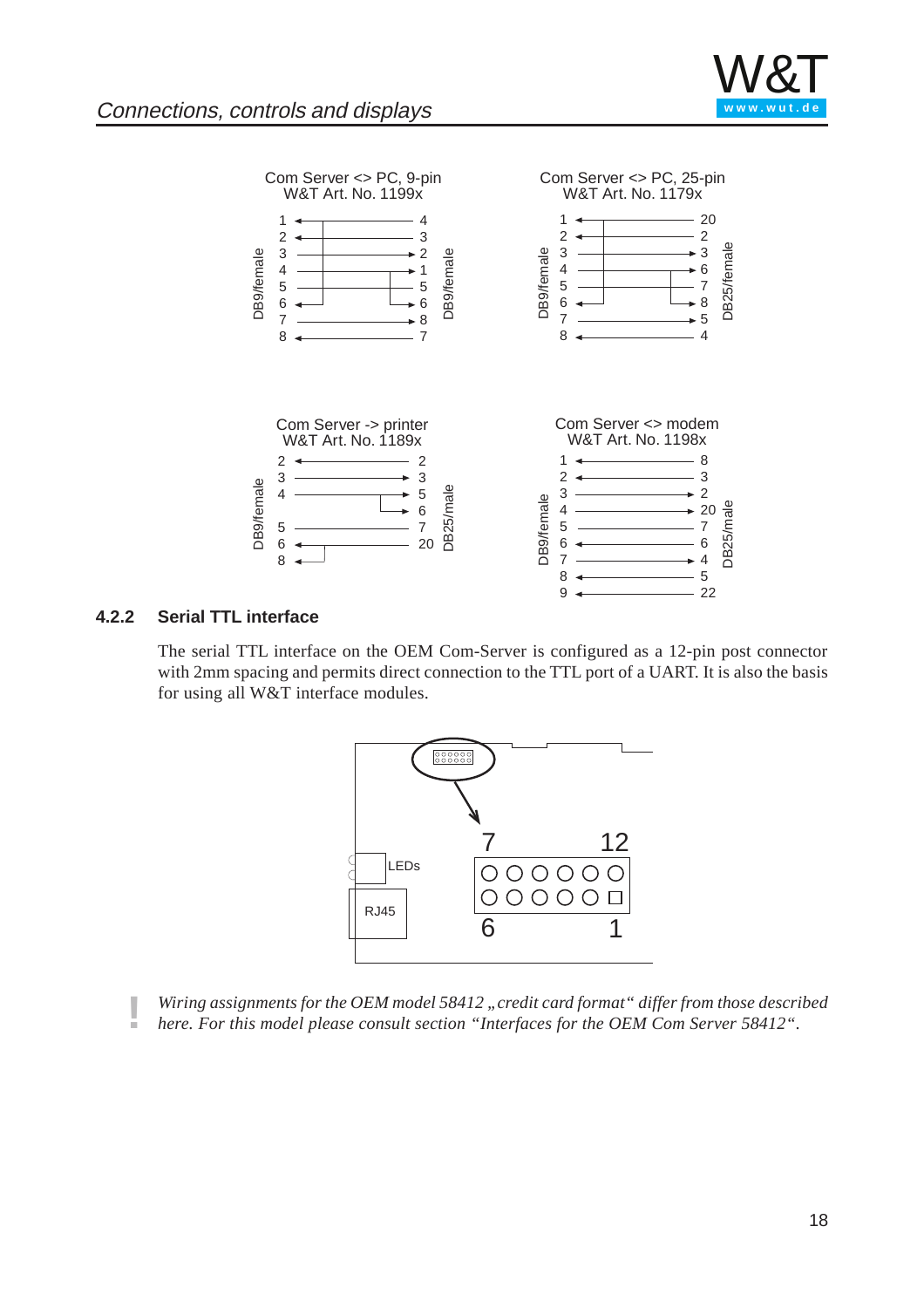Com Server <> PC, 9-pin
W&T Art. No. 1199x

| DB9/female | DB9/female |
|---|---|
| 1 | 4 |
| 2 | 3 |
| 3 | 2 |
| 4 | 1 |
| 5 | 5 |
| 6 | 6 |
| 7 | 8 |
| 8 | 7 |

Com Server <> PC, 25-pin
W&T Art. No. 1179x

| DB9/female | DB25/female |
|---|---|
| 1 | 20 |
| 2 | 2 |
| 3 | 3 |
| 4 | 6 |
| 5 | 7 |
| 6 | 8 |
| 7 | 5 |
| 8 | 4 |

Com Server -> printer
W&T Art. No. 1189x

| DB9/female | DB25/male |
|---|---|
| 2 | 2 |
| 3 | 3 |
| 4 | 5 |
| | 6 |
| 5 | 7 |
| 6 | 20 |
| 8 | |

Com Server <> modem
W&T Art. No. 1198x

| DB9/female | DB25/male |
|---|---|
| 1 | 8 |
| 2 | 3 |
| 3 | 2 |
| 4 | 20 |
| 5 | 7 |
| 6 | 6 |
| 7 | 4 |
| 8 | 5 |
| 9 | 22 |

### 4.2.2 Serial TTL interface

The serial TTL interface on the OEM Com-Server is configured as a 12-pin post connector with 2mm spacing and permits direct connection to the TTL port of a UART. It is also the basis for using all W&T interface modules.

*Wiring assignments for the OEM model 58412 „credit card format“ differ from those described here. For this model please consult section “Interfaces for the OEM Com Server 58412“.*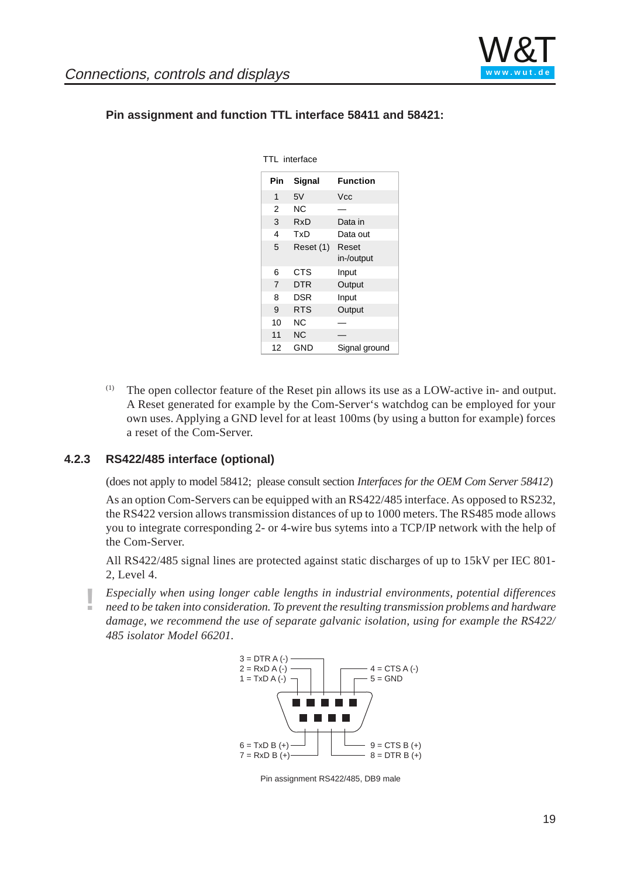**Pin assignment and function TTL interface 58411 and 58421:**

TTL interface

| Pin | Signal | Function |
|---|---|---|
| 1 | 5V | Vcc |
| 2 | NC | — |
| 3 | RxD | Data in |
| 4 | TxD | Data out |
| 5 | Reset (1) | Reset in-/output |
| 6 | CTS | Input |
| 7 | DTR | Output |
| 8 | DSR | Input |
| 9 | RTS | Output |
| 10 | NC | — |
| 11 | NC | — |
| 12 | GND | Signal ground |

(1) The open collector feature of the Reset pin allows its use as a LOW-active in- and output. A Reset generated for example by the Com-Server's watchdog can be employed for your own uses. Applying a GND level for at least 100ms (by using a button for example) forces a reset of the Com-Server.

### 4.2.3 RS422/485 interface (optional)

(does not apply to model 58412; please consult section *Interfaces for the OEM Com Server 58412*)

As an option Com-Servers can be equipped with an RS422/485 interface. As opposed to RS232, the RS422 version allows transmission distances of up to 1000 meters. The RS485 mode allows you to integrate corresponding 2- or 4-wire bus sytems into a TCP/IP network with the help of the Com-Server.

All RS422/485 signal lines are protected against static discharges of up to 15kV per IEC 801-2, Level 4.

! *Especially when using longer cable lengths in industrial environments, potential differences need to be taken into consideration. To prevent the resulting transmission problems and hardware damage, we recommend the use of separate galvanic isolation, using for example the RS422/485 isolator Model 66201.*

3 = DTR A (-)
2 = RxD A (-)
1 = TxD A (-)
4 = CTS A (-)
5 = GND
6 = TxD B (+)
7 = RxD B (+)
9 = CTS B (+)
8 = DTR B (+)

Pin assignment RS422/485, DB9 male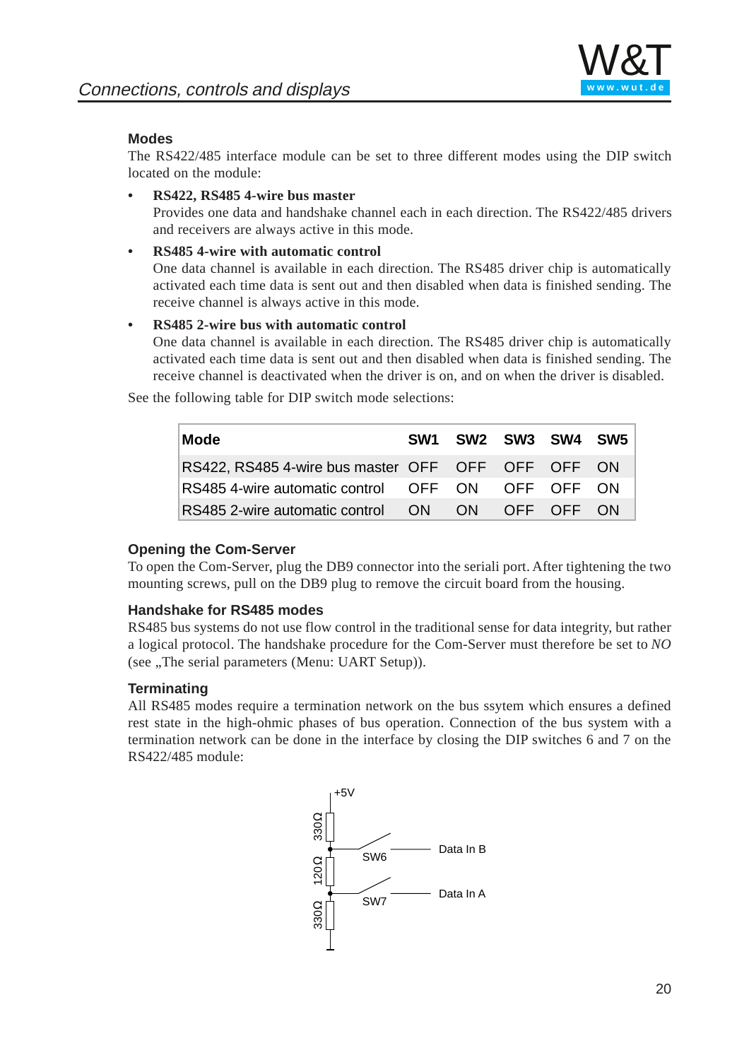### Modes

The RS422/485 interface module can be set to three different modes using the DIP switch located on the module:

- **RS422, RS485 4-wire bus master**
  Provides one data and handshake channel each in each direction. The RS422/485 drivers and receivers are always active in this mode.
- **RS485 4-wire with automatic control**
  One data channel is available in each direction. The RS485 driver chip is automatically activated each time data is sent out and then disabled when data is finished sending. The receive channel is always active in this mode.
- **RS485 2-wire bus with automatic control**
  One data channel is available in each direction. The RS485 driver chip is automatically activated each time data is sent out and then disabled when data is finished sending. The receive channel is deactivated when the driver is on, and on when the driver is disabled.

See the following table for DIP switch mode selections:

| Mode | SW1 | SW2 | SW3 | SW4 | SW5 |
|---|---|---|---|---|---|
| RS422, RS485 4-wire bus master | OFF | OFF | OFF | OFF | ON |
| RS485 4-wire automatic control | OFF | ON | OFF | OFF | ON |
| RS485 2-wire automatic control | ON | ON | OFF | OFF | ON |

### Opening the Com-Server

To open the Com-Server, plug the DB9 connector into the seriali port. After tightening the two mounting screws, pull on the DB9 plug to remove the circuit board from the housing.

### Handshake for RS485 modes

RS485 bus systems do not use flow control in the traditional sense for data integrity, but rather a logical protocol. The handshake procedure for the Com-Server must therefore be set to *NO* (see „The serial parameters (Menu: UART Setup)).

### Terminating

All RS485 modes require a termination network on the bus ssytem which ensures a defined rest state in the high-ohmic phases of bus operation. Connection of the bus system with a termination network can be done in the interface by closing the DIP switches 6 and 7 on the RS422/485 module:

+5V
330Ω
SW6 — Data In B
120Ω
SW7 — Data In A
330Ω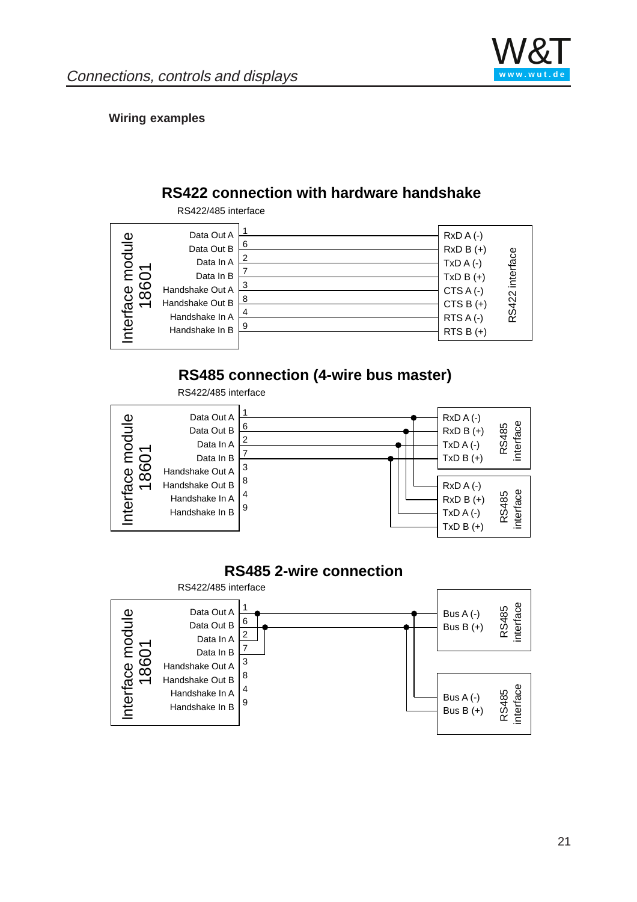**Wiring examples**

## RS422 connection with hardware handshake

RS422/485 interface

| Interface module 18601 | Pin | RS422 interface |
|---|---|---|
| Data Out A | 1 | RxD A (-) |
| Data Out B | 6 | RxD B (+) |
| Data In A | 2 | TxD A (-) |
| Data In B | 7 | TxD B (+) |
| Handshake Out A | 3 | CTS A (-) |
| Handshake Out B | 8 | CTS B (+) |
| Handshake In A | 4 | RTS A (-) |
| Handshake In B | 9 | RTS B (+) |

## RS485 connection (4-wire bus master)

RS422/485 interface

| Interface module 18601 | Pin | RS485 interface | RS485 interface |
|---|---|---|---|
| Data Out A | 1 | RxD A (-) | RxD A (-) |
| Data Out B | 6 | RxD B (+) | RxD B (+) |
| Data In A | 2 | TxD A (-) | TxD A (-) |
| Data In B | 7 | TxD B (+) | TxD B (+) |
| Handshake Out A | 3 | | |
| Handshake Out B | 8 | | |
| Handshake In A | 4 | | |
| Handshake In B | 9 | | |

## RS485 2-wire connection

RS422/485 interface

| Interface module 18601 | Pin | RS485 interface | RS485 interface |
|---|---|---|---|
| Data Out A | 1 | Bus A (-) | Bus A (-) |
| Data Out B | 6 | Bus B (+) | Bus B (+) |
| Data In A | 2 (bridged to 1) | | |
| Data In B | 7 (bridged to 6) | | |
| Handshake Out A | 3 | | |
| Handshake Out B | 8 | | |
| Handshake In A | 4 | | |
| Handshake In B | 9 | | |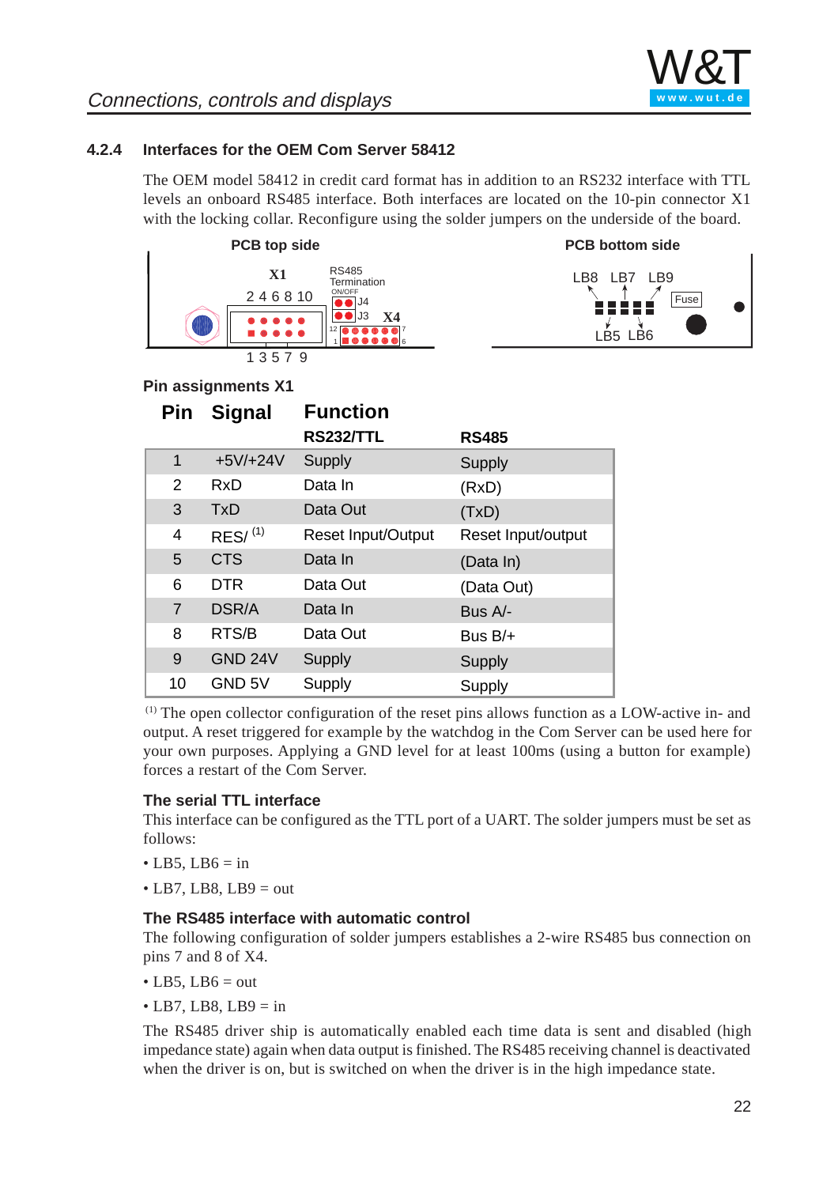### 4.2.4 Interfaces for the OEM Com Server 58412

The OEM model 58412 in credit card format has in addition to an RS232 interface with TTL levels an onboard RS485 interface. Both interfaces are located on the 10-pin connector X1 with the locking collar. Reconfigure using the solder jumpers on the underside of the board.

PCB top side

X1 — 2 4 6 8 10 / 1 3 5 7 9; RS485 Termination ON/OFF J4, J3; X4 (12, 7, 1, 6)

PCB bottom side

LB8 LB7 LB9, Fuse, LB5 LB6

**Pin assignments X1**

| Pin | Signal | Function RS232/TTL | RS485 |
|---|---|---|---|
| 1 | +5V/+24V | Supply | Supply |
| 2 | RxD | Data In | (RxD) |
| 3 | TxD | Data Out | (TxD) |
| 4 | RES/ (1) | Reset Input/Output | Reset Input/output |
| 5 | CTS | Data In | (Data In) |
| 6 | DTR | Data Out | (Data Out) |
| 7 | DSR/A | Data In | Bus A/- |
| 8 | RTS/B | Data Out | Bus B/+ |
| 9 | GND 24V | Supply | Supply |
| 10 | GND 5V | Supply | Supply |

(1) The open collector configuration of the reset pins allows function as a LOW-active in- and output. A reset triggered for example by the watchdog in the Com Server can be used here for your own purposes. Applying a GND level for at least 100ms (using a button for example) forces a restart of the Com Server.

**The serial TTL interface**

This interface can be configured as the TTL port of a UART. The solder jumpers must be set as follows:

- LB5, LB6 = in
- LB7, LB8, LB9 = out

**The RS485 interface with automatic control**

The following configuration of solder jumpers establishes a 2-wire RS485 bus connection on pins 7 and 8 of X4.

- LB5, LB6 = out
- LB7, LB8, LB9 = in

The RS485 driver ship is automatically enabled each time data is sent and disabled (high impedance state) again when data output is finished. The RS485 receiving channel is deactivated when the driver is on, but is switched on when the driver is in the high impedance state.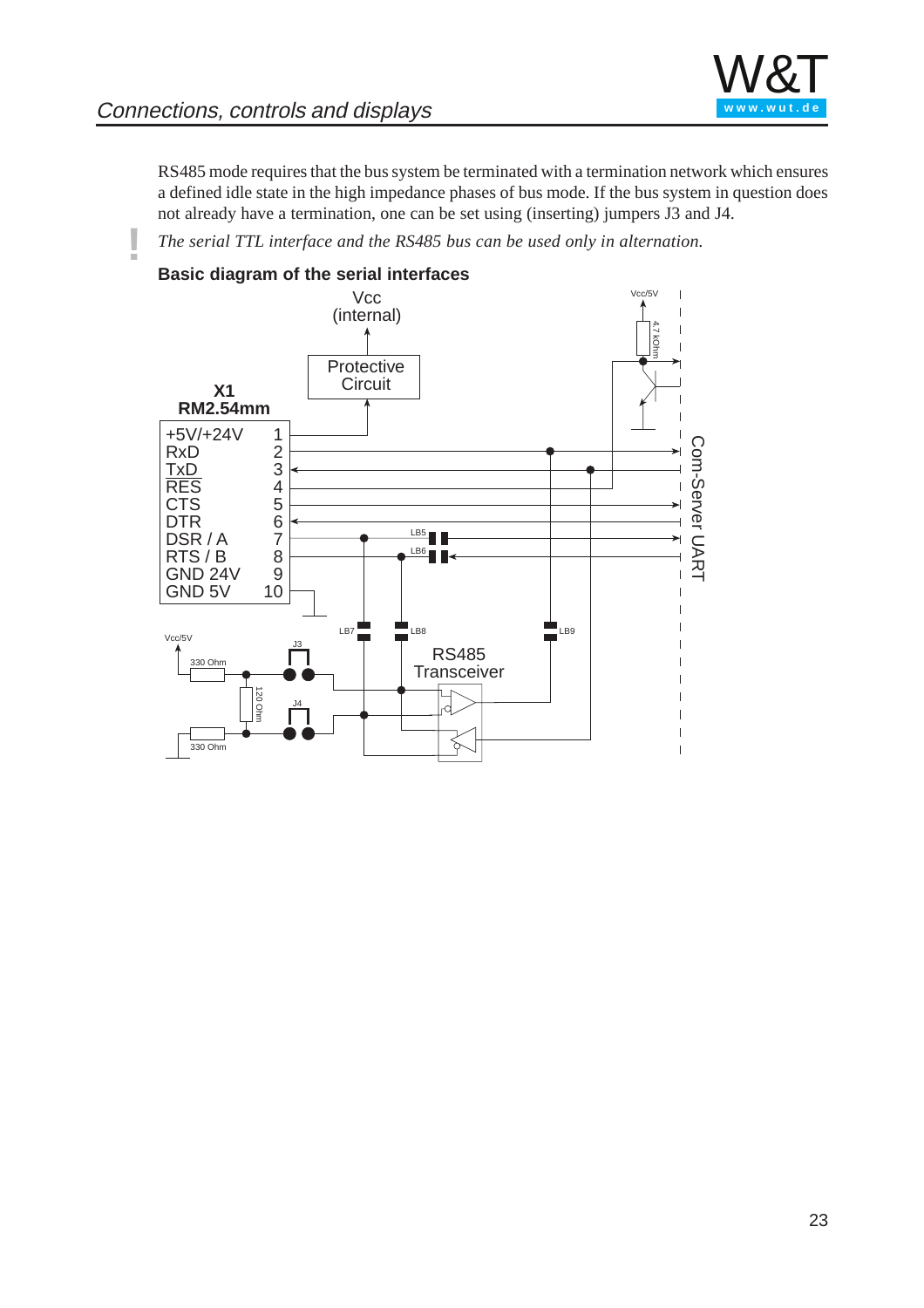RS485 mode requires that the bus system be terminated with a termination network which ensures a defined idle state in the high impedance phases of bus mode. If the bus system in question does not already have a termination, one can be set using (inserting) jumpers J3 and J4.

**!** *The serial TTL interface and the RS485 bus can be used only in alternation.*

**Basic diagram of the serial interfaces**

**X1**
**RM2.54mm**

| Signal | Pin |
|---|---|
| +5V/+24V | 1 |
| RxD | 2 |
| TxD | 3 |
| RES | 4 |
| CTS | 5 |
| DTR | 6 |
| DSR / A | 7 |
| RTS / B | 8 |
| GND 24V | 9 |
| GND 5V | 10 |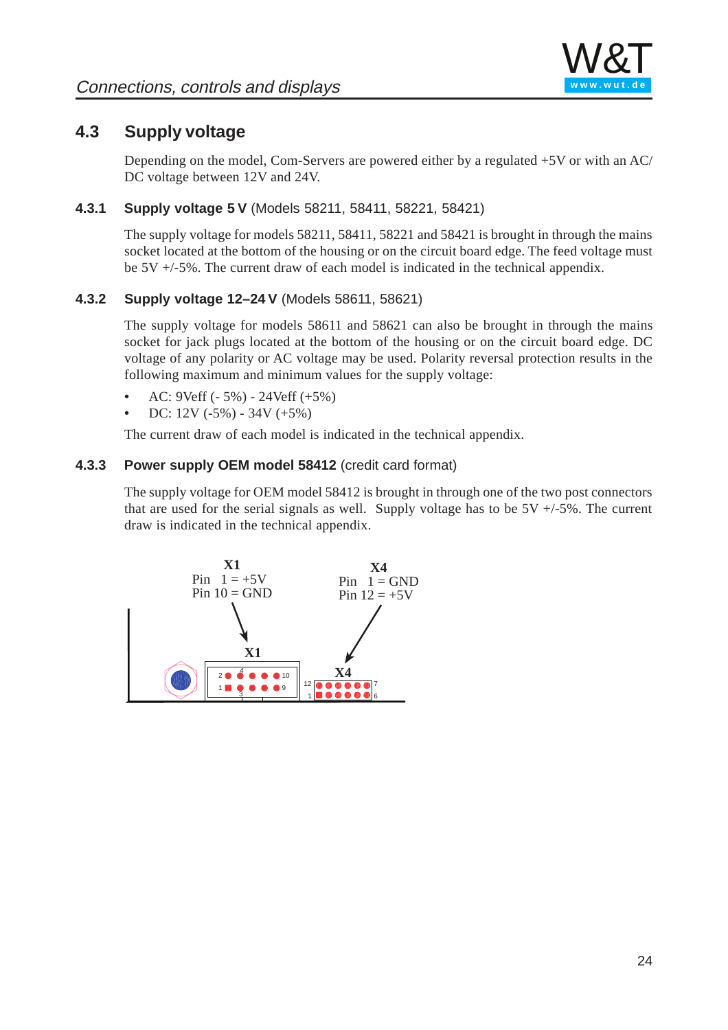## 4.3 Supply voltage

Depending on the model, Com-Servers are powered either by a regulated +5V or with an AC/DC voltage between 12V and 24V.

### 4.3.1 Supply voltage 5 V (Models 58211, 58411, 58221, 58421)

The supply voltage for models 58211, 58411, 58221 and 58421 is brought in through the mains socket located at the bottom of the housing or on the circuit board edge. The feed voltage must be 5V +/-5%. The current draw of each model is indicated in the technical appendix.

### 4.3.2 Supply voltage 12–24 V (Models 58611, 58621)

The supply voltage for models 58611 and 58621 can also be brought in through the mains socket for jack plugs located at the bottom of the housing or on the circuit board edge. DC voltage of any polarity or AC voltage may be used. Polarity reversal protection results in the following maximum and minimum values for the supply voltage:

- AC: 9Veff (- 5%) - 24Veff (+5%)
- DC: 12V (-5%) - 34V (+5%)

The current draw of each model is indicated in the technical appendix.

### 4.3.3 Power supply OEM model 58412 (credit card format)

The supply voltage for OEM model 58412 is brought in through one of the two post connectors that are used for the serial signals as well. Supply voltage has to be 5V +/-5%. The current draw is indicated in the technical appendix.

**X1**
Pin 1 = +5V
Pin 10 = GND

**X4**
Pin 1 = GND
Pin 12 = +5V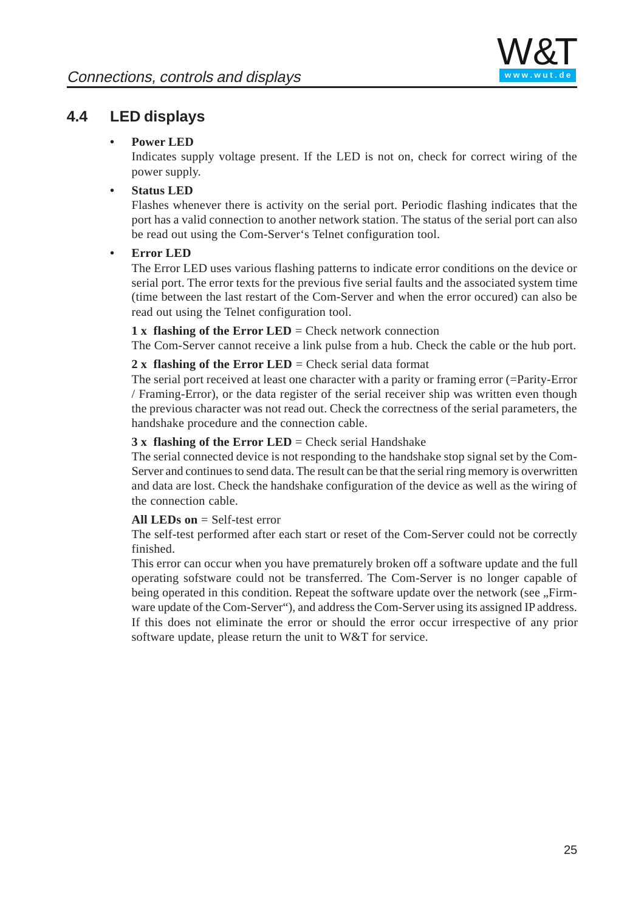## 4.4 LED displays

- **Power LED**
  Indicates supply voltage present. If the LED is not on, check for correct wiring of the power supply.

- **Status LED**
  Flashes whenever there is activity on the serial port. Periodic flashing indicates that the port has a valid connection to another network station. The status of the serial port can also be read out using the Com-Server's Telnet configuration tool.

- **Error LED**
  The Error LED uses various flashing patterns to indicate error conditions on the device or serial port. The error texts for the previous five serial faults and the associated system time (time between the last restart of the Com-Server and when the error occured) can also be read out using the Telnet configuration tool.

  **1 x flashing of the Error LED** = Check network connection
  The Com-Server cannot receive a link pulse from a hub. Check the cable or the hub port.

  **2 x flashing of the Error LED** = Check serial data format
  The serial port received at least one character with a parity or framing error (=Parity-Error / Framing-Error), or the data register of the serial receiver ship was written even though the previous character was not read out. Check the correctness of the serial parameters, the handshake procedure and the connection cable.

  **3 x flashing of the Error LED** = Check serial Handshake
  The serial connected device is not responding to the handshake stop signal set by the Com-Server and continues to send data. The result can be that the serial ring memory is overwritten and data are lost. Check the handshake configuration of the device as well as the wiring of the connection cable.

  **All LEDs on** = Self-test error
  The self-test performed after each start or reset of the Com-Server could not be correctly finished.
  This error can occur when you have prematurely broken off a software update and the full operating sofstware could not be transferred. The Com-Server is no longer capable of being operated in this condition. Repeat the software update over the network (see „Firmware update of the Com-Server"), and address the Com-Server using its assigned IP address. If this does not eliminate the error or should the error occur irrespective of any prior software update, please return the unit to W&T for service.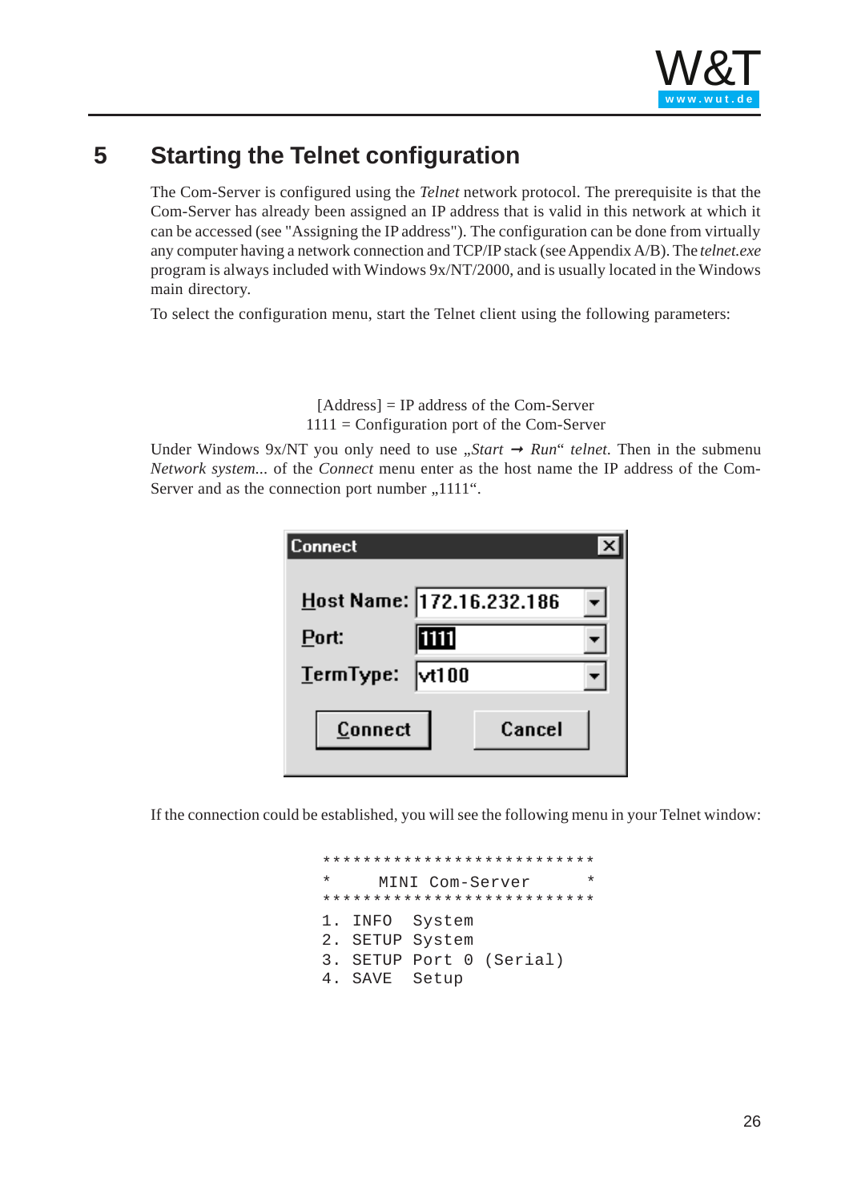# 5 Starting the Telnet configuration

The Com-Server is configured using the *Telnet* network protocol. The prerequisite is that the Com-Server has already been assigned an IP address that is valid in this network at which it can be accessed (see "Assigning the IP address"). The configuration can be done from virtually any computer having a network connection and TCP/IP stack (see Appendix A/B). The *telnet.exe* program is always included with Windows 9x/NT/2000, and is usually located in the Windows main directory.

To select the configuration menu, start the Telnet client using the following parameters:

[Address] = IP address of the Com-Server
1111 = Configuration port of the Com-Server

Under Windows 9x/NT you only need to use „*Start* → *Run*“ *telnet*. Then in the submenu *Network system...* of the *Connect* menu enter as the host name the IP address of the Com-Server and as the connection port number „1111“.

```
Connect
Host Name: 172.16.232.186
Port:      1111
TermType:  vt100
[Connect]  [Cancel]
```

If the connection could be established, you will see the following menu in your Telnet window:

```
***************************
*      MINI Com-Server    *
***************************
1. INFO  System
2. SETUP System
3. SETUP Port 0 (Serial)
4. SAVE  Setup
```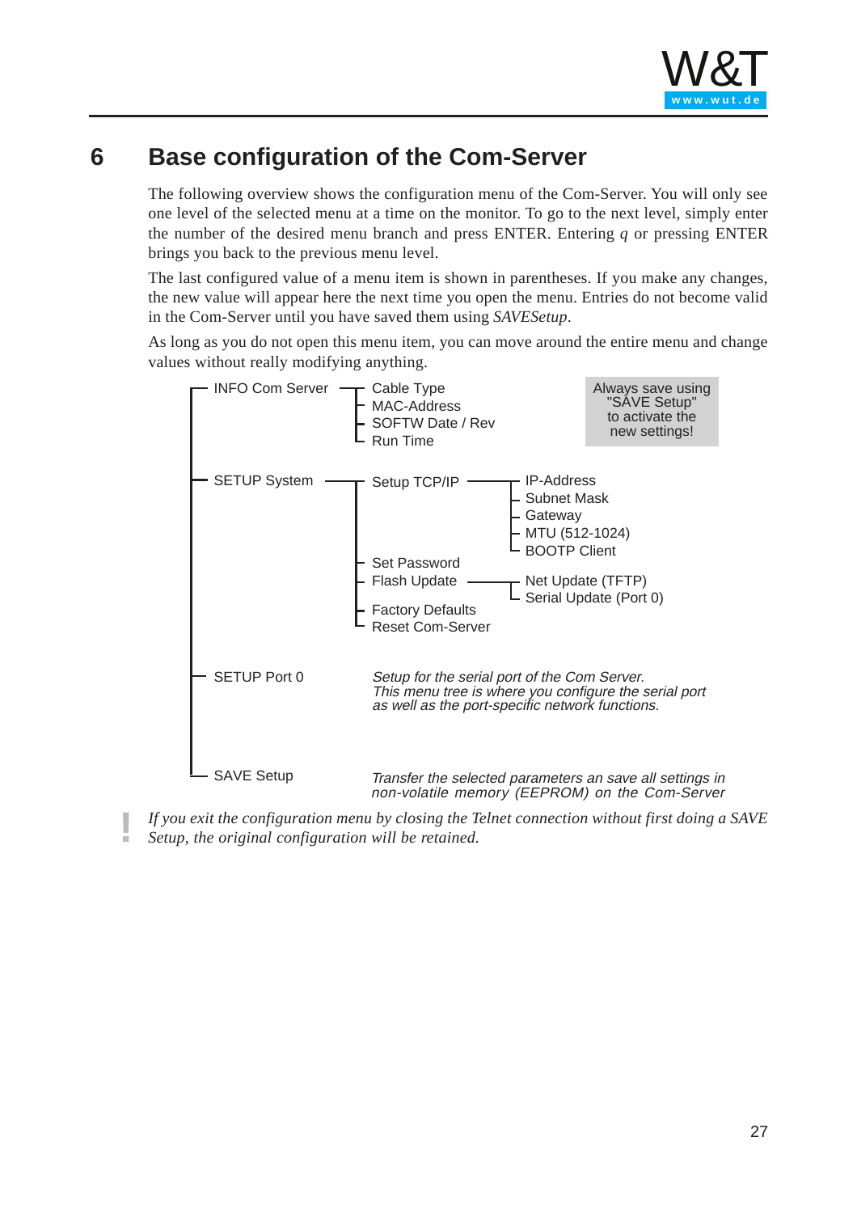# 6 Base configuration of the Com-Server

The following overview shows the configuration menu of the Com-Server. You will only see one level of the selected menu at a time on the monitor. To go to the next level, simply enter the number of the desired menu branch and press ENTER. Entering *q* or pressing ENTER brings you back to the previous menu level.

The last configured value of a menu item is shown in parentheses. If you make any changes, the new value will appear here the next time you open the menu. Entries do not become valid in the Com-Server until you have saved them using *SAVESetup*.

As long as you do not open this menu item, you can move around the entire menu and change values without really modifying anything.

```
─ INFO Com Server ─┬─ Cable Type
                   ├─ MAC-Address
                   ├─ SOFTW Date / Rev
                   └─ Run Time

─ SETUP System ────┬─ Setup TCP/IP ───┬─ IP-Address
                   │                  ├─ Subnet Mask
                   │                  ├─ Gateway
                   │                  ├─ MTU (512-1024)
                   │                  └─ BOOTP Client
                   ├─ Set Password
                   ├─ Flash Update ───┬─ Net Update (TFTP)
                   │                  └─ Serial Update (Port 0)
                   ├─ Factory Defaults
                   └─ Reset Com-Server

─ SETUP Port 0       Setup for the serial port of the Com Server.
                     This menu tree is where you configure the serial port
                     as well as the port-specific network functions.

─ SAVE Setup         Transfer the selected parameters an save all settings in
                     non-volatile memory (EEPROM) on the Com-Server
```

Always save using "SAVE Setup" to activate the new settings!

*If you exit the configuration menu by closing the Telnet connection without first doing a SAVE Setup, the original configuration will be retained.*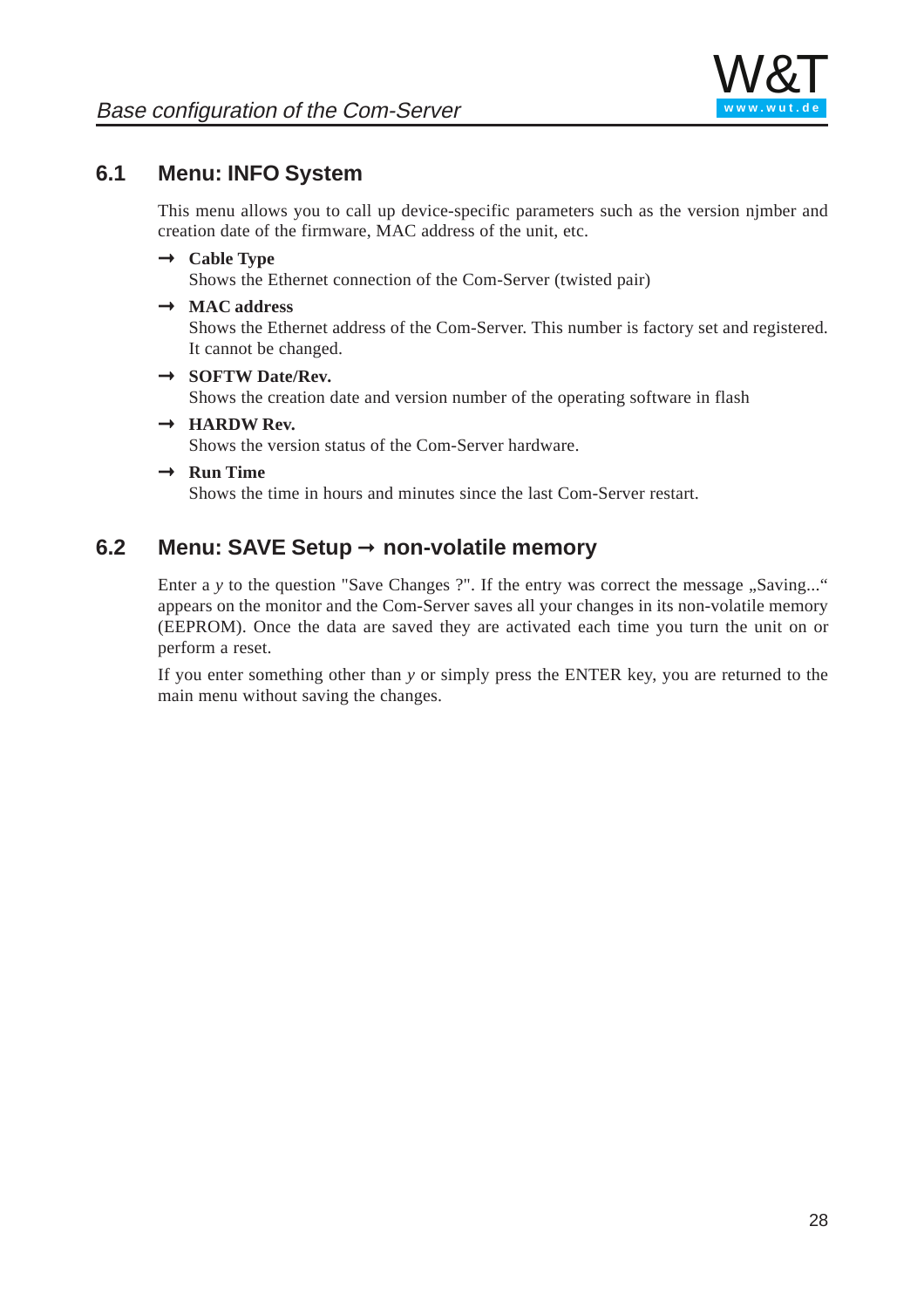## 6.1 Menu: INFO System

This menu allows you to call up device-specific parameters such as the version njmber and creation date of the firmware, MAC address of the unit, etc.

→ **Cable Type**
Shows the Ethernet connection of the Com-Server (twisted pair)

→ **MAC address**
Shows the Ethernet address of the Com-Server. This number is factory set and registered. It cannot be changed.

→ **SOFTW Date/Rev.**
Shows the creation date and version number of the operating software in flash

→ **HARDW Rev.**
Shows the version status of the Com-Server hardware.

→ **Run Time**
Shows the time in hours and minutes since the last Com-Server restart.

## 6.2 Menu: SAVE Setup → non-volatile memory

Enter a *y* to the question "Save Changes ?". If the entry was correct the message „Saving..." appears on the monitor and the Com-Server saves all your changes in its non-volatile memory (EEPROM). Once the data are saved they are activated each time you turn the unit on or perform a reset.

If you enter something other than *y* or simply press the ENTER key, you are returned to the main menu without saving the changes.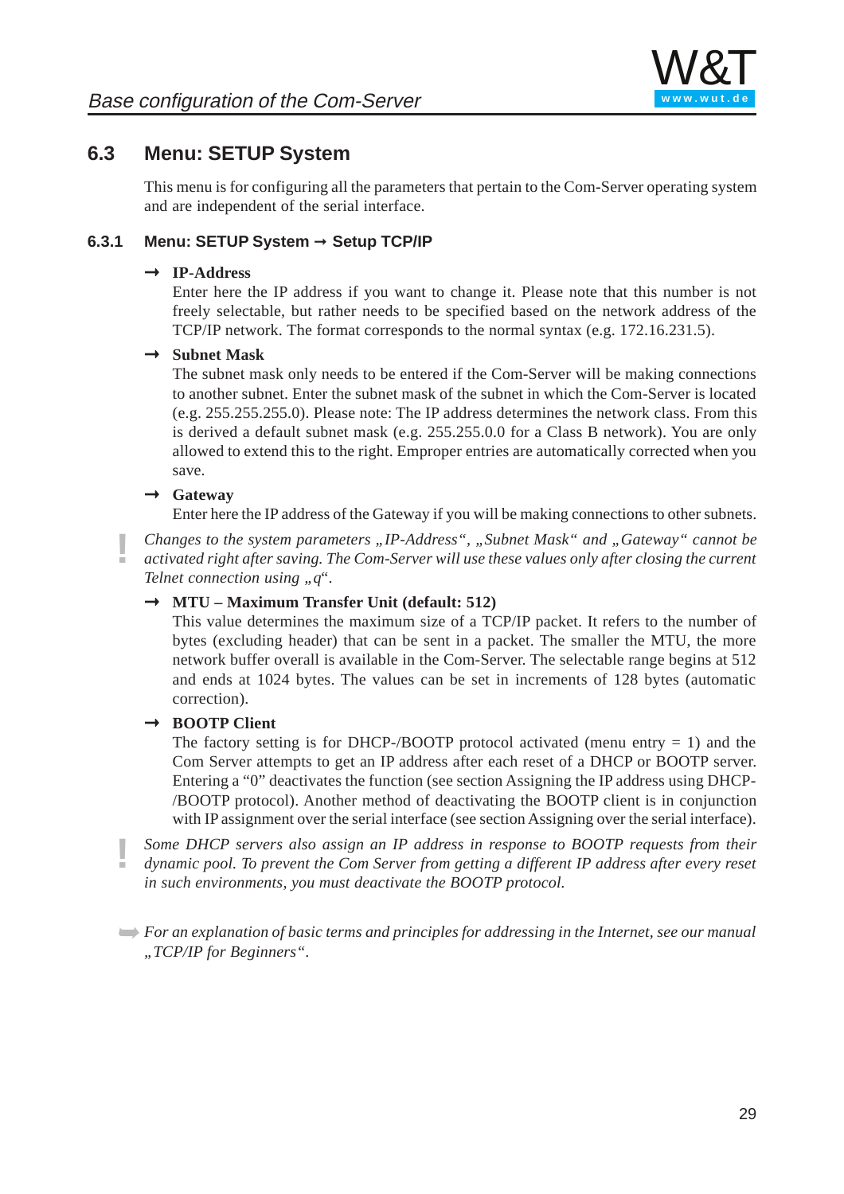## 6.3 Menu: SETUP System

This menu is for configuring all the parameters that pertain to the Com-Server operating system and are independent of the serial interface.

### 6.3.1 Menu: SETUP System → Setup TCP/IP

→ **IP-Address**
Enter here the IP address if you want to change it. Please note that this number is not freely selectable, but rather needs to be specified based on the network address of the TCP/IP network. The format corresponds to the normal syntax (e.g. 172.16.231.5).

→ **Subnet Mask**
The subnet mask only needs to be entered if the Com-Server will be making connections to another subnet. Enter the subnet mask of the subnet in which the Com-Server is located (e.g. 255.255.255.0). Please note: The IP address determines the network class. From this is derived a default subnet mask (e.g. 255.255.0.0 for a Class B network). You are only allowed to extend this to the right. Emproper entries are automatically corrected when you save.

→ **Gateway**
Enter here the IP address of the Gateway if you will be making connections to other subnets.

! *Changes to the system parameters „IP-Address“, „Subnet Mask“ and „Gateway“ cannot be activated right after saving. The Com-Server will use these values only after closing the current Telnet connection using „q“.*

→ **MTU – Maximum Transfer Unit (default: 512)**
This value determines the maximum size of a TCP/IP packet. It refers to the number of bytes (excluding header) that can be sent in a packet. The smaller the MTU, the more network buffer overall is available in the Com-Server. The selectable range begins at 512 and ends at 1024 bytes. The values can be set in increments of 128 bytes (automatic correction).

→ **BOOTP Client**
The factory setting is for DHCP-/BOOTP protocol activated (menu entry = 1) and the Com Server attempts to get an IP address after each reset of a DHCP or BOOTP server. Entering a “0” deactivates the function (see section Assigning the IP address using DHCP-/BOOTP protocol). Another method of deactivating the BOOTP client is in conjunction with IP assignment over the serial interface (see section Assigning over the serial interface).

! *Some DHCP servers also assign an IP address in response to BOOTP requests from their dynamic pool. To prevent the Com Server from getting a different IP address after every reset in such environments, you must deactivate the BOOTP protocol.*

➡ *For an explanation of basic terms and principles for addressing in the Internet, see our manual „TCP/IP for Beginners“.*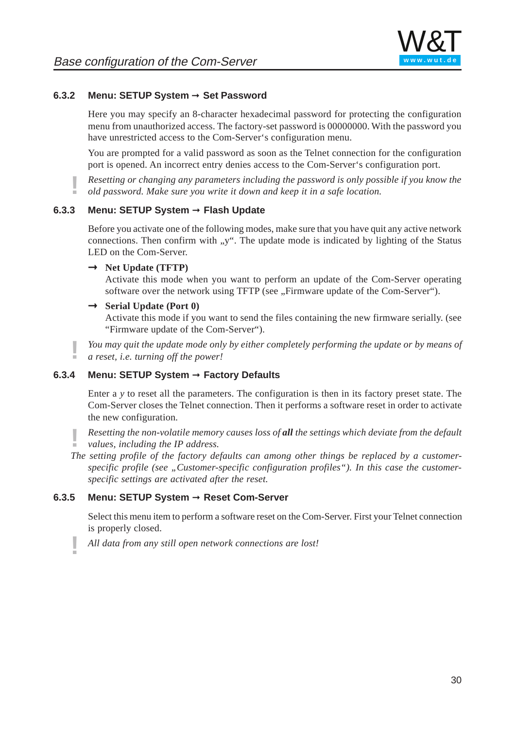### 6.3.2 Menu: SETUP System → Set Password

Here you may specify an 8-character hexadecimal password for protecting the configuration menu from unauthorized access. The factory-set password is 00000000. With the password you have unrestricted access to the Com-Server's configuration menu.

You are prompted for a valid password as soon as the Telnet connection for the configuration port is opened. An incorrect entry denies access to the Com-Server's configuration port.

*Resetting or changing any parameters including the password is only possible if you know the old password. Make sure you write it down and keep it in a safe location.*

### 6.3.3 Menu: SETUP System → Flash Update

Before you activate one of the following modes, make sure that you have quit any active network connections. Then confirm with „y". The update mode is indicated by lighting of the Status LED on the Com-Server.

→ **Net Update (TFTP)**
Activate this mode when you want to perform an update of the Com-Server operating software over the network using TFTP (see „Firmware update of the Com-Server").

→ **Serial Update (Port 0)**
Activate this mode if you want to send the files containing the new firmware serially. (see "Firmware update of the Com-Server").

*You may quit the update mode only by either completely performing the update or by means of a reset, i.e. turning off the power!*

### 6.3.4 Menu: SETUP System → Factory Defaults

Enter a *y* to reset all the parameters. The configuration is then in its factory preset state. The Com-Server closes the Telnet connection. Then it performs a software reset in order to activate the new configuration.

*Resetting the non-volatile memory causes loss of **all** the settings which deviate from the default values, including the IP address.*

*The setting profile of the factory defaults can among other things be replaced by a customer-specific profile (see „Customer-specific configuration profiles"). In this case the customer-specific settings are activated after the reset.*

### 6.3.5 Menu: SETUP System → Reset Com-Server

Select this menu item to perform a software reset on the Com-Server. First your Telnet connection is properly closed.

*All data from any still open network connections are lost!*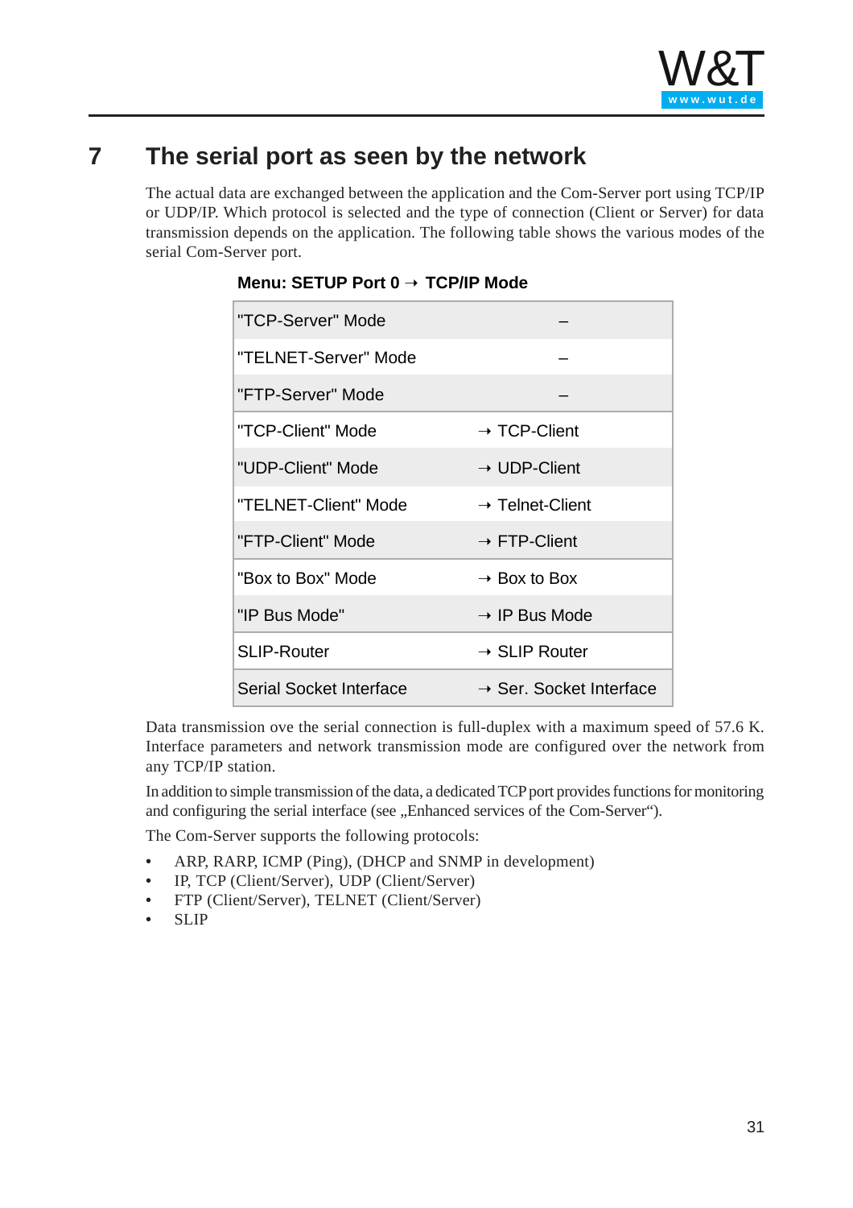# 7 The serial port as seen by the network

The actual data are exchanged between the application and the Com-Server port using TCP/IP or UDP/IP. Which protocol is selected and the type of connection (Client or Server) for data transmission depends on the application. The following table shows the various modes of the serial Com-Server port.

**Menu: SETUP Port 0 → TCP/IP Mode**

| | |
|---|---|
| "TCP-Server" Mode | – |
| "TELNET-Server" Mode | – |
| "FTP-Server" Mode | – |
| "TCP-Client" Mode | → TCP-Client |
| "UDP-Client" Mode | → UDP-Client |
| "TELNET-Client" Mode | → Telnet-Client |
| "FTP-Client" Mode | → FTP-Client |
| "Box to Box" Mode | → Box to Box |
| "IP Bus Mode" | → IP Bus Mode |
| SLIP-Router | → SLIP Router |
| Serial Socket Interface | → Ser. Socket Interface |

Data transmission ove the serial connection is full-duplex with a maximum speed of 57.6 K. Interface parameters and network transmission mode are configured over the network from any TCP/IP station.

In addition to simple transmission of the data, a dedicated TCP port provides functions for monitoring and configuring the serial interface (see „Enhanced services of the Com-Server").

The Com-Server supports the following protocols:

- ARP, RARP, ICMP (Ping), (DHCP and SNMP in development)
- IP, TCP (Client/Server), UDP (Client/Server)
- FTP (Client/Server), TELNET (Client/Server)
- SLIP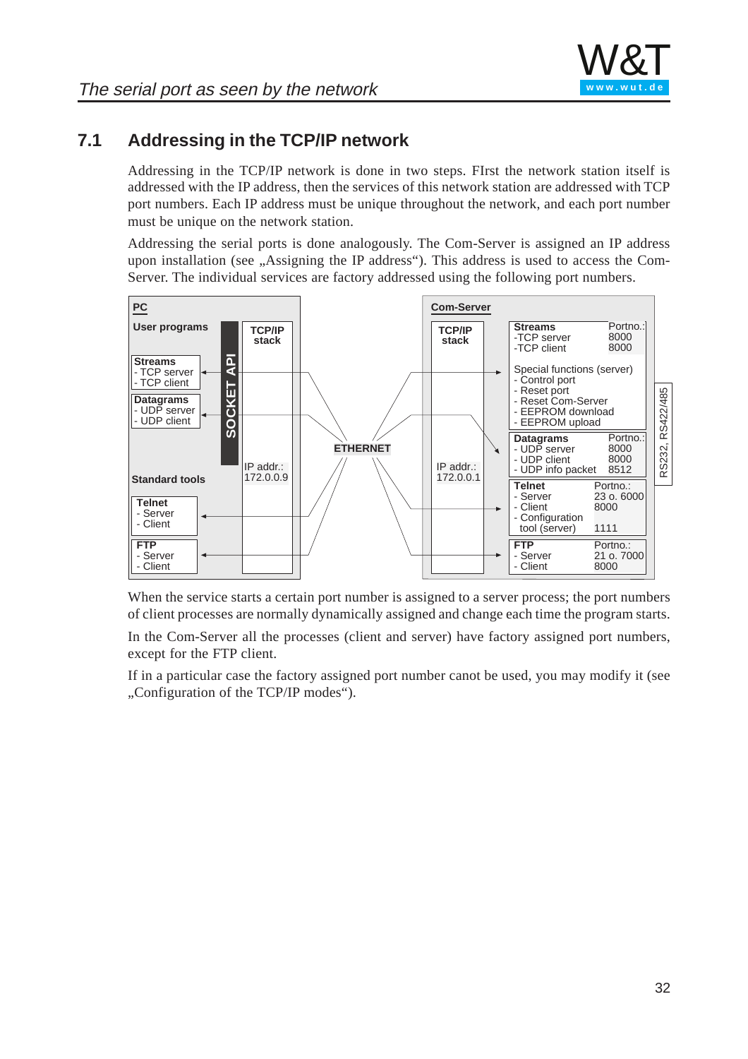## 7.1 Addressing in the TCP/IP network

Addressing in the TCP/IP network is done in two steps. FIrst the network station itself is addressed with the IP address, then the services of this network station are addressed with TCP port numbers. Each IP address must be unique throughout the network, and each port number must be unique on the network station.

Addressing the serial ports is done analogously. The Com-Server is assigned an IP address upon installation (see „Assigning the IP address“). This address is used to access the Com-Server. The individual services are factory addressed using the following port numbers.

**PC**

User programs

- **Streams**
  - TCP server
  - TCP client
- **Datagrams**
  - UDP server
  - UDP client

SOCKET API

TCP/IP stack

IP addr.: 172.0.0.9

Standard tools

- **Telnet**
  - Server
  - Client
- **FTP**
  - Server
  - Client

ETHERNET

**Com-Server**

TCP/IP stack

IP addr.: 172.0.0.1

| Service | Portno. |
|---|---|
| **Streams** | |
| -TCP server | 8000 |
| -TCP client | 8000 |
| Special functions (server) | |
| - Control port | |
| - Reset port | |
| - Reset Com-Server | |
| - EEPROM download | |
| - EEPROM upload | |
| **Datagrams** | |
| - UDP server | 8000 |
| - UDP client | 8000 |
| - UDP info packet | 8512 |
| **Telnet** | |
| - Server | 23 o. 6000 |
| - Client | 8000 |
| - Configuration tool (server) | 1111 |
| **FTP** | |
| - Server | 21 o. 7000 |
| - Client | 8000 |

RS232, RS422/485

When the service starts a certain port number is assigned to a server process; the port numbers of client processes are normally dynamically assigned and change each time the program starts.

In the Com-Server all the processes (client and server) have factory assigned port numbers, except for the FTP client.

If in a particular case the factory assigned port number canot be used, you may modify it (see „Configuration of the TCP/IP modes“).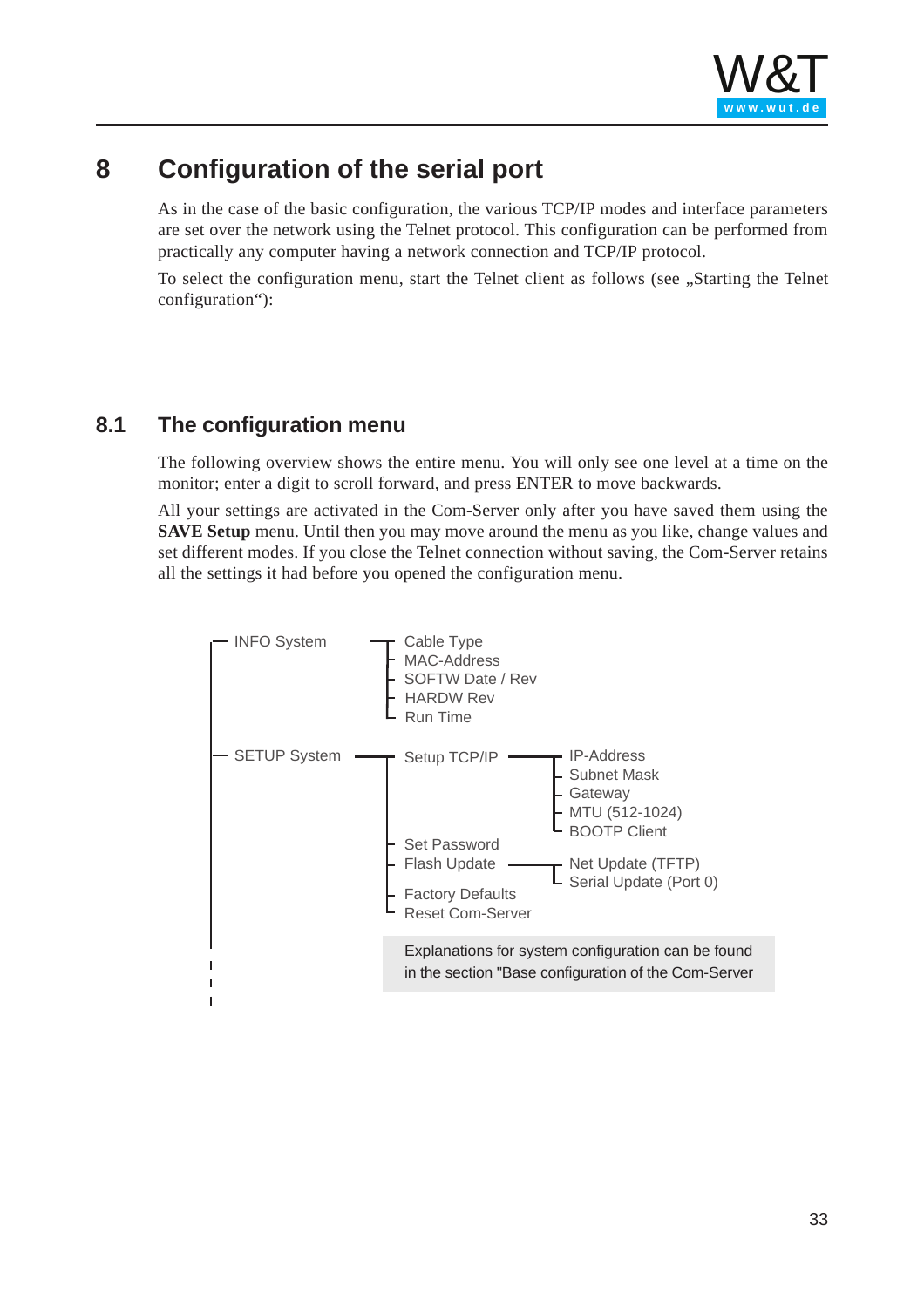# 8 Configuration of the serial port

As in the case of the basic configuration, the various TCP/IP modes and interface parameters are set over the network using the Telnet protocol. This configuration can be performed from practically any computer having a network connection and TCP/IP protocol.

To select the configuration menu, start the Telnet client as follows (see „Starting the Telnet configuration“):

## 8.1 The configuration menu

The following overview shows the entire menu. You will only see one level at a time on the monitor; enter a digit to scroll forward, and press ENTER to move backwards.

All your settings are activated in the Com-Server only after you have saved them using the **SAVE Setup** menu. Until then you may move around the menu as you like, change values and set different modes. If you close the Telnet connection without saving, the Com-Server retains all the settings it had before you opened the configuration menu.

- INFO System
  - Cable Type
  - MAC-Address
  - SOFTW Date / Rev
  - HARDW Rev
  - Run Time
- SETUP System
  - Setup TCP/IP
    - IP-Address
    - Subnet Mask
    - Gateway
    - MTU (512-1024)
    - BOOTP Client
  - Set Password
  - Flash Update
    - Net Update (TFTP)
    - Serial Update (Port 0)
  - Factory Defaults
  - Reset Com-Server

Explanations for system configuration can be found in the section "Base configuration of the Com-Server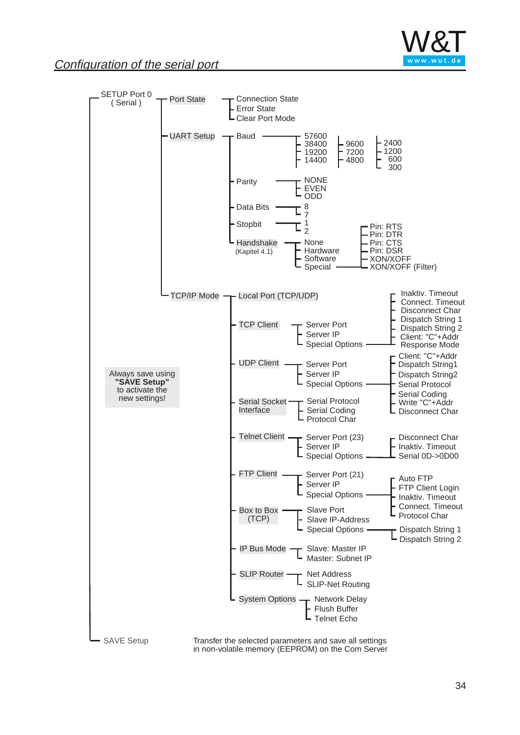## Configuration of the serial port

- SETUP Port 0 ( Serial )
  - Port State
    - Connection State
    - Error State
    - Clear Port Mode
  - UART Setup
    - Baud
      - 57600
      - 38400
      - 19200
      - 14400
      - 9600
      - 7200
      - 4800
      - 2400
      - 1200
      - 600
      - 300
    - Parity
      - NONE
      - EVEN
      - ODD
    - Data Bits
      - 8
      - 7
    - Stopbit
      - 1
      - 2
    - Handshake (Kapitel 4.1)
      - None
      - Hardware
      - Software
      - Special
        - Pin: RTS
        - Pin: DTR
        - Pin: CTS
        - Pin: DSR
        - XON/XOFF
        - XON/XOFF (Filter)
  - TCP/IP Mode
    - Local Port (TCP/UDP)
    - TCP Client
      - Server Port
      - Server IP
      - Special Options
        - Inaktiv. Timeout
        - Connect. Timeout
        - Disconnect Char
        - Dispatch String 1
        - Dispatch String 2
        - Client: "C"+Addr
        - Response Mode
    - UDP Client
      - Server Port
      - Server IP
      - Special Options
        - Client: "C"+Addr
        - Dispatch String1
        - Dispatch String2
        - Serial Protocol
        - Serial Coding
        - Write "C"+Addr
        - Disconnect Char
    - Serial Socket Interface
      - Serial Protocol
      - Serial Coding
      - Protocol Char
    - Telnet Client
      - Server Port (23)
      - Server IP
      - Special Options
        - Disconnect Char
        - Inaktiv. Timeout
        - Serial 0D->0D00
    - FTP Client
      - Server Port (21)
      - Server IP
      - Special Options
        - Auto FTP
        - FTP Client Login
        - Inaktiv. Timeout
        - Connect. Timeout
        - Protocol Char
    - Box to Box (TCP)
      - Slave Port
      - Slave IP-Address
      - Special Options
        - Dispatch String 1
        - Dispatch String 2
    - IP Bus Mode
      - Slave: Master IP
      - Master: Subnet IP
    - SLIP Router
      - Net Address
      - SLIP-Net Routing
    - System Options
      - Network Delay
      - Flush Buffer
      - Telnet Echo
  - SAVE Setup — Transfer the selected parameters and save all settings in non-volatile memory (EEPROM) on the Com Server

Always save using **"SAVE Setup"** to activate the new settings!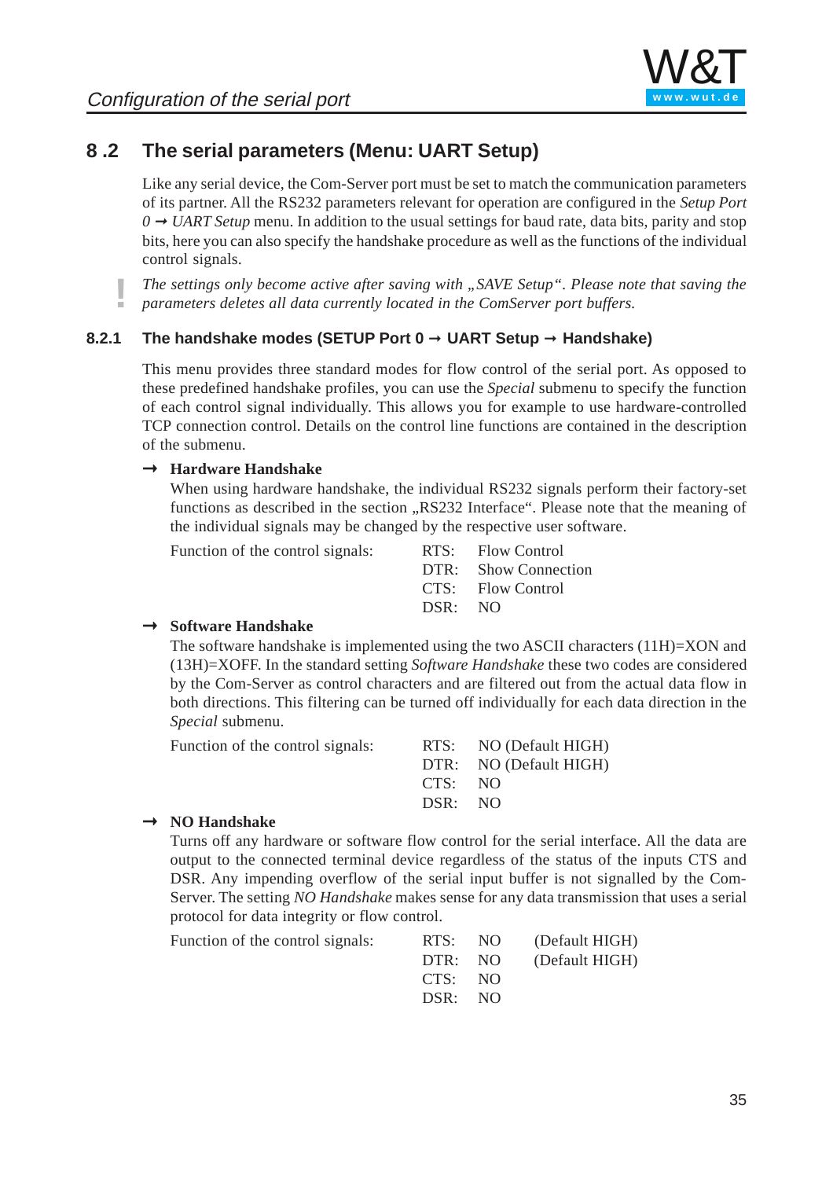## 8 .2 The serial parameters (Menu: UART Setup)

Like any serial device, the Com-Server port must be set to match the communication parameters of its partner. All the RS232 parameters relevant for operation are configured in the *Setup Port 0 → UART Setup* menu. In addition to the usual settings for baud rate, data bits, parity and stop bits, here you can also specify the handshake procedure as well as the functions of the individual control signals.

**!** *The settings only become active after saving with „SAVE Setup“. Please note that saving the parameters deletes all data currently located in the ComServer port buffers.*

### 8.2.1 The handshake modes (SETUP Port 0 → UART Setup → Handshake)

This menu provides three standard modes for flow control of the serial port. As opposed to these predefined handshake profiles, you can use the *Special* submenu to specify the function of each control signal individually. This allows you for example to use hardware-controlled TCP connection control. Details on the control line functions are contained in the description of the submenu.

→ **Hardware Handshake**

When using hardware handshake, the individual RS232 signals perform their factory-set functions as described in the section „RS232 Interface“. Please note that the meaning of the individual signals may be changed by the respective user software.

Function of the control signals:

| | |
|---|---|
| RTS: | Flow Control |
| DTR: | Show Connection |
| CTS: | Flow Control |
| DSR: | NO |

→ **Software Handshake**

The software handshake is implemented using the two ASCII characters (11H)=XON and (13H)=XOFF. In the standard setting *Software Handshake* these two codes are considered by the Com-Server as control characters and are filtered out from the actual data flow in both directions. This filtering can be turned off individually for each data direction in the *Special* submenu.

Function of the control signals:

| | |
|---|---|
| RTS: | NO (Default HIGH) |
| DTR: | NO (Default HIGH) |
| CTS: | NO |
| DSR: | NO |

→ **NO Handshake**

Turns off any hardware or software flow control for the serial interface. All the data are output to the connected terminal device regardless of the status of the inputs CTS and DSR. Any impending overflow of the serial input buffer is not signalled by the Com-Server. The setting *NO Handshake* makes sense for any data transmission that uses a serial protocol for data integrity or flow control.

Function of the control signals:

| | | |
|---|---|---|
| RTS: | NO | (Default HIGH) |
| DTR: | NO | (Default HIGH) |
| CTS: | NO | |
| DSR: | NO | |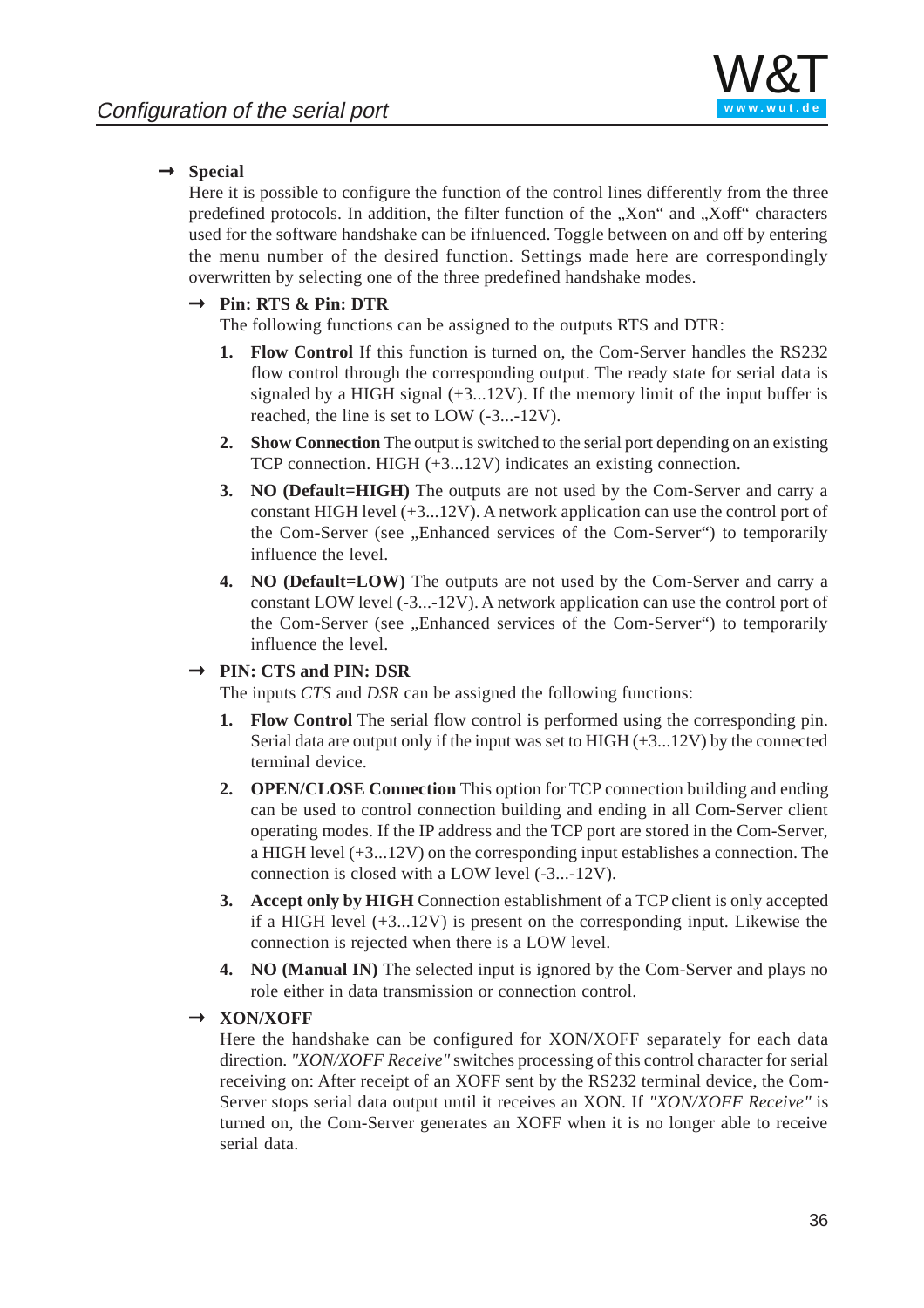→ **Special**

Here it is possible to configure the function of the control lines differently from the three predefined protocols. In addition, the filter function of the „Xon" and „Xoff" characters used for the software handshake can be ifnluenced. Toggle between on and off by entering the menu number of the desired function. Settings made here are correspondingly overwritten by selecting one of the three predefined handshake modes.

→ **Pin: RTS & Pin: DTR**

The following functions can be assigned to the outputs RTS and DTR:

1. **Flow Control** If this function is turned on, the Com-Server handles the RS232 flow control through the corresponding output. The ready state for serial data is signaled by a HIGH signal (+3...12V). If the memory limit of the input buffer is reached, the line is set to LOW (-3...-12V).
2. **Show Connection** The output is switched to the serial port depending on an existing TCP connection. HIGH (+3...12V) indicates an existing connection.
3. **NO (Default=HIGH)** The outputs are not used by the Com-Server and carry a constant HIGH level (+3...12V). A network application can use the control port of the Com-Server (see „Enhanced services of the Com-Server") to temporarily influence the level.
4. **NO (Default=LOW)** The outputs are not used by the Com-Server and carry a constant LOW level (-3...-12V). A network application can use the control port of the Com-Server (see „Enhanced services of the Com-Server") to temporarily influence the level.

→ **PIN: CTS and PIN: DSR**

The inputs *CTS* and *DSR* can be assigned the following functions:

1. **Flow Control** The serial flow control is performed using the corresponding pin. Serial data are output only if the input was set to HIGH (+3...12V) by the connected terminal device.
2. **OPEN/CLOSE Connection** This option for TCP connection building and ending can be used to control connection building and ending in all Com-Server client operating modes. If the IP address and the TCP port are stored in the Com-Server, a HIGH level (+3...12V) on the corresponding input establishes a connection. The connection is closed with a LOW level (-3...-12V).
3. **Accept only by HIGH** Connection establishment of a TCP client is only accepted if a HIGH level (+3...12V) is present on the corresponding input. Likewise the connection is rejected when there is a LOW level.
4. **NO (Manual IN)** The selected input is ignored by the Com-Server and plays no role either in data transmission or connection control.

→ **XON/XOFF**

Here the handshake can be configured for XON/XOFF separately for each data direction. *"XON/XOFF Receive"* switches processing of this control character for serial receiving on: After receipt of an XOFF sent by the RS232 terminal device, the Com-Server stops serial data output until it receives an XON. If *"XON/XOFF Receive"* is turned on, the Com-Server generates an XOFF when it is no longer able to receive serial data.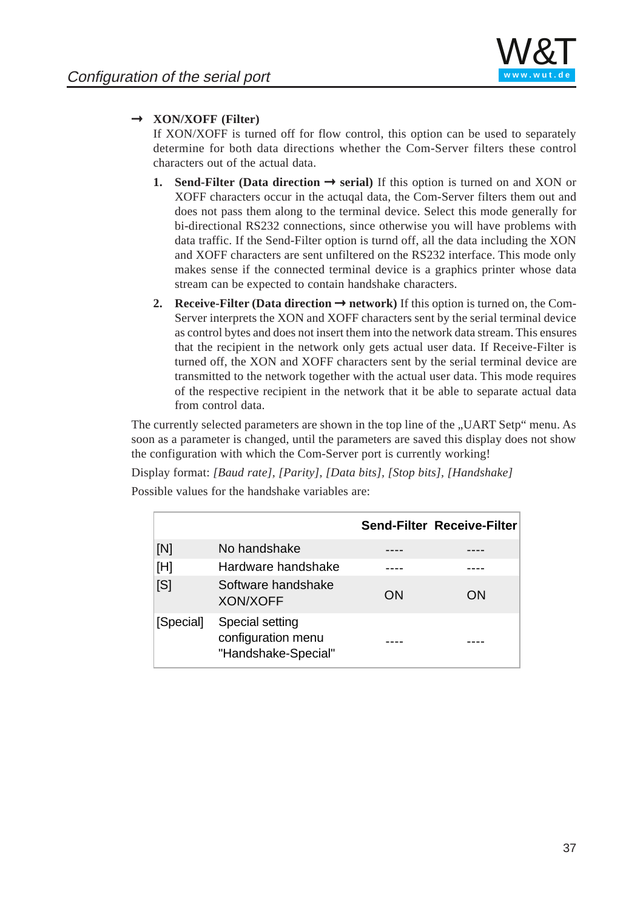→ **XON/XOFF (Filter)**

If XON/XOFF is turned off for flow control, this option can be used to separately determine for both data directions whether the Com-Server filters these control characters out of the actual data.

1. **Send-Filter (Data direction → serial)** If this option is turned on and XON or XOFF characters occur in the actuqal data, the Com-Server filters them out and does not pass them along to the terminal device. Select this mode generally for bi-directional RS232 connections, since otherwise you will have problems with data traffic. If the Send-Filter option is turnd off, all the data including the XON and XOFF characters are sent unfiltered on the RS232 interface. This mode only makes sense if the connected terminal device is a graphics printer whose data stream can be expected to contain handshake characters.
2. **Receive-Filter (Data direction → network)** If this option is turned on, the Com-Server interprets the XON and XOFF characters sent by the serial terminal device as control bytes and does not insert them into the network data stream. This ensures that the recipient in the network only gets actual user data. If Receive-Filter is turned off, the XON and XOFF characters sent by the serial terminal device are transmitted to the network together with the actual user data. This mode requires of the respective recipient in the network that it be able to separate actual data from control data.

The currently selected parameters are shown in the top line of the „UART Setp“ menu. As soon as a parameter is changed, until the parameters are saved this display does not show the configuration with which the Com-Server port is currently working!

Display format: *[Baud rate], [Parity], [Data bits], [Stop bits], [Handshake]*

Possible values for the handshake variables are:

| | | Send-Filter | Receive-Filter |
|---|---|---|---|
| [N] | No handshake | ---- | ---- |
| [H] | Hardware handshake | ---- | ---- |
| [S] | Software handshake XON/XOFF | ON | ON |
| [Special] | Special setting configuration menu "Handshake-Special" | ---- | ---- |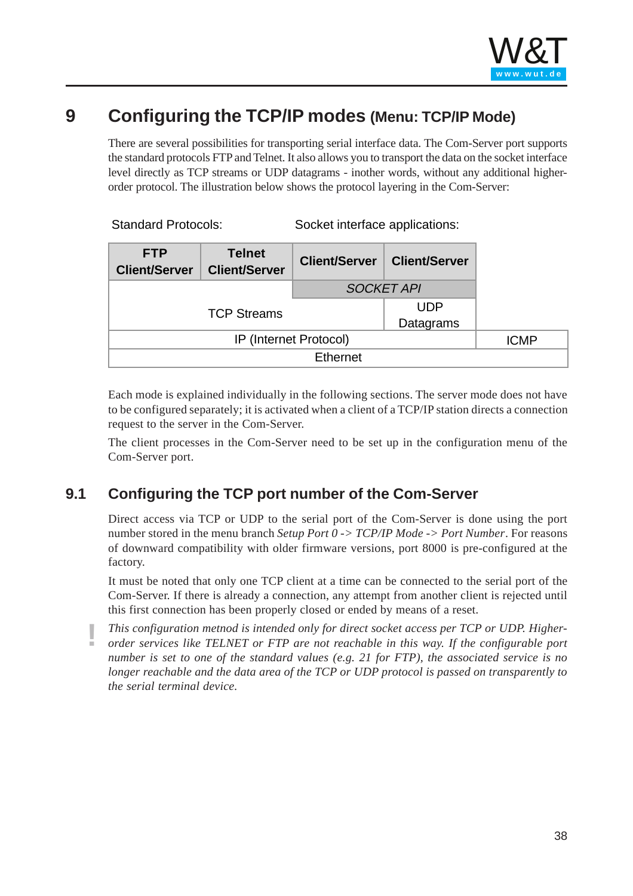# 9 Configuring the TCP/IP modes (Menu: TCP/IP Mode)

There are several possibilities for transporting serial interface data. The Com-Server port supports the standard protocols FTP and Telnet. It also allows you to transport the data on the socket interface level directly as TCP streams or UDP datagrams - inother words, without any additional higher-order protocol. The illustration below shows the protocol layering in the Com-Server:

| Standard Protocols: | | Socket interface applications: | | |
|---|---|---|---|---|
| **FTP Client/Server** | **Telnet Client/Server** | **Client/Server** | **Client/Server** | |
| | | *SOCKET API* | | |
| TCP Streams | | | UDP Datagrams | |
| IP (Internet Protocol) | | | | ICMP |
| Ethernet | | | | |

Each mode is explained individually in the following sections. The server mode does not have to be configured separately; it is activated when a client of a TCP/IP station directs a connection request to the server in the Com-Server.

The client processes in the Com-Server need to be set up in the configuration menu of the Com-Server port.

## 9.1 Configuring the TCP port number of the Com-Server

Direct access via TCP or UDP to the serial port of the Com-Server is done using the port number stored in the menu branch *Setup Port 0 -> TCP/IP Mode -> Port Number*. For reasons of downward compatibility with older firmware versions, port 8000 is pre-configured at the factory.

It must be noted that only one TCP client at a time can be connected to the serial port of the Com-Server. If there is already a connection, any attempt from another client is rejected until this first connection has been properly closed or ended by means of a reset.

! *This configuration metnod is intended only for direct socket access per TCP or UDP. Higher-order services like TELNET or FTP are not reachable in this way. If the configurable port number is set to one of the standard values (e.g. 21 for FTP), the associated service is no longer reachable and the data area of the TCP or UDP protocol is passed on transparently to the serial terminal device.*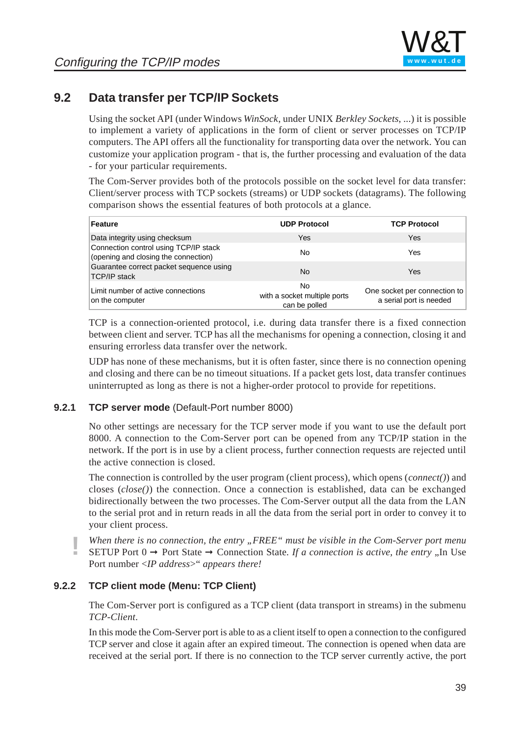## 9.2 Data transfer per TCP/IP Sockets

Using the socket API (under Windows *WinSock*, under UNIX *Berkley Sockets*, ...) it is possible to implement a variety of applications in the form of client or server processes on TCP/IP computers. The API offers all the functionality for transporting data over the network. You can customize your application program - that is, the further processing and evaluation of the data - for your particular requirements.

The Com-Server provides both of the protocols possible on the socket level for data transfer: Client/server process with TCP sockets (streams) or UDP sockets (datagrams). The following comparison shows the essential features of both protocols at a glance.

| Feature | UDP Protocol | TCP Protocol |
|---|---|---|
| Data integrity using checksum | Yes | Yes |
| Connection control using TCP/IP stack (opening and closing the connection) | No | Yes |
| Guarantee correct packet sequence using TCP/IP stack | No | Yes |
| Limit number of active connections on the computer | No with a socket multiple ports can be polled | One socket per connection to a serial port is needed |

TCP is a connection-oriented protocol, i.e. during data transfer there is a fixed connection between client and server. TCP has all the mechanisms for opening a connection, closing it and ensuring errorless data transfer over the network.

UDP has none of these mechanisms, but it is often faster, since there is no connection opening and closing and there can be no timeout situations. If a packet gets lost, data transfer continues uninterrupted as long as there is not a higher-order protocol to provide for repetitions.

### 9.2.1 TCP server mode (Default-Port number 8000)

No other settings are necessary for the TCP server mode if you want to use the default port 8000. A connection to the Com-Server port can be opened from any TCP/IP station in the network. If the port is in use by a client process, further connection requests are rejected until the active connection is closed.

The connection is controlled by the user program (client process), which opens (*connect()*) and closes (*close()*) the connection. Once a connection is established, data can be exchanged bidirectionally between the two processes. The Com-Server output all the data from the LAN to the serial prot and in return reads in all the data from the serial port in order to convey it to your client process.

! *When there is no connection, the entry „FREE“ must be visible in the Com-Server port menu* SETUP Port 0 → Port State → Connection State. *If a connection is active, the entry* „In Use Port number <*IP address*>“ *appears there!*

### 9.2.2 TCP client mode (Menu: TCP Client)

The Com-Server port is configured as a TCP client (data transport in streams) in the submenu *TCP-Client*.

In this mode the Com-Server port is able to as a client itself to open a connection to the configured TCP server and close it again after an expired timeout. The connection is opened when data are received at the serial port. If there is no connection to the TCP server currently active, the port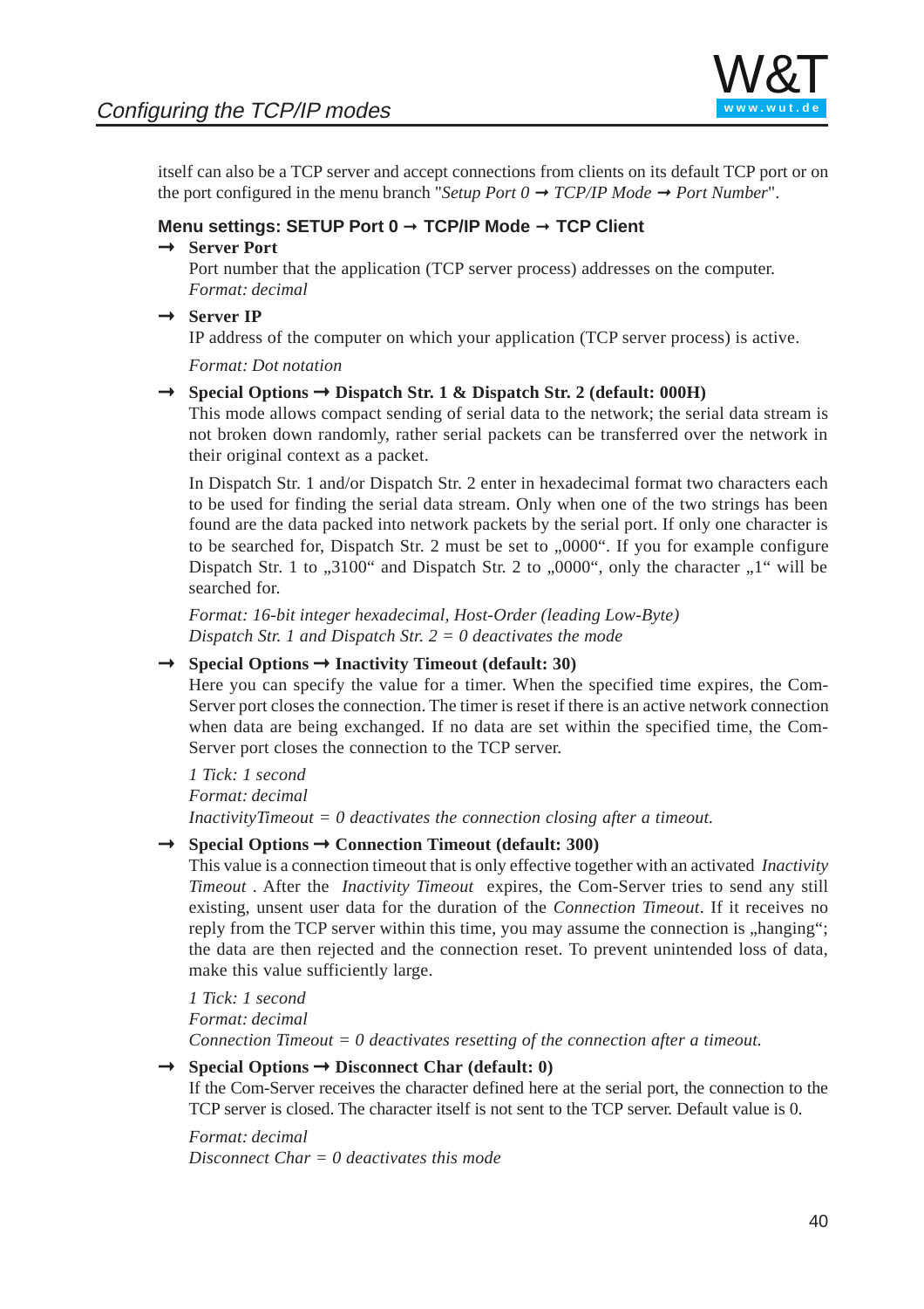itself can also be a TCP server and accept connections from clients on its default TCP port or on the port configured in the menu branch "*Setup Port 0 ➞ TCP/IP Mode ➞ Port Number*".

### Menu settings: SETUP Port 0 ➞ TCP/IP Mode ➞ TCP Client

➞ **Server Port**

Port number that the application (TCP server process) addresses on the computer.
*Format: decimal*

➞ **Server IP**

IP address of the computer on which your application (TCP server process) is active.

*Format: Dot notation*

➞ **Special Options ➞ Dispatch Str. 1 & Dispatch Str. 2 (default: 000H)**

This mode allows compact sending of serial data to the network; the serial data stream is not broken down randomly, rather serial packets can be transferred over the network in their original context as a packet.

In Dispatch Str. 1 and/or Dispatch Str. 2 enter in hexadecimal format two characters each to be used for finding the serial data stream. Only when one of the two strings has been found are the data packed into network packets by the serial port. If only one character is to be searched for, Dispatch Str. 2 must be set to „0000“. If you for example configure Dispatch Str. 1 to „3100“ and Dispatch Str. 2 to „0000“, only the character „1“ will be searched for.

*Format: 16-bit integer hexadecimal, Host-Order (leading Low-Byte)*
*Dispatch Str. 1 and Dispatch Str. 2 = 0 deactivates the mode*

➞ **Special Options ➞ Inactivity Timeout (default: 30)**

Here you can specify the value for a timer. When the specified time expires, the Com-Server port closes the connection. The timer is reset if there is an active network connection when data are being exchanged. If no data are set within the specified time, the Com-Server port closes the connection to the TCP server.

*1 Tick: 1 second*
*Format: decimal*
*InactivityTimeout = 0 deactivates the connection closing after a timeout.*

➞ **Special Options ➞ Connection Timeout (default: 300)**

This value is a connection timeout that is only effective together with an activated *Inactivity Timeout* . After the *Inactivity Timeout* expires, the Com-Server tries to send any still existing, unsent user data for the duration of the *Connection Timeout*. If it receives no reply from the TCP server within this time, you may assume the connection is „hanging“; the data are then rejected and the connection reset. To prevent unintended loss of data, make this value sufficiently large.

*1 Tick: 1 second*
*Format: decimal*
*Connection Timeout = 0 deactivates resetting of the connection after a timeout.*

➞ **Special Options ➞ Disconnect Char (default: 0)**

If the Com-Server receives the character defined here at the serial port, the connection to the TCP server is closed. The character itself is not sent to the TCP server. Default value is 0.

*Format: decimal*
*Disconnect Char = 0 deactivates this mode*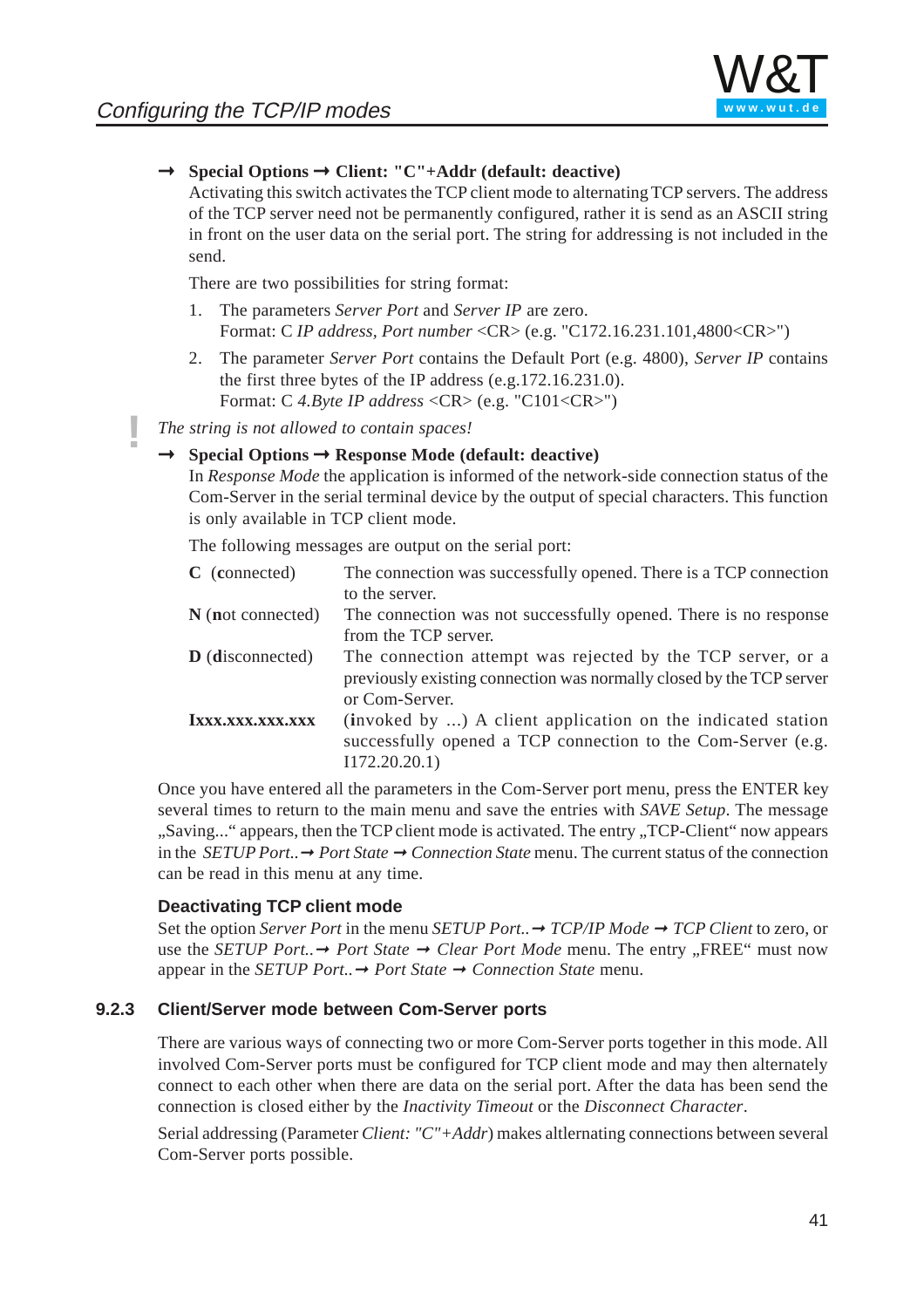→ **Special Options → Client: "C"+Addr (default: deactive)**
Activating this switch activates the TCP client mode to alternating TCP servers. The address of the TCP server need not be permanently configured, rather it is send as an ASCII string in front on the user data on the serial port. The string for addressing is not included in the send.

There are two possibilities for string format:

1. The parameters *Server Port* and *Server IP* are zero.
   Format: C *IP address*, *Port number* <CR> (e.g. "C172.16.231.101,4800<CR>")
2. The parameter *Server Port* contains the Default Port (e.g. 4800), *Server IP* contains the first three bytes of the IP address (e.g.172.16.231.0).
   Format: C *4.Byte IP address* <CR> (e.g. "C101<CR>")

**!** *The string is not allowed to contain spaces!*

→ **Special Options → Response Mode (default: deactive)**
In *Response Mode* the application is informed of the network-side connection status of the Com-Server in the serial terminal device by the output of special characters. This function is only available in TCP client mode.

The following messages are output on the serial port:

| | |
|---|---|
| **C** (**c**onnected) | The connection was successfully opened. There is a TCP connection to the server. |
| **N** (**n**ot connected) | The connection was not successfully opened. There is no response from the TCP server. |
| **D** (**d**isconnected) | The connection attempt was rejected by the TCP server, or a previously existing connection was normally closed by the TCP server or Com-Server. |
| **Ixxx.xxx.xxx.xxx** | (**i**nvoked by ...) A client application on the indicated station successfully opened a TCP connection to the Com-Server (e.g. I172.20.20.1) |

Once you have entered all the parameters in the Com-Server port menu, press the ENTER key several times to return to the main menu and save the entries with *SAVE Setup*. The message „Saving..." appears, then the TCP client mode is activated. The entry „TCP-Client" now appears in the *SETUP Port.. → Port State → Connection State* menu. The current status of the connection can be read in this menu at any time.

#### Deactivating TCP client mode

Set the option *Server Port* in the menu *SETUP Port.. → TCP/IP Mode → TCP Client* to zero, or use the *SETUP Port.. → Port State → Clear Port Mode* menu. The entry „FREE" must now appear in the *SETUP Port.. → Port State → Connection State* menu.

### 9.2.3 Client/Server mode between Com-Server ports

There are various ways of connecting two or more Com-Server ports together in this mode. All involved Com-Server ports must be configured for TCP client mode and may then alternately connect to each other when there are data on the serial port. After the data has been send the connection is closed either by the *Inactivity Timeout* or the *Disconnect Character*.

Serial addressing (Parameter *Client: "C"+Addr*) makes altlernating connections between several Com-Server ports possible.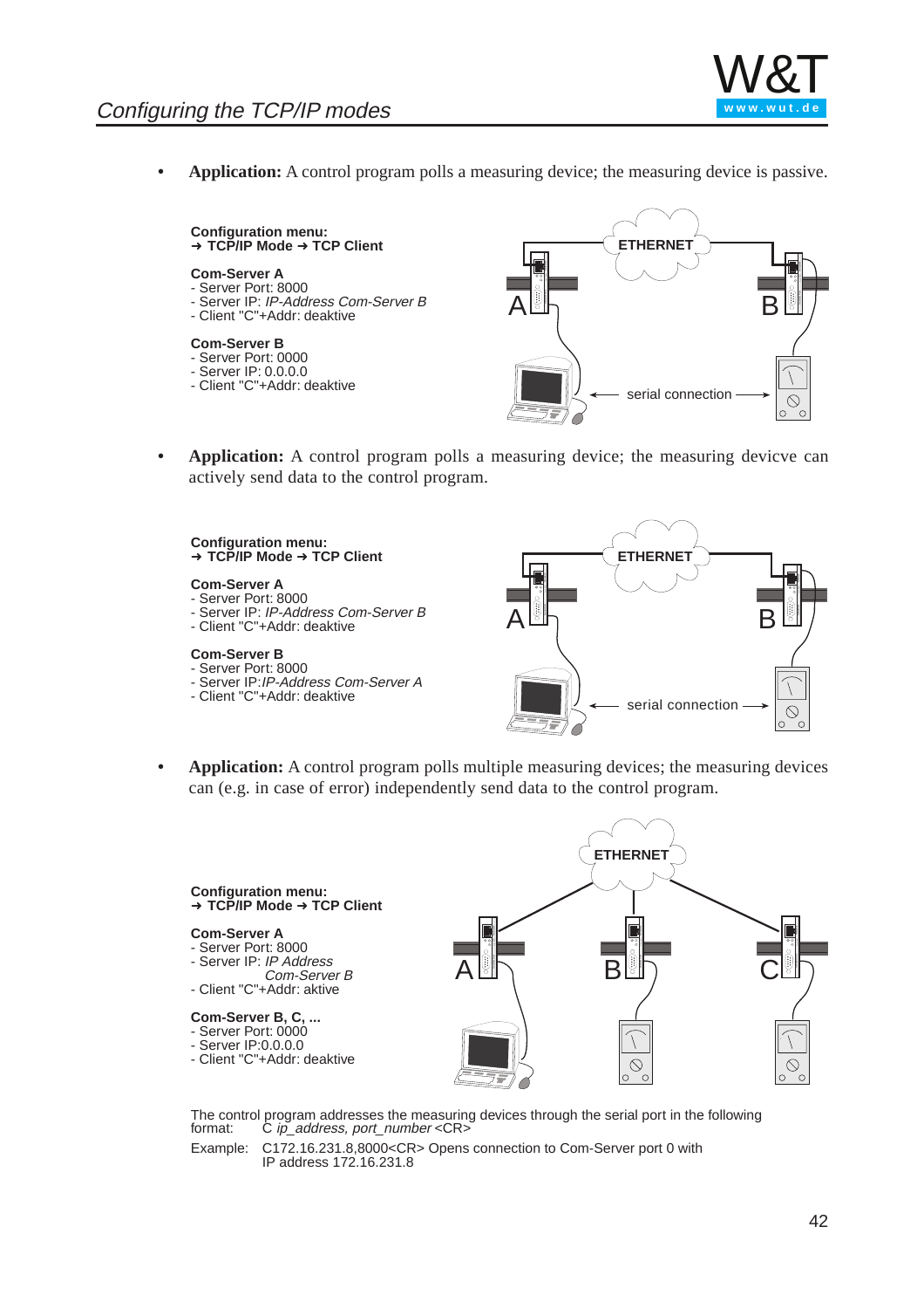- **Application:** A control program polls a measuring device; the measuring device is passive.

**Configuration menu:**
**➜ TCP/IP Mode ➜ TCP Client**

**Com-Server A**
- Server Port: 8000
- Server IP: *IP-Address Com-Server B*
- Client "C"+Addr: deaktive

**Com-Server B**
- Server Port: 0000
- Server IP: 0.0.0.0
- Client "C"+Addr: deaktive

- **Application:** A control program polls a measuring device; the measuring devicve can actively send data to the control program.

**Configuration menu:**
**➜ TCP/IP Mode ➜ TCP Client**

**Com-Server A**
- Server Port: 8000
- Server IP: *IP-Address Com-Server B*
- Client "C"+Addr: deaktive

**Com-Server B**
- Server Port: 8000
- Server IP:*IP-Address Com-Server A*
- Client "C"+Addr: deaktive

- **Application:** A control program polls multiple measuring devices; the measuring devices can (e.g. in case of error) independently send data to the control program.

**Configuration menu:**
**➜ TCP/IP Mode ➜ TCP Client**

**Com-Server A**
- Server Port: 8000
- Server IP: *IP Address Com-Server B*
- Client "C"+Addr: aktive

**Com-Server B, C, ...**
- Server Port: 0000
- Server IP:0.0.0.0
- Client "C"+Addr: deaktive

The control program addresses the measuring devices through the serial port in the following format: C *ip_address, port_number* <CR>

Example: C172.16.231.8,8000<CR> Opens connection to Com-Server port 0 with IP address 172.16.231.8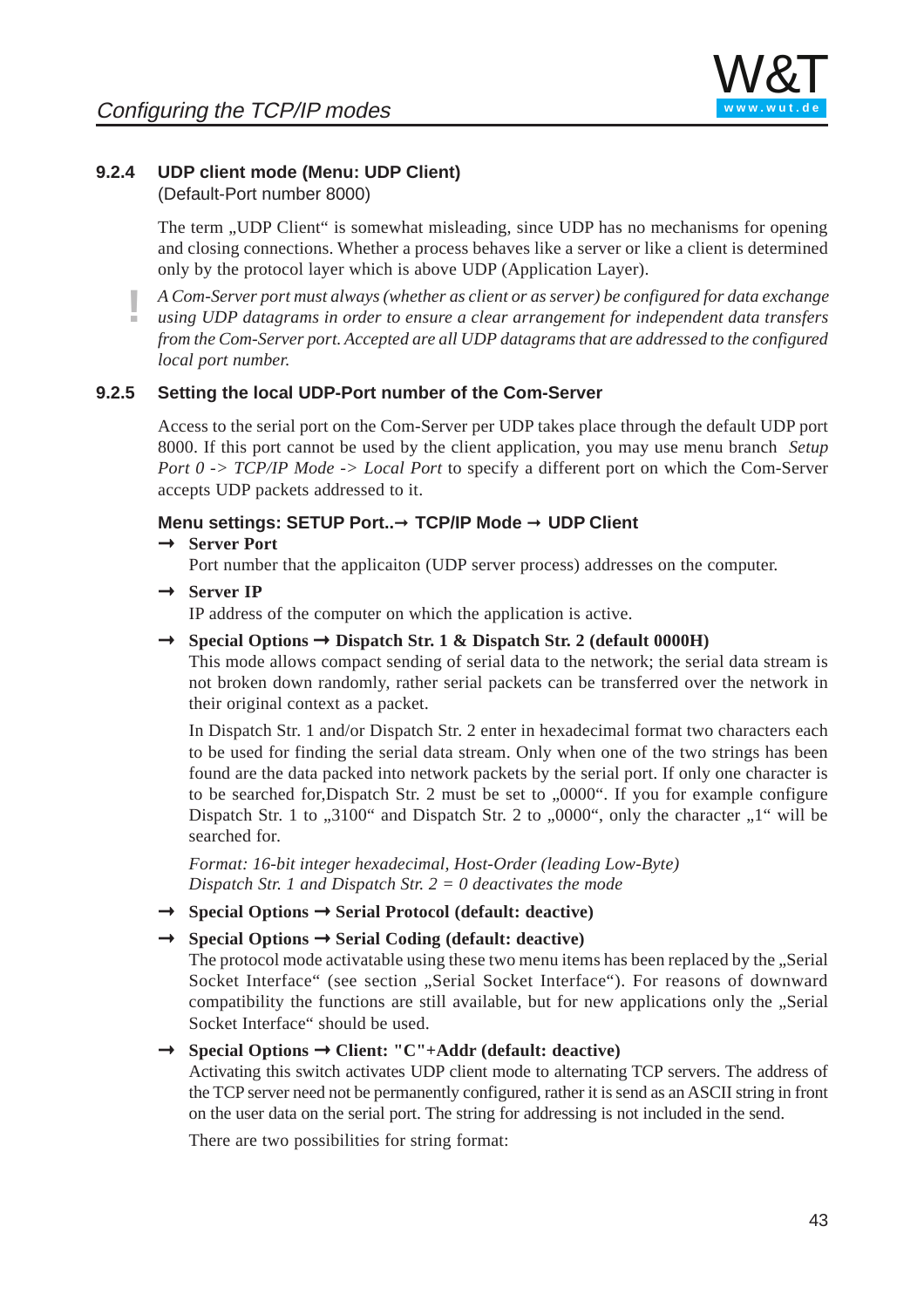### 9.2.4 UDP client mode (Menu: UDP Client)

(Default-Port number 8000)

The term „UDP Client“ is somewhat misleading, since UDP has no mechanisms for opening and closing connections. Whether a process behaves like a server or like a client is determined only by the protocol layer which is above UDP (Application Layer).

! *A Com-Server port must always (whether as client or as server) be configured for data exchange using UDP datagrams in order to ensure a clear arrangement for independent data transfers from the Com-Server port. Accepted are all UDP datagrams that are addressed to the configured local port number.*

### 9.2.5 Setting the local UDP-Port number of the Com-Server

Access to the serial port on the Com-Server per UDP takes place through the default UDP port 8000. If this port cannot be used by the client application, you may use menu branch *Setup Port 0 -> TCP/IP Mode -> Local Port* to specify a different port on which the Com-Server accepts UDP packets addressed to it.

**Menu settings: SETUP Port..→ TCP/IP Mode → UDP Client**

→ **Server Port**
Port number that the applicaiton (UDP server process) addresses on the computer.

→ **Server IP**
IP address of the computer on which the application is active.

→ **Special Options → Dispatch Str. 1 & Dispatch Str. 2 (default 0000H)**
This mode allows compact sending of serial data to the network; the serial data stream is not broken down randomly, rather serial packets can be transferred over the network in their original context as a packet.

In Dispatch Str. 1 and/or Dispatch Str. 2 enter in hexadecimal format two characters each to be used for finding the serial data stream. Only when one of the two strings has been found are the data packed into network packets by the serial port. If only one character is to be searched for,Dispatch Str. 2 must be set to „0000“. If you for example configure Dispatch Str. 1 to „3100“ and Dispatch Str. 2 to „0000“, only the character „1“ will be searched for.

*Format: 16-bit integer hexadecimal, Host-Order (leading Low-Byte)*
*Dispatch Str. 1 and Dispatch Str. 2 = 0 deactivates the mode*

→ **Special Options → Serial Protocol (default: deactive)**

→ **Special Options → Serial Coding (default: deactive)**
The protocol mode activatable using these two menu items has been replaced by the „Serial Socket Interface“ (see section „Serial Socket Interface“). For reasons of downward compatibility the functions are still available, but for new applications only the „Serial Socket Interface“ should be used.

→ **Special Options → Client: "C"+Addr (default: deactive)**
Activating this switch activates UDP client mode to alternating TCP servers. The address of the TCP server need not be permanently configured, rather it is send as an ASCII string in front on the user data on the serial port. The string for addressing is not included in the send.

There are two possibilities for string format: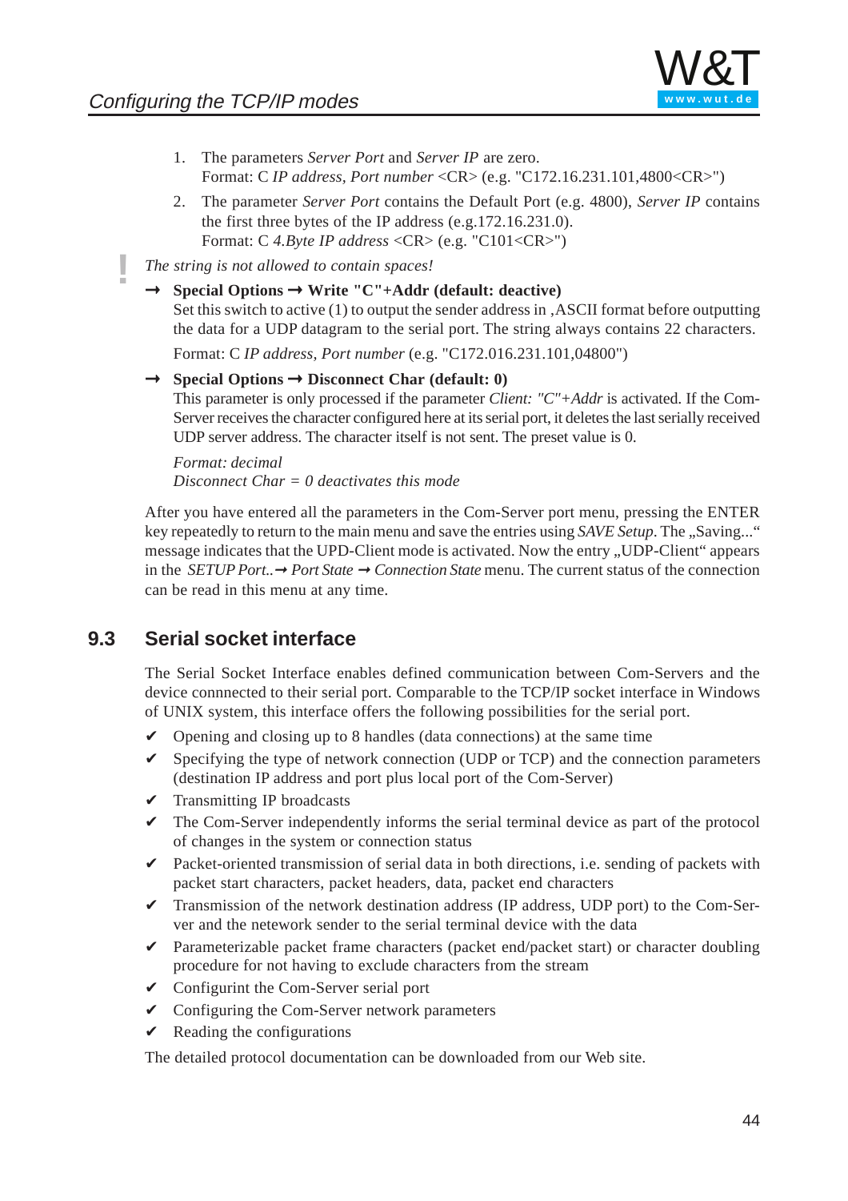1. The parameters *Server Port* and *Server IP* are zero.
   Format: C *IP address*, *Port number* <CR> (e.g. "C172.16.231.101,4800<CR>")
2. The parameter *Server Port* contains the Default Port (e.g. 4800), *Server IP* contains the first three bytes of the IP address (e.g.172.16.231.0).
   Format: C *4.Byte IP address* <CR> (e.g. "C101<CR>")

**!** *The string is not allowed to contain spaces!*

→ **Special Options → Write "C"+Addr (default: deactive)**
Set this switch to active (1) to output the sender address in ‚ASCII format before outputting the data for a UDP datagram to the serial port. The string always contains 22 characters.

Format: C *IP address*, *Port number* (e.g. "C172.016.231.101,04800")

→ **Special Options → Disconnect Char (default: 0)**
This parameter is only processed if the parameter *Client: "C"+Addr* is activated. If the Com-Server receives the character configured here at its serial port, it deletes the last serially received UDP server address. The character itself is not sent. The preset value is 0.

*Format: decimal*
*Disconnect Char = 0 deactivates this mode*

After you have entered all the parameters in the Com-Server port menu, pressing the ENTER key repeatedly to return to the main menu and save the entries using *SAVE Setup*. The „Saving..." message indicates that the UPD-Client mode is activated. Now the entry „UDP-Client" appears in the *SETUP Port..* → *Port State* → *Connection State* menu. The current status of the connection can be read in this menu at any time.

## 9.3 Serial socket interface

The Serial Socket Interface enables defined communication between Com-Servers and the device connnected to their serial port. Comparable to the TCP/IP socket interface in Windows of UNIX system, this interface offers the following possibilities for the serial port.

- ✔ Opening and closing up to 8 handles (data connections) at the same time
- ✔ Specifying the type of network connection (UDP or TCP) and the connection parameters (destination IP address and port plus local port of the Com-Server)
- ✔ Transmitting IP broadcasts
- ✔ The Com-Server independently informs the serial terminal device as part of the protocol of changes in the system or connection status
- ✔ Packet-oriented transmission of serial data in both directions, i.e. sending of packets with packet start characters, packet headers, data, packet end characters
- ✔ Transmission of the network destination address (IP address, UDP port) to the Com-Server and the netework sender to the serial terminal device with the data
- ✔ Parameterizable packet frame characters (packet end/packet start) or character doubling procedure for not having to exclude characters from the stream
- ✔ Configurint the Com-Server serial port
- ✔ Configuring the Com-Server network parameters
- ✔ Reading the configurations

The detailed protocol documentation can be downloaded from our Web site.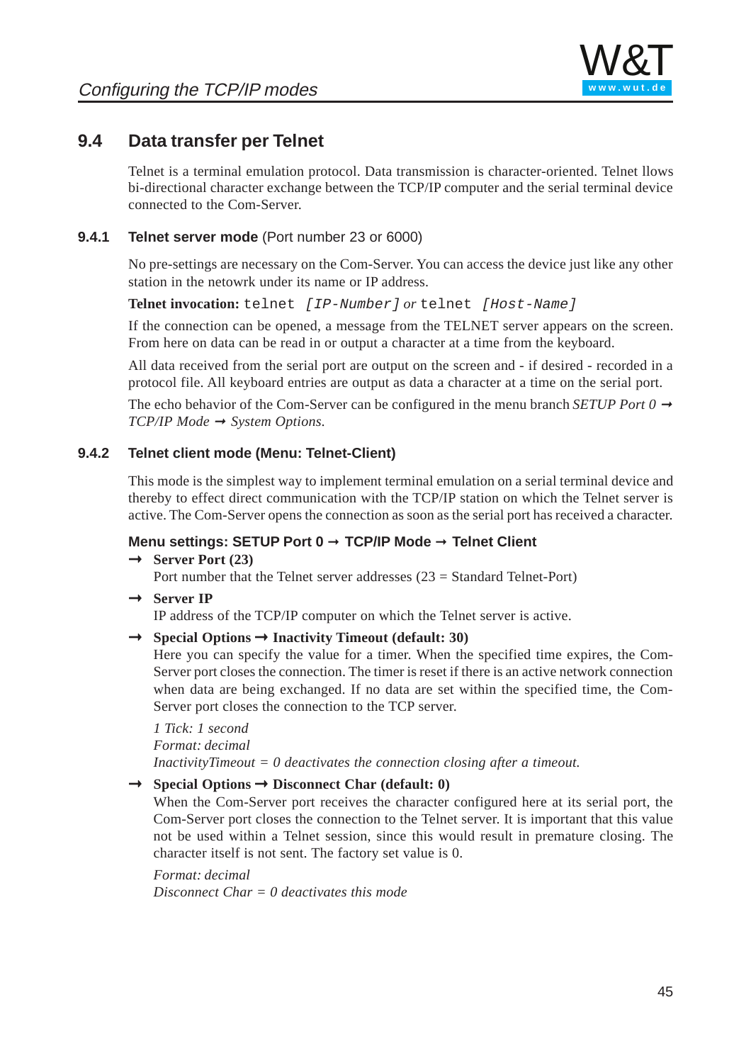## 9.4 Data transfer per Telnet

Telnet is a terminal emulation protocol. Data transmission is character-oriented. Telnet llows bi-directional character exchange between the TCP/IP computer and the serial terminal device connected to the Com-Server.

### 9.4.1 Telnet server mode (Port number 23 or 6000)

No pre-settings are necessary on the Com-Server. You can access the device just like any other station in the netowrk under its name or IP address.

**Telnet invocation:** `telnet [IP-Number]` *or* `telnet [Host-Name]`

If the connection can be opened, a message from the TELNET server appears on the screen. From here on data can be read in or output a character at a time from the keyboard.

All data received from the serial port are output on the screen and - if desired - recorded in a protocol file. All keyboard entries are output as data a character at a time on the serial port.

The echo behavior of the Com-Server can be configured in the menu branch *SETUP Port 0 → TCP/IP Mode → System Options.*

### 9.4.2 Telnet client mode (Menu: Telnet-Client)

This mode is the simplest way to implement terminal emulation on a serial terminal device and thereby to effect direct communication with the TCP/IP station on which the Telnet server is active. The Com-Server opens the connection as soon as the serial port has received a character.

**Menu settings: SETUP Port 0 → TCP/IP Mode → Telnet Client**

→ **Server Port (23)**
Port number that the Telnet server addresses (23 = Standard Telnet-Port)

→ **Server IP**
IP address of the TCP/IP computer on which the Telnet server is active.

→ **Special Options → Inactivity Timeout (default: 30)**
Here you can specify the value for a timer. When the specified time expires, the Com-Server port closes the connection. The timer is reset if there is an active network connection when data are being exchanged. If no data are set within the specified time, the Com-Server port closes the connection to the TCP server.

*1 Tick: 1 second*
*Format: decimal*
*InactivityTimeout = 0 deactivates the connection closing after a timeout.*

→ **Special Options → Disconnect Char (default: 0)**
When the Com-Server port receives the character configured here at its serial port, the Com-Server port closes the connection to the Telnet server. It is important that this value not be used within a Telnet session, since this would result in premature closing. The character itself is not sent. The factory set value is 0.

*Format: decimal*
*Disconnect Char = 0 deactivates this mode*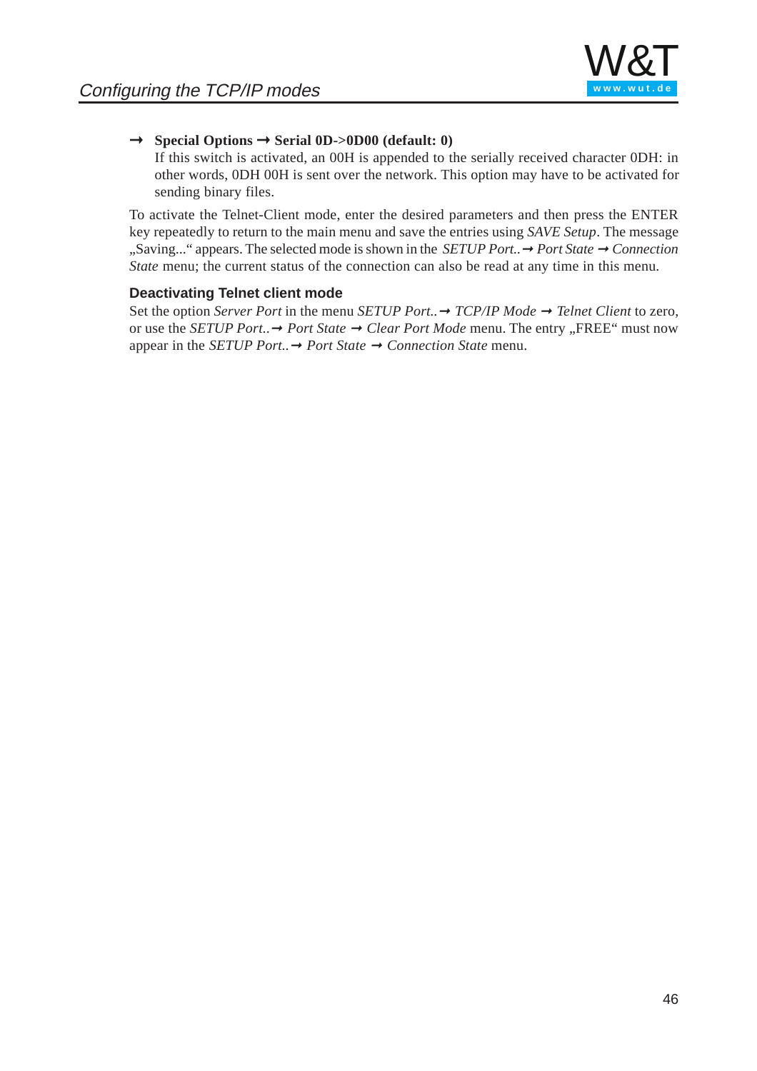→ **Special Options → Serial 0D->0D00 (default: 0)**
If this switch is activated, an 00H is appended to the serially received character 0DH: in other words, 0DH 00H is sent over the network. This option may have to be activated for sending binary files.

To activate the Telnet-Client mode, enter the desired parameters and then press the ENTER key repeatedly to return to the main menu and save the entries using *SAVE Setup*. The message „Saving..." appears. The selected mode is shown in the *SETUP Port.. → Port State → Connection State* menu; the current status of the connection can also be read at any time in this menu.

### Deactivating Telnet client mode

Set the option *Server Port* in the menu *SETUP Port.. → TCP/IP Mode → Telnet Client* to zero, or use the *SETUP Port.. → Port State → Clear Port Mode* menu. The entry „FREE" must now appear in the *SETUP Port.. → Port State → Connection State* menu.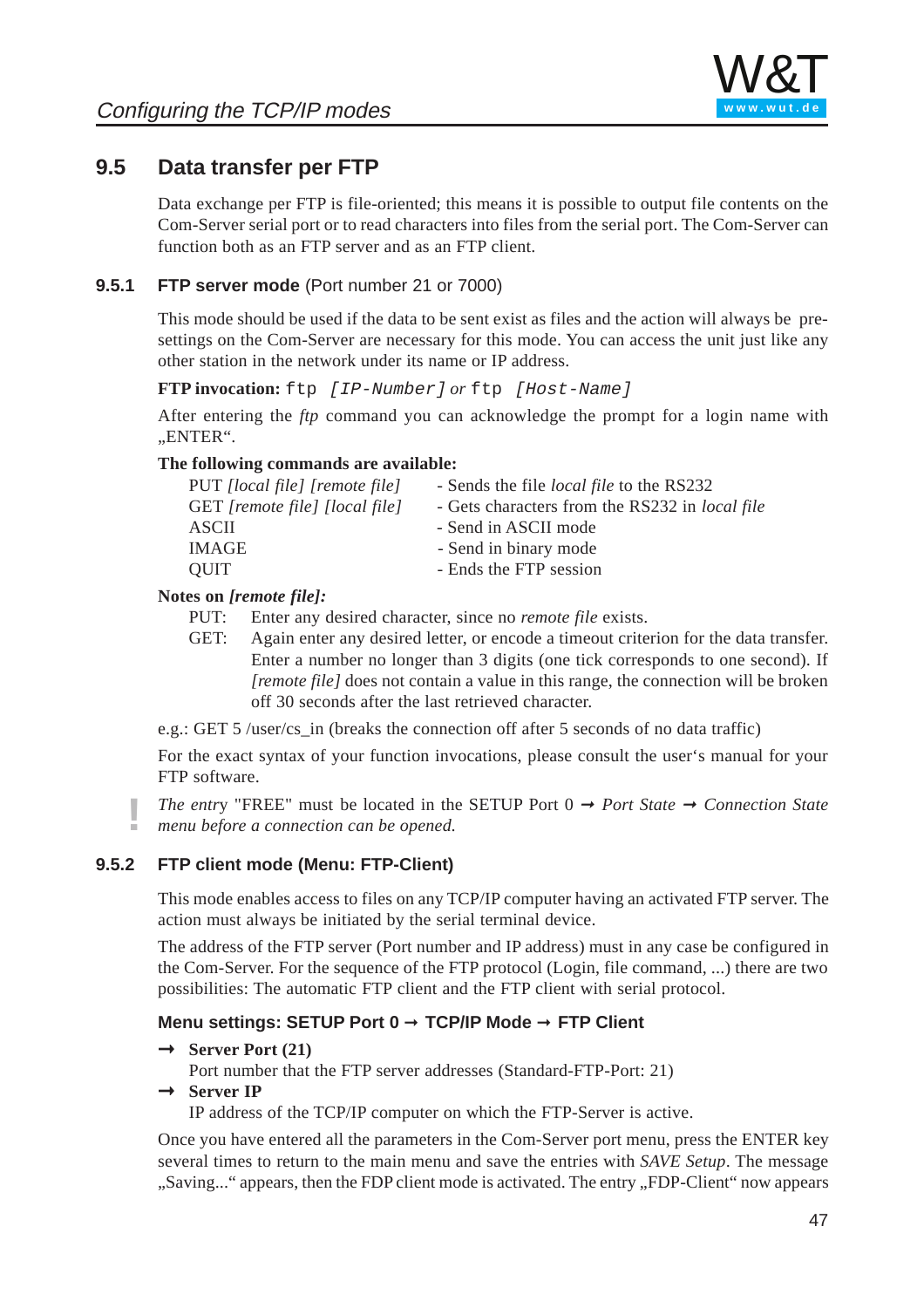## 9.5 Data transfer per FTP

Data exchange per FTP is file-oriented; this means it is possible to output file contents on the Com-Server serial port or to read characters into files from the serial port. The Com-Server can function both as an FTP server and as an FTP client.

### 9.5.1 FTP server mode (Port number 21 or 7000)

This mode should be used if the data to be sent exist as files and the action will always be pre-settings on the Com-Server are necessary for this mode. You can access the unit just like any other station in the network under its name or IP address.

**FTP invocation:** `ftp [IP-Number]` *or* `ftp [Host-Name]`

After entering the *ftp* command you can acknowledge the prompt for a login name with „ENTER".

**The following commands are available:**

| | |
|---|---|
| PUT *[local file] [remote file]* | - Sends the file *local file* to the RS232 |
| GET *[remote file] [local file]* | - Gets characters from the RS232 in *local file* |
| ASCII | - Send in ASCII mode |
| IMAGE | - Send in binary mode |
| QUIT | - Ends the FTP session |

**Notes on *[remote file]:***

PUT: Enter any desired character, since no *remote file* exists.

GET: Again enter any desired letter, or encode a timeout criterion for the data transfer. Enter a number no longer than 3 digits (one tick corresponds to one second). If *[remote file]* does not contain a value in this range, the connection will be broken off 30 seconds after the last retrieved character.

e.g.: GET 5 /user/cs_in (breaks the connection off after 5 seconds of no data traffic)

For the exact syntax of your function invocations, please consult the user's manual for your FTP software.

! *The entry* "FREE" must be located in the SETUP Port 0 → *Port State* → *Connection State menu before a connection can be opened.*

### 9.5.2 FTP client mode (Menu: FTP-Client)

This mode enables access to files on any TCP/IP computer having an activated FTP server. The action must always be initiated by the serial terminal device.

The address of the FTP server (Port number and IP address) must in any case be configured in the Com-Server. For the sequence of the FTP protocol (Login, file command, ...) there are two possibilities: The automatic FTP client and the FTP client with serial protocol.

#### Menu settings: SETUP Port 0 → TCP/IP Mode → FTP Client

→ **Server Port (21)**
Port number that the FTP server addresses (Standard-FTP-Port: 21)

→ **Server IP**
IP address of the TCP/IP computer on which the FTP-Server is active.

Once you have entered all the parameters in the Com-Server port menu, press the ENTER key several times to return to the main menu and save the entries with *SAVE Setup*. The message „Saving..." appears, then the FDP client mode is activated. The entry „FDP-Client" now appears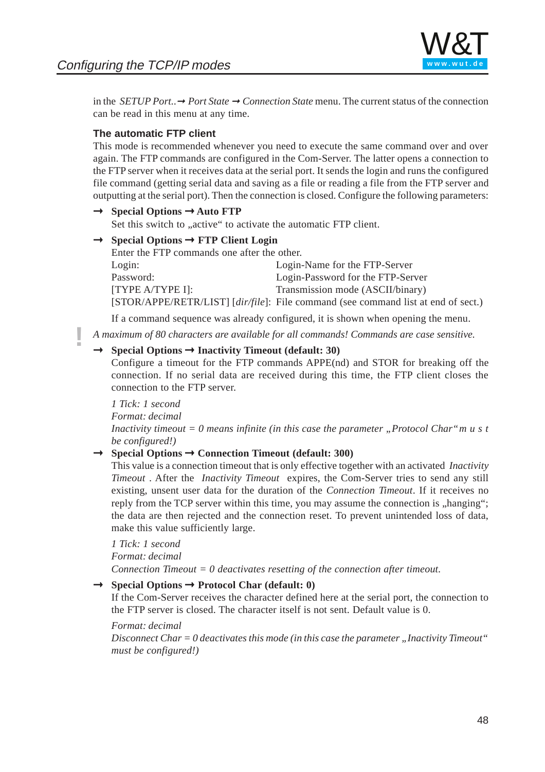in the *SETUP Port..*→ *Port State* → *Connection State* menu. The current status of the connection can be read in this menu at any time.

### The automatic FTP client

This mode is recommended whenever you need to execute the same command over and over again. The FTP commands are configured in the Com-Server. The latter opens a connection to the FTP server when it receives data at the serial port. It sends the login and runs the configured file command (getting serial data and saving as a file or reading a file from the FTP server and outputting at the serial port). Then the connection is closed. Configure the following parameters:

→ **Special Options → Auto FTP**

Set this switch to „active“ to activate the automatic FTP client.

→ **Special Options → FTP Client Login**

Enter the FTP commands one after the other.

| | |
|---|---|
| Login: | Login-Name for the FTP-Server |
| Password: | Login-Password for the FTP-Server |
| [TYPE A/TYPE I]: | Transmission mode (ASCII/binary) |
| [STOR/APPE/RETR/LIST] [*dir/file*]: | File command (see command list at end of sect.) |

If a command sequence was already configured, it is shown when opening the menu.

! *A maximum of 80 characters are available for all commands! Commands are case sensitive.*

→ **Special Options → Inactivity Timeout (default: 30)**

Configure a timeout for the FTP commands APPE(nd) and STOR for breaking off the connection. If no serial data are received during this time, the FTP client closes the connection to the FTP server.

*1 Tick: 1 second*
*Format: decimal*
*Inactivity timeout = 0 means infinite (in this case the parameter „Protocol Char“ must be configured!)*

→ **Special Options → Connection Timeout (default: 300)**

This value is a connection timeout that is only effective together with an activated *Inactivity Timeout*. After the *Inactivity Timeout* expires, the Com-Server tries to send any still existing, unsent user data for the duration of the *Connection Timeout*. If it receives no reply from the TCP server within this time, you may assume the connection is „hanging“; the data are then rejected and the connection reset. To prevent unintended loss of data, make this value sufficiently large.

*1 Tick: 1 second*
*Format: decimal*
*Connection Timeout = 0 deactivates resetting of the connection after timeout.*

→ **Special Options → Protocol Char (default: 0)**

If the Com-Server receives the character defined here at the serial port, the connection to the FTP server is closed. The character itself is not sent. Default value is 0.

*Format: decimal*
*Disconnect Char = 0 deactivates this mode (in this case the parameter „Inactivity Timeout“ must be configured!)*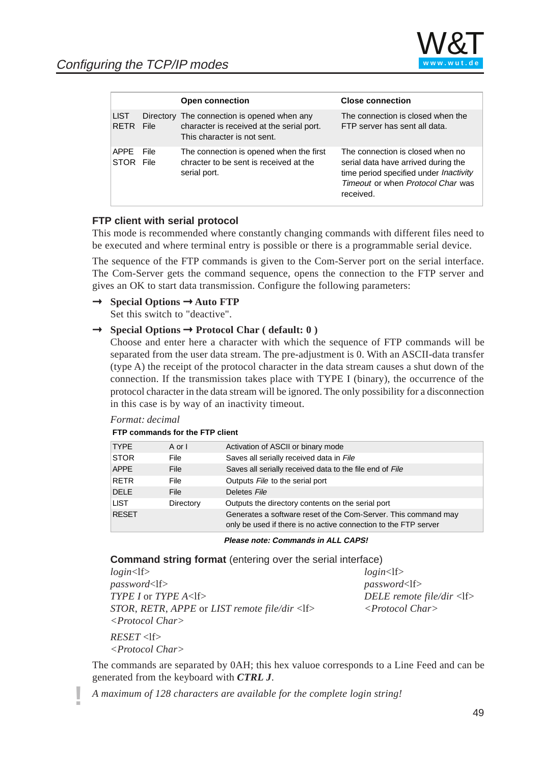| | | Open connection | Close connection |
|---|---|---|---|
| LIST<br>RETR | Directory<br>File | The connection is opened when any character is received at the serial port. This character is not sent. | The connection is closed when the FTP server has sent all data. |
| APPE<br>STOR | File<br>File | The connection is opened when the first chracter to be sent is received at the serial port. | The connection is closed when no serial data have arrived during the time period specified under *Inactivity Timeout* or when *Protocol Char* was received. |

### FTP client with serial protocol

This mode is recommended where constantly changing commands with different files need to be executed and where terminal entry is possible or there is a programmable serial device.

The sequence of the FTP commands is given to the Com-Server port on the serial interface. The Com-Server gets the command sequence, opens the connection to the FTP server and gives an OK to start data transmission. Configure the following parameters:

→ **Special Options → Auto FTP**
Set this switch to "deactive".

→ **Special Options → Protocol Char ( default: 0 )**
Choose and enter here a character with which the sequence of FTP commands will be separated from the user data stream. The pre-adjustment is 0. With an ASCII-data transfer (type A) the receipt of the protocol character in the data stream causes a shut down of the connection. If the transmission takes place with TYPE I (binary), the occurrence of the protocol character in the data stream will be ignored. The only possibility for a disconnection in this case is by way of an inactivity timeout.

*Format: decimal*

**FTP commands for the FTP client**

| | | |
|---|---|---|
| TYPE | A or I | Activation of ASCII or binary mode |
| STOR | File | Saves all serially received data in *File* |
| APPE | File | Saves all serially received data to the file end of *File* |
| RETR | File | Outputs *File* to the serial port |
| DELE | File | Deletes *File* |
| LIST | Directory | Outputs the directory contents on the serial port |
| RESET | | Generates a software reset of the Com-Server. This command may only be used if there is no active connection to the FTP server |

***Please note: Commands in ALL CAPS!***

**Command string format** (entering over the serial interface)

*login*<lf>
*password*<lf>
*TYPE I* or *TYPE A*<lf>
*STOR*, *RETR*, *APPE* or *LIST remote file/dir* <lf>
*<Protocol Char>*

*RESET* <lf>
*<Protocol Char>*

*login*<lf>
*password*<lf>
*DELE remote file/dir* <lf>
*<Protocol Char>*

The commands are separated by 0AH; this hex valuoe corresponds to a Line Feed and can be generated from the keyboard with ***CTRL J***.

*A maximum of 128 characters are available for the complete login string!*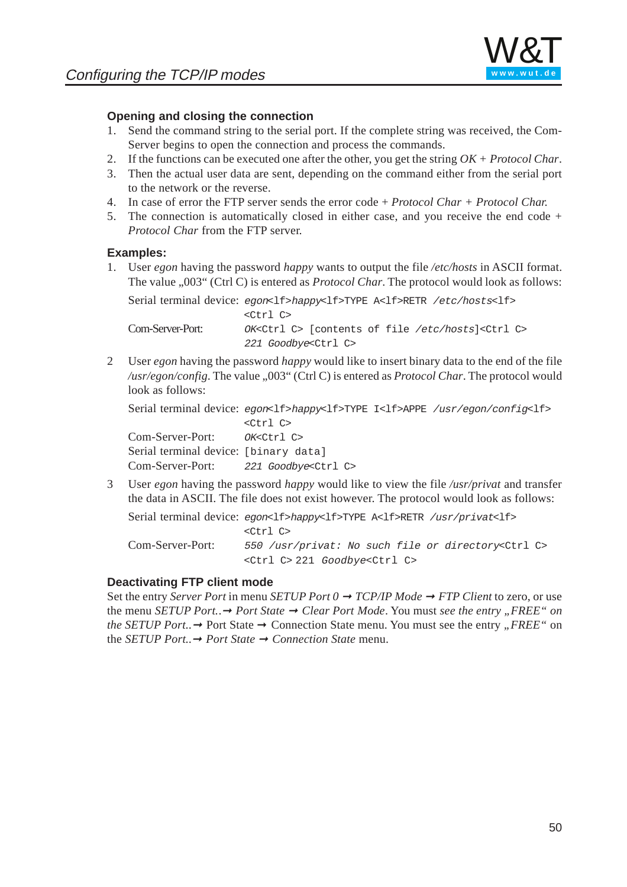### Opening and closing the connection

1. Send the command string to the serial port. If the complete string was received, the Com-Server begins to open the connection and process the commands.
2. If the functions can be executed one after the other, you get the string *OK* + *Protocol Char*.
3. Then the actual user data are sent, depending on the command either from the serial port to the network or the reverse.
4. In case of error the FTP server sends the error code + *Protocol Char* + *Protocol Char.*
5. The connection is automatically closed in either case, and you receive the end code + *Protocol Char* from the FTP server.

### Examples:

1. User *egon* having the password *happy* wants to output the file */etc/hosts* in ASCII format. The value „003" (Ctrl C) is entered as *Protocol Char*. The protocol would look as follows:

   Serial terminal device: `egon<lf>happy<lf>TYPE A<lf>RETR /etc/hosts<lf>`
   `<Ctrl C>`
   Com-Server-Port: `OK<Ctrl C> [contents of file /etc/hosts]<Ctrl C>`
   `221 Goodbye<Ctrl C>`

2. User *egon* having the password *happy* would like to insert binary data to the end of the file */usr/egon/config*. The value „003" (Ctrl C) is entered as *Protocol Char*. The protocol would look as follows:

   Serial terminal device: `egon<lf>happy<lf>TYPE I<lf>APPE /usr/egon/config<lf>`
   `<Ctrl C>`
   Com-Server-Port: `OK<Ctrl C>`
   Serial terminal device: `[binary data]`
   Com-Server-Port: `221 Goodbye<Ctrl C>`

3. User *egon* having the password *happy* would like to view the file */usr/privat* and transfer the data in ASCII. The file does not exist however. The protocol would look as follows:

   Serial terminal device: `egon<lf>happy<lf>TYPE A<lf>RETR /usr/privat<lf>`
   `<Ctrl C>`
   Com-Server-Port: `550 /usr/privat: No such file or directory<Ctrl C>`
   `<Ctrl C> 221 Goodbye<Ctrl C>`

### Deactivating FTP client mode

Set the entry *Server Port* in menu *SETUP Port 0* ➞ *TCP/IP Mode* ➞ *FTP Client* to zero, or use the menu *SETUP Port..* ➞ *Port State* ➞ *Clear Port Mode*. You must *see the entry „FREE" on the SETUP Port..* ➞ Port State ➞ Connection State menu. You must see the entry *„FREE"* on the *SETUP Port..* ➞ *Port State* ➞ *Connection State* menu.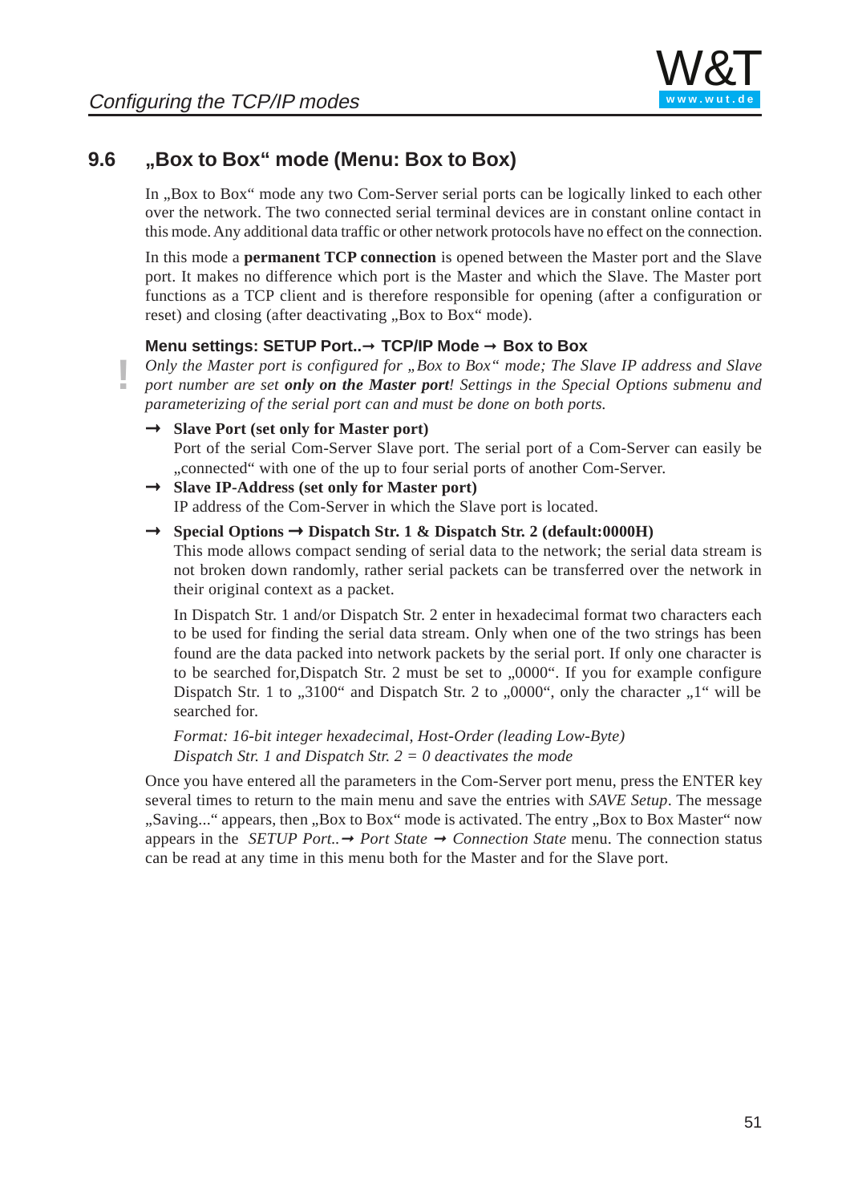## 9.6 „Box to Box“ mode (Menu: Box to Box)

In „Box to Box“ mode any two Com-Server serial ports can be logically linked to each other over the network. The two connected serial terminal devices are in constant online contact in this mode. Any additional data traffic or other network protocols have no effect on the connection.

In this mode a **permanent TCP connection** is opened between the Master port and the Slave port. It makes no difference which port is the Master and which the Slave. The Master port functions as a TCP client and is therefore responsible for opening (after a configuration or reset) and closing (after deactivating „Box to Box“ mode).

**Menu settings: SETUP Port..→ TCP/IP Mode → Box to Box**

*Only the Master port is configured for „Box to Box“ mode; The Slave IP address and Slave port number are set **only on the Master port**! Settings in the Special Options submenu and parameterizing of the serial port can and must be done on both ports.*

→ **Slave Port (set only for Master port)**
Port of the serial Com-Server Slave port. The serial port of a Com-Server can easily be „connected“ with one of the up to four serial ports of another Com-Server.

→ **Slave IP-Address (set only for Master port)**
IP address of the Com-Server in which the Slave port is located.

→ **Special Options → Dispatch Str. 1 & Dispatch Str. 2 (default:0000H)**
This mode allows compact sending of serial data to the network; the serial data stream is not broken down randomly, rather serial packets can be transferred over the network in their original context as a packet.

In Dispatch Str. 1 and/or Dispatch Str. 2 enter in hexadecimal format two characters each to be used for finding the serial data stream. Only when one of the two strings has been found are the data packed into network packets by the serial port. If only one character is to be searched for,Dispatch Str. 2 must be set to „0000“. If you for example configure Dispatch Str. 1 to „3100“ and Dispatch Str. 2 to „0000“, only the character „1“ will be searched for.

*Format: 16-bit integer hexadecimal, Host-Order (leading Low-Byte)*
*Dispatch Str. 1 and Dispatch Str. 2 = 0 deactivates the mode*

Once you have entered all the parameters in the Com-Server port menu, press the ENTER key several times to return to the main menu and save the entries with *SAVE Setup*. The message „Saving...“ appears, then „Box to Box“ mode is activated. The entry „Box to Box Master“ now appears in the *SETUP Port..→ Port State → Connection State* menu. The connection status can be read at any time in this menu both for the Master and for the Slave port.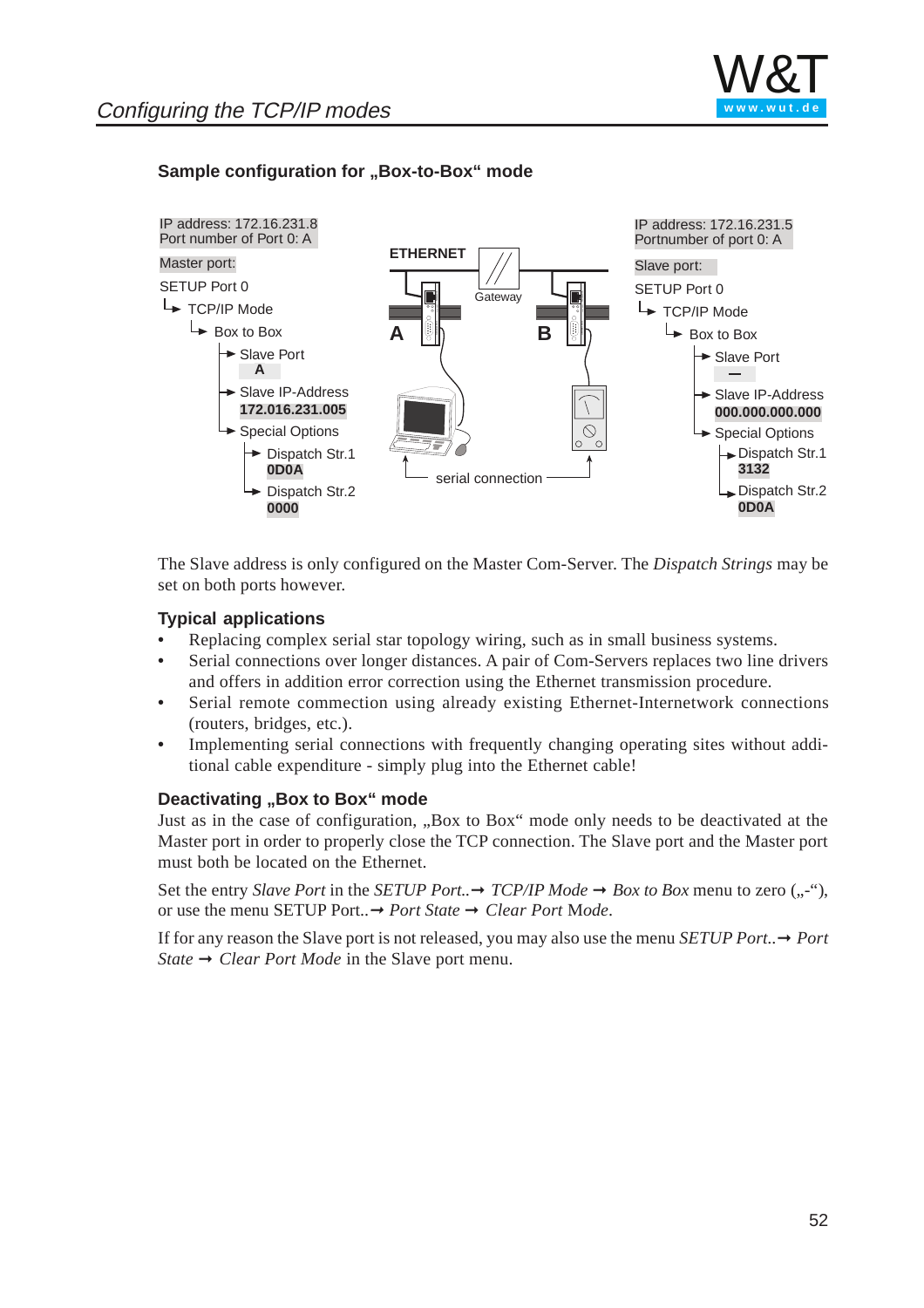## Sample configuration for „Box-to-Box“ mode

IP address: 172.16.231.8
Port number of Port 0: A

Master port:

SETUP Port 0
- TCP/IP Mode
  - Box to Box
    - Slave Port
      **A**
    - Slave IP-Address
      **172.016.231.005**
    - Special Options
      - Dispatch Str.1
        **0D0A**
      - Dispatch Str.2
        **0000**

ETHERNET

Gateway

A

B

serial connection

IP address: 172.16.231.5
Portnumber of port 0: A

Slave port:

SETUP Port 0
- TCP/IP Mode
  - Box to Box
    - Slave Port
      **—**
    - Slave IP-Address
      **000.000.000.000**
    - Special Options
      - Dispatch Str.1
        **3132**
      - Dispatch Str.2
        **0D0A**

The Slave address is only configured on the Master Com-Server. The *Dispatch Strings* may be set on both ports however.

### Typical applications

- Replacing complex serial star topology wiring, such as in small business systems.
- Serial connections over longer distances. A pair of Com-Servers replaces two line drivers and offers in addition error correction using the Ethernet transmission procedure.
- Serial remote connection using already existing Ethernet-Internetwork connections (routers, bridges, etc.).
- Implementing serial connections with frequently changing operating sites without additional cable expenditure - simply plug into the Ethernet cable!

### Deactivating „Box to Box“ mode

Just as in the case of configuration, „Box to Box“ mode only needs to be deactivated at the Master port in order to properly close the TCP connection. The Slave port and the Master port must both be located on the Ethernet.

Set the entry *Slave Port* in the *SETUP Port..* → *TCP/IP Mode* → *Box to Box* menu to zero („-“), or use the menu SETUP Port..→ *Port State* → *Clear Port Mode*.

If for any reason the Slave port is not released, you may also use the menu *SETUP Port..*→ *Port State* → *Clear Port Mode* in the Slave port menu.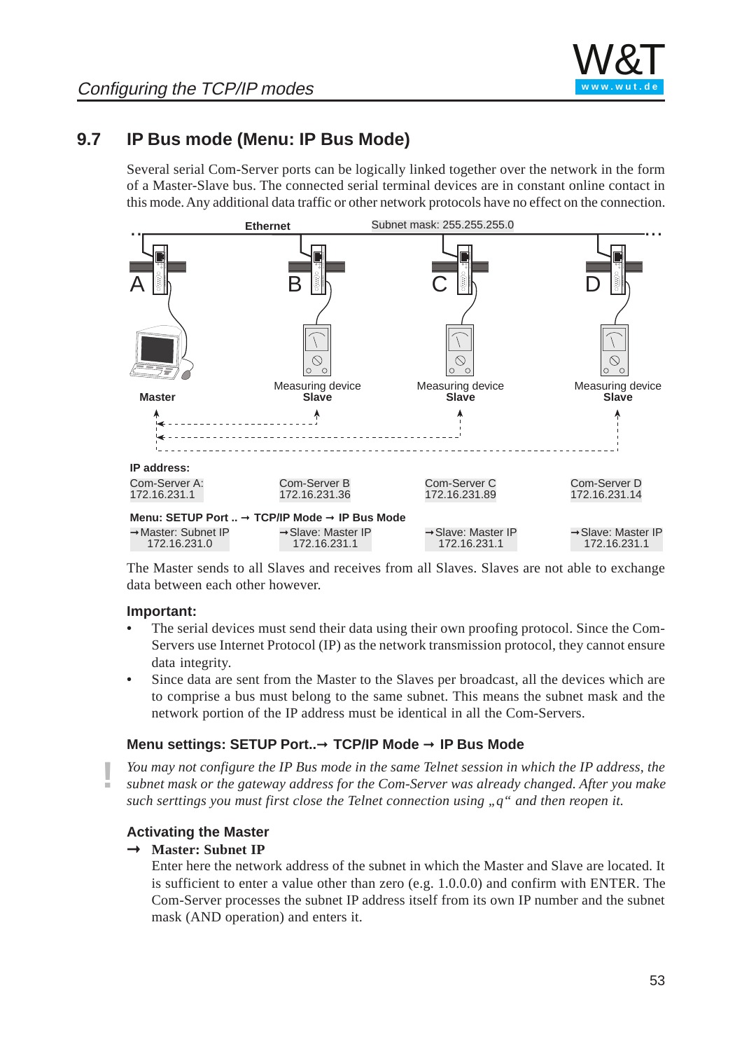## 9.7 IP Bus mode (Menu: IP Bus Mode)

Several serial Com-Server ports can be logically linked together over the network in the form of a Master-Slave bus. The connected serial terminal devices are in constant online contact in this mode. Any additional data traffic or other network protocols have no effect on the connection.

Ethernet — Subnet mask: 255.255.255.0

| A | B | C | D |
|---|---|---|---|
| Master | Measuring device Slave | Measuring device Slave | Measuring device Slave |

**IP address:**

| Com-Server A: 172.16.231.1 | Com-Server B 172.16.231.36 | Com-Server C 172.16.231.89 | Com-Server D 172.16.231.14 |
|---|---|---|---|

**Menu: SETUP Port .. → TCP/IP Mode → IP Bus Mode**

| →Master: Subnet IP 172.16.231.0 | →Slave: Master IP 172.16.231.1 | →Slave: Master IP 172.16.231.1 | →Slave: Master IP 172.16.231.1 |
|---|---|---|---|

The Master sends to all Slaves and receives from all Slaves. Slaves are not able to exchange data between each other however.

**Important:**

- The serial devices must send their data using their own proofing protocol. Since the Com-Servers use Internet Protocol (IP) as the network transmission protocol, they cannot ensure data integrity.
- Since data are sent from the Master to the Slaves per broadcast, all the devices which are to comprise a bus must belong to the same subnet. This means the subnet mask and the network portion of the IP address must be identical in all the Com-Servers.

### Menu settings: SETUP Port..→ TCP/IP Mode → IP Bus Mode

! *You may not configure the IP Bus mode in the same Telnet session in which the IP address, the subnet mask or the gateway address for the Com-Server was already changed. After you make such serttings you must first close the Telnet connection using „q“ and then reopen it.*

### Activating the Master

→ **Master: Subnet IP**

Enter here the network address of the subnet in which the Master and Slave are located. It is sufficient to enter a value other than zero (e.g. 1.0.0.0) and confirm with ENTER. The Com-Server processes the subnet IP address itself from its own IP number and the subnet mask (AND operation) and enters it.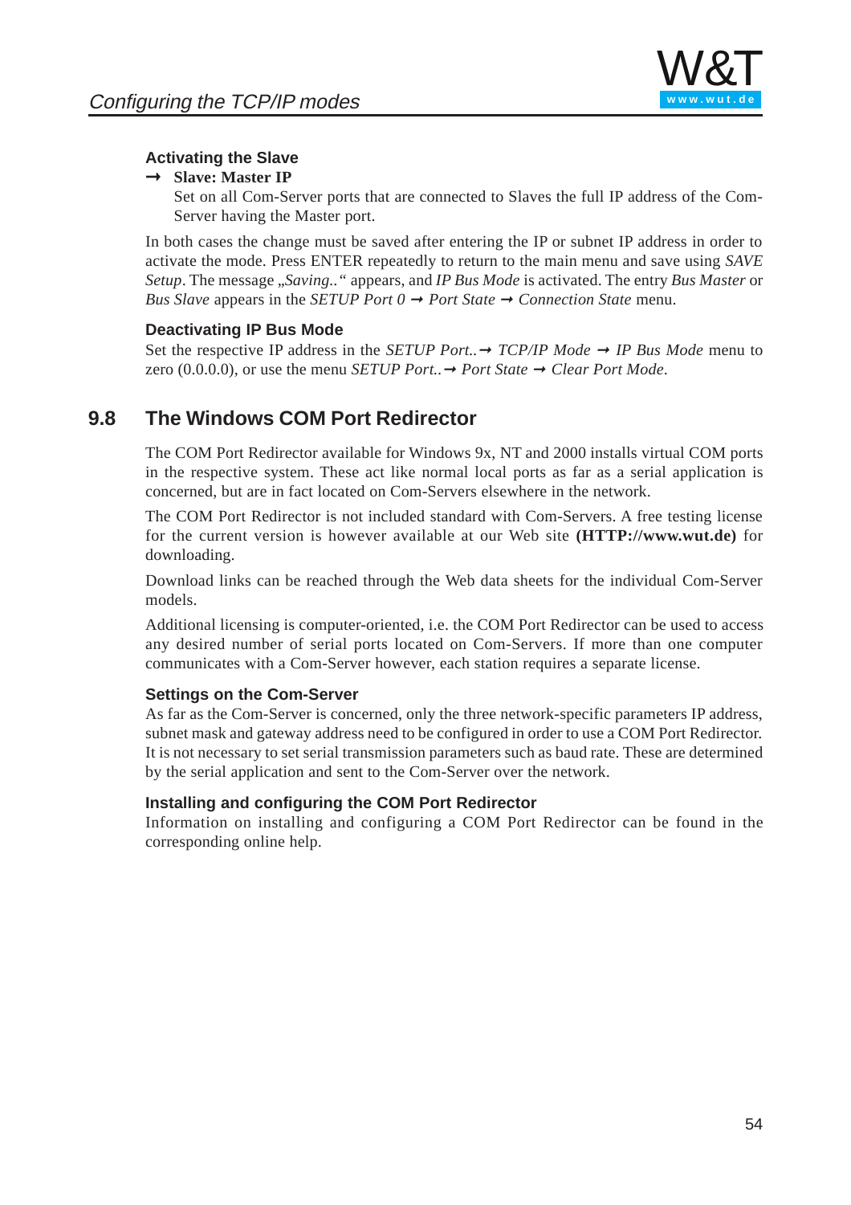#### Activating the Slave

→ **Slave: Master IP**

Set on all Com-Server ports that are connected to Slaves the full IP address of the Com-Server having the Master port.

In both cases the change must be saved after entering the IP or subnet IP address in order to activate the mode. Press ENTER repeatedly to return to the main menu and save using *SAVE Setup*. The message *„Saving..“* appears, and *IP Bus Mode* is activated. The entry *Bus Master* or *Bus Slave* appears in the *SETUP Port 0 → Port State → Connection State* menu.

#### Deactivating IP Bus Mode

Set the respective IP address in the *SETUP Port..→ TCP/IP Mode → IP Bus Mode* menu to zero (0.0.0.0), or use the menu *SETUP Port..→ Port State → Clear Port Mode*.

## 9.8 The Windows COM Port Redirector

The COM Port Redirector available for Windows 9x, NT and 2000 installs virtual COM ports in the respective system. These act like normal local ports as far as a serial application is concerned, but are in fact located on Com-Servers elsewhere in the network.

The COM Port Redirector is not included standard with Com-Servers. A free testing license for the current version is however available at our Web site **(HTTP://www.wut.de)** for downloading.

Download links can be reached through the Web data sheets for the individual Com-Server models.

Additional licensing is computer-oriented, i.e. the COM Port Redirector can be used to access any desired number of serial ports located on Com-Servers. If more than one computer communicates with a Com-Server however, each station requires a separate license.

#### Settings on the Com-Server

As far as the Com-Server is concerned, only the three network-specific parameters IP address, subnet mask and gateway address need to be configured in order to use a COM Port Redirector. It is not necessary to set serial transmission parameters such as baud rate. These are determined by the serial application and sent to the Com-Server over the network.

#### Installing and configuring the COM Port Redirector

Information on installing and configuring a COM Port Redirector can be found in the corresponding online help.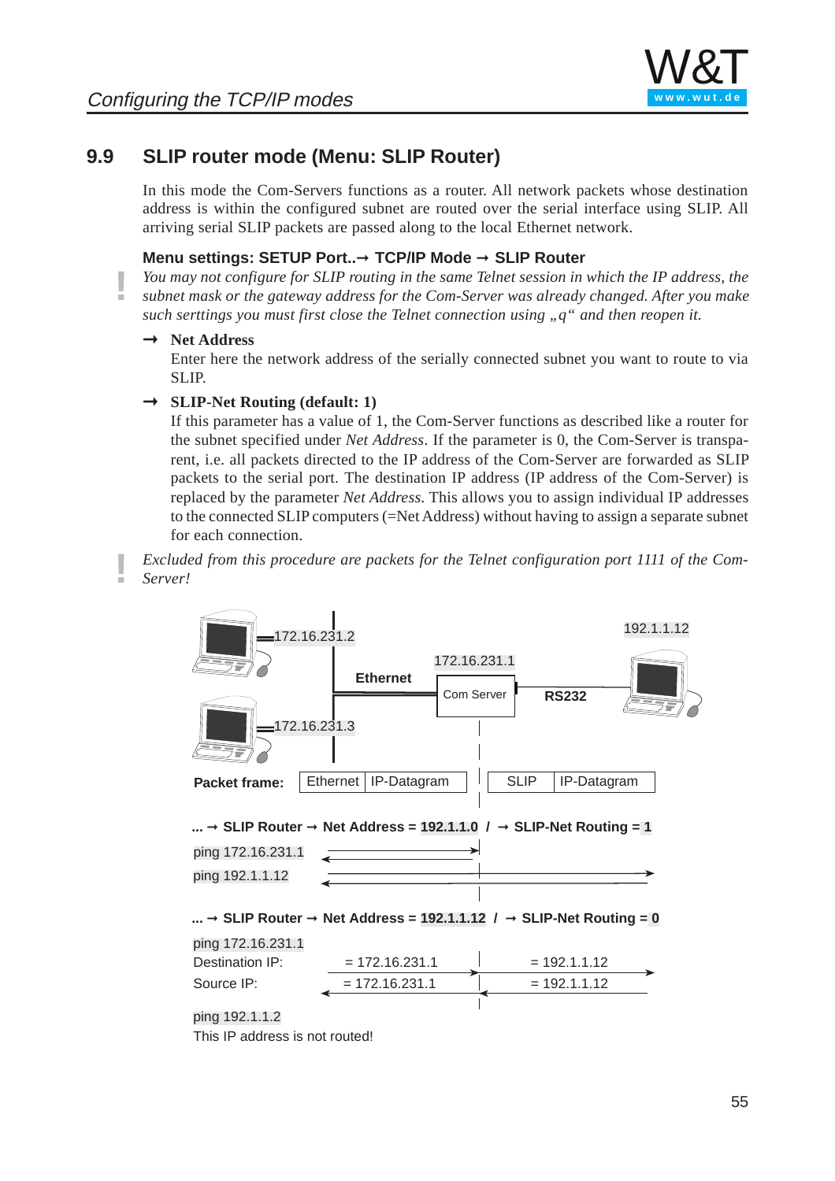## 9.9 SLIP router mode (Menu: SLIP Router)

In this mode the Com-Servers functions as a router. All network packets whose destination address is within the configured subnet are routed over the serial interface using SLIP. All arriving serial SLIP packets are passed along to the local Ethernet network.

**Menu settings: SETUP Port..→ TCP/IP Mode → SLIP Router**

*You may not configure for SLIP routing in the same Telnet session in which the IP address, the subnet mask or the gateway address for the Com-Server was already changed. After you make such serttings you must first close the Telnet connection using „q“ and then reopen it.*

→ **Net Address**
Enter here the network address of the serially connected subnet you want to route to via SLIP.

→ **SLIP-Net Routing (default: 1)**
If this parameter has a value of 1, the Com-Server functions as described like a router for the subnet specified under *Net Address*. If the parameter is 0, the Com-Server is transparent, i.e. all packets directed to the IP address of the Com-Server are forwarded as SLIP packets to the serial port. The destination IP address (IP address of the Com-Server) is replaced by the parameter *Net Address*. This allows you to assign individual IP addresses to the connected SLIP computers (=Net Address) without having to assign a separate subnet for each connection.

*Excluded from this procedure are packets for the Telnet configuration port 1111 of the Com-Server!*

172.16.231.2 — Ethernet — 172.16.231.1 Com Server — RS232 — 192.1.1.12
172.16.231.3

**Packet frame:** Ethernet | IP-Datagram / SLIP | IP-Datagram

**... → SLIP Router → Net Address = 192.1.1.0 / → SLIP-Net Routing = 1**

ping 172.16.231.1
ping 192.1.1.12

**... → SLIP Router → Net Address = 192.1.1.12 / → SLIP-Net Routing = 0**

ping 172.16.231.1

| | | |
|---|---|---|
| Destination IP: | = 172.16.231.1 | = 192.1.1.12 |
| Source IP: | = 172.16.231.1 | = 192.1.1.12 |

ping 192.1.1.2
This IP address is not routed!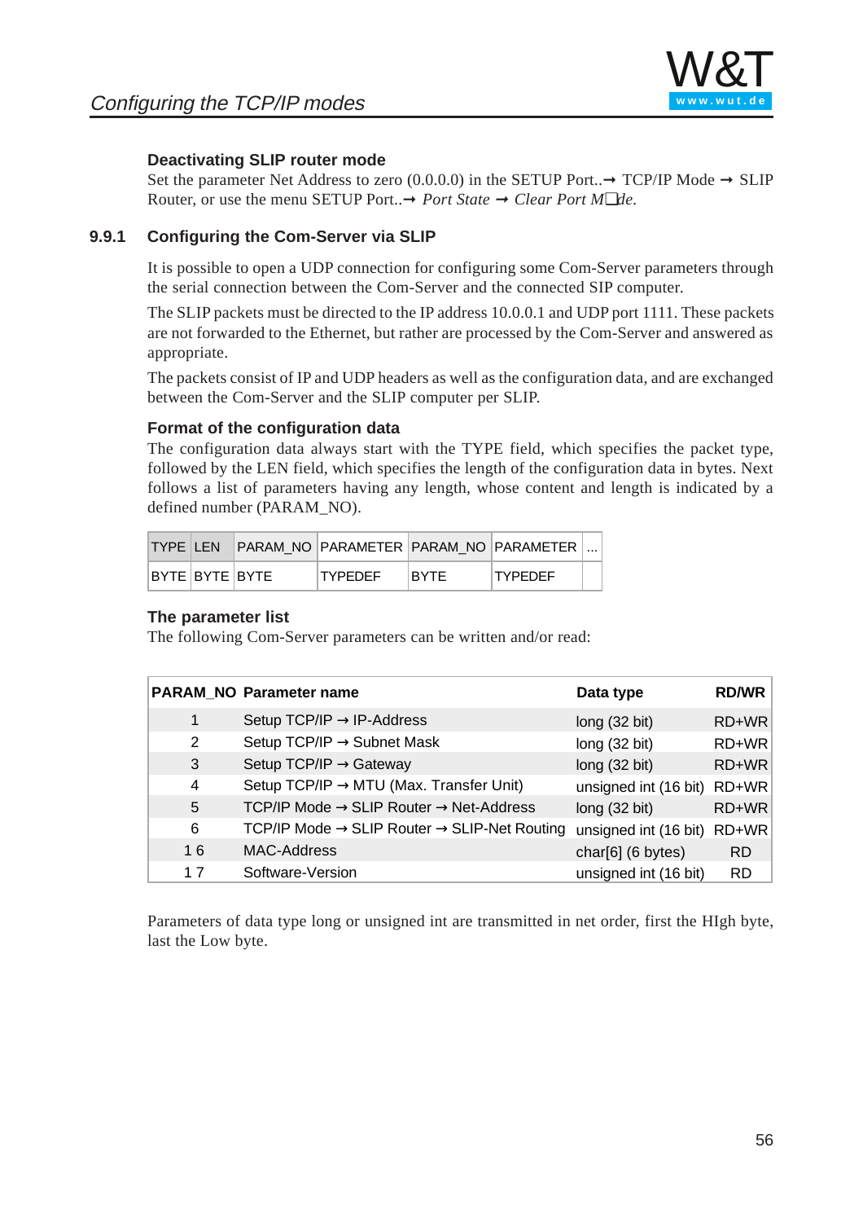### Deactivating SLIP router mode

Set the parameter Net Address to zero (0.0.0.0) in the SETUP Port..→ TCP/IP Mode → SLIP Router, or use the menu SETUP Port..→ *Port State* → *Clear Port M❑de.*

## 9.9.1 Configuring the Com-Server via SLIP

It is possible to open a UDP connection for configuring some Com-Server parameters through the serial connection between the Com-Server and the connected SIP computer.

The SLIP packets must be directed to the IP address 10.0.0.1 and UDP port 1111. These packets are not forwarded to the Ethernet, but rather are processed by the Com-Server and answered as appropriate.

The packets consist of IP and UDP headers as well as the configuration data, and are exchanged between the Com-Server and the SLIP computer per SLIP.

### Format of the configuration data

The configuration data always start with the TYPE field, which specifies the packet type, followed by the LEN field, which specifies the length of the configuration data in bytes. Next follows a list of parameters having any length, whose content and length is indicated by a defined number (PARAM_NO).

| TYPE | LEN | PARAM_NO | PARAMETER | PARAM_NO | PARAMETER | ... |
|---|---|---|---|---|---|---|
| BYTE | BYTE | BYTE | TYPEDEF | BYTE | TYPEDEF | |

### The parameter list

The following Com-Server parameters can be written and/or read:

| PARAM_NO | Parameter name | Data type | RD/WR |
|---|---|---|---|
| 1 | Setup TCP/IP → IP-Address | long (32 bit) | RD+WR |
| 2 | Setup TCP/IP → Subnet Mask | long (32 bit) | RD+WR |
| 3 | Setup TCP/IP → Gateway | long (32 bit) | RD+WR |
| 4 | Setup TCP/IP → MTU (Max. Transfer Unit) | unsigned int (16 bit) | RD+WR |
| 5 | TCP/IP Mode → SLIP Router → Net-Address | long (32 bit) | RD+WR |
| 6 | TCP/IP Mode → SLIP Router → SLIP-Net Routing | unsigned int (16 bit) | RD+WR |
| 16 | MAC-Address | char[6] (6 bytes) | RD |
| 17 | Software-Version | unsigned int (16 bit) | RD |

Parameters of data type long or unsigned int are transmitted in net order, first the HIgh byte, last the Low byte.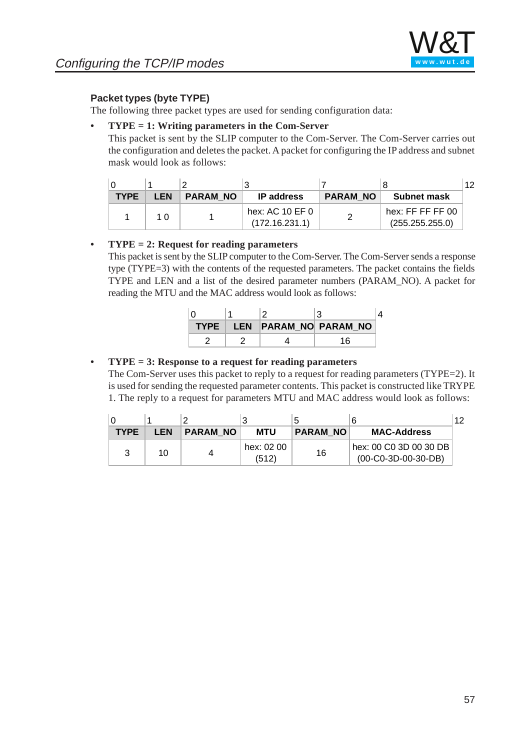### Packet types (byte TYPE)

The following three packet types are used for sending configuration data:

- **TYPE = 1: Writing parameters in the Com-Server**
  This packet is sent by the SLIP computer to the Com-Server. The Com-Server carries out the configuration and deletes the packet. A packet for configuring the IP address and subnet mask would look as follows:

| 0 | 1 | 2 | 3 | 7 | 8 | 12 |
|---|---|---|---|---|---|---|
| **TYPE** | **LEN** | **PARAM_NO** | **IP address** | **PARAM_NO** | **Subnet mask** | |
| 1 | 1 0 | 1 | hex: AC 10 EF 0 (172.16.231.1) | 2 | hex: FF FF FF 00 (255.255.255.0) | |

- **TYPE = 2: Request for reading parameters**
  This packet is sent by the SLIP computer to the Com-Server. The Com-Server sends a response type (TYPE=3) with the contents of the requested parameters. The packet contains the fields TYPE and LEN and a list of the desired parameter numbers (PARAM_NO). A packet for reading the MTU and the MAC address would look as follows:

| 0 | 1 | 2 | 3 | 4 |
|---|---|---|---|---|
| **TYPE** | **LEN** | **PARAM_NO** | **PARAM_NO** | |
| 2 | 2 | 4 | 16 | |

- **TYPE = 3: Response to a request for reading parameters**
  The Com-Server uses this packet to reply to a request for reading parameters (TYPE=2). It is used for sending the requested parameter contents. This packet is constructed like TRYPE 1. The reply to a request for parameters MTU and MAC address would look as follows:

| 0 | 1 | 2 | 3 | 5 | 6 | 12 |
|---|---|---|---|---|---|---|
| **TYPE** | **LEN** | **PARAM_NO** | **MTU** | **PARAM_NO** | **MAC-Address** | |
| 3 | 10 | 4 | hex: 02 00 (512) | 16 | hex: 00 C0 3D 00 30 DB (00-C0-3D-00-30-DB) | |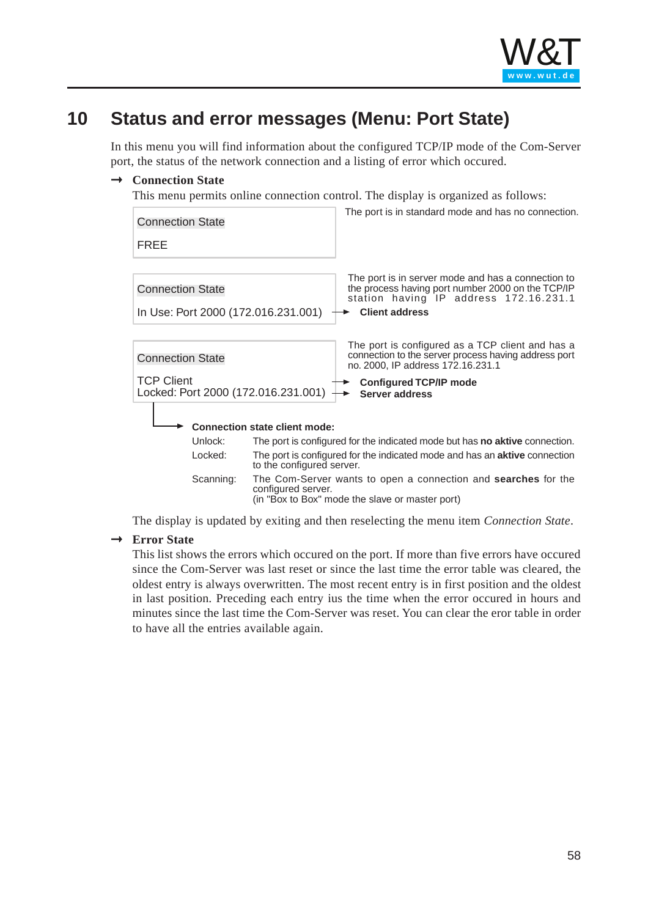# 10 Status and error messages (Menu: Port State)

In this menu you will find information about the configured TCP/IP mode of the Com-Server port, the status of the network connection and a listing of error which occured.

→ **Connection State**

This menu permits online connection control. The display is organized as follows:

```
Connection State

FREE
```

The port is in standard mode and has no connection.

```
Connection State

In Use: Port 2000 (172.016.231.001)
```

The port is in server mode and has a connection to the process having port number 2000 on the TCP/IP station having IP address 172.16.231.1

→ **Client address**

```
Connection State

TCP Client
Locked: Port 2000 (172.016.231.001)
```

The port is configured as a TCP client and has a connection to the server process having address port no. 2000, IP address 172.16.231.1

→ **Configured TCP/IP mode**

→ **Server address**

**Connection state client mode:**

| | |
|---|---|
| Unlock: | The port is configured for the indicated mode but has **no aktive** connection. |
| Locked: | The port is configured for the indicated mode and has an **aktive** connection to the configured server. |
| Scanning: | The Com-Server wants to open a connection and **searches** for the configured server. (in "Box to Box" mode the slave or master port) |

The display is updated by exiting and then reselecting the menu item *Connection State*.

→ **Error State**

This list shows the errors which occured on the port. If more than five errors have occured since the Com-Server was last reset or since the last time the error table was cleared, the oldest entry is always overwritten. The most recent entry is in first position and the oldest in last position. Preceding each entry ius the time when the error occured in hours and minutes since the last time the Com-Server was reset. You can clear the eror table in order to have all the entries available again.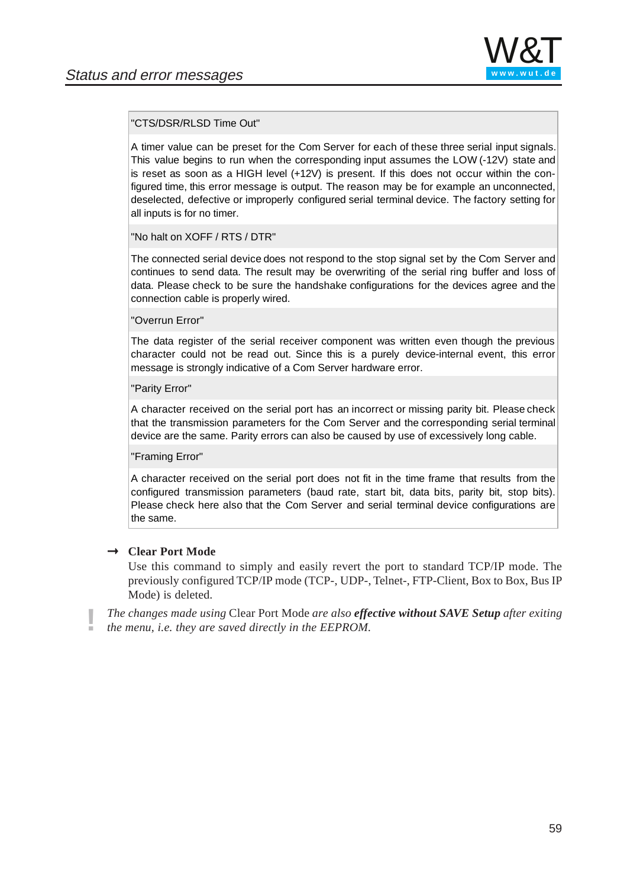| "CTS/DSR/RLSD Time Out" |
|---|
| A timer value can be preset for the Com Server for each of these three serial input signals. This value begins to run when the corresponding input assumes the LOW (-12V) state and is reset as soon as a HIGH level (+12V) is present. If this does not occur within the configured time, this error message is output. The reason may be for example an unconnected, deselected, defective or improperly configured serial terminal device. The factory setting for all inputs is for no timer. |
| "No halt on XOFF / RTS / DTR" |
| The connected serial device does not respond to the stop signal set by the Com Server and continues to send data. The result may be overwriting of the serial ring buffer and loss of data. Please check to be sure the handshake configurations for the devices agree and the connection cable is properly wired. |
| "Overrun Error" |
| The data register of the serial receiver component was written even though the previous character could not be read out. Since this is a purely device-internal event, this error message is strongly indicative of a Com Server hardware error. |
| "Parity Error" |
| A character received on the serial port has an incorrect or missing parity bit. Please check that the transmission parameters for the Com Server and the corresponding serial terminal device are the same. Parity errors can also be caused by use of excessively long cable. |
| "Framing Error" |
| A character received on the serial port does not fit in the time frame that results from the configured transmission parameters (baud rate, start bit, data bits, parity bit, stop bits). Please check here also that the Com Server and serial terminal device configurations are the same. |

→ **Clear Port Mode**

Use this command to simply and easily revert the port to standard TCP/IP mode. The previously configured TCP/IP mode (TCP-, UDP-, Telnet-, FTP-Client, Box to Box, Bus IP Mode) is deleted.

! *The changes made using* Clear Port Mode *are also* ***effective without SAVE Setup*** *after exiting the menu, i.e. they are saved directly in the EEPROM.*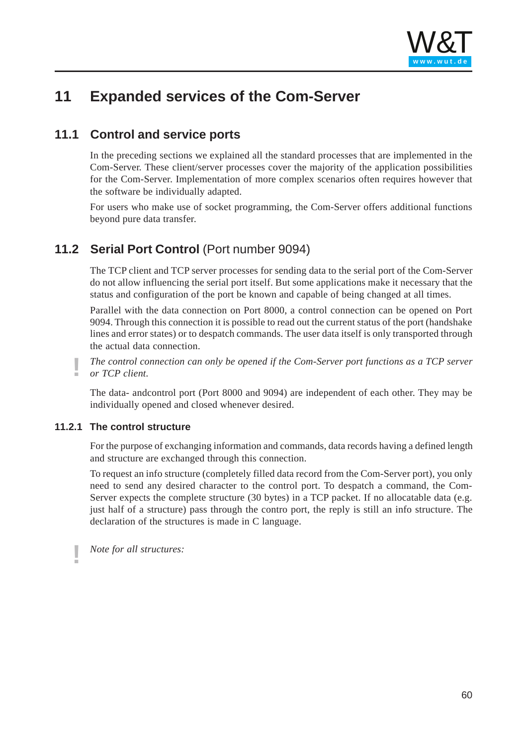# 11 Expanded services of the Com-Server

## 11.1 Control and service ports

In the preceding sections we explained all the standard processes that are implemented in the Com-Server. These client/server processes cover the majority of the application possibilities for the Com-Server. Implementation of more complex scenarios often requires however that the software be individually adapted.

For users who make use of socket programming, the Com-Server offers additional functions beyond pure data transfer.

## 11.2 Serial Port Control (Port number 9094)

The TCP client and TCP server processes for sending data to the serial port of the Com-Server do not allow influencing the serial port itself. But some applications make it necessary that the status and configuration of the port be known and capable of being changed at all times.

Parallel with the data connection on Port 8000, a control connection can be opened on Port 9094. Through this connection it is possible to read out the current status of the port (handshake lines and error states) or to despatch commands. The user data itself is only transported through the actual data connection.

*The control connection can only be opened if the Com-Server port functions as a TCP server or TCP client.*

The data- andcontrol port (Port 8000 and 9094) are independent of each other. They may be individually opened and closed whenever desired.

### 11.2.1 The control structure

For the purpose of exchanging information and commands, data records having a defined length and structure are exchanged through this connection.

To request an info structure (completely filled data record from the Com-Server port), you only need to send any desired character to the control port. To despatch a command, the Com-Server expects the complete structure (30 bytes) in a TCP packet. If no allocatable data (e.g. just half of a structure) pass through the contro port, the reply is still an info structure. The declaration of the structures is made in C language.

*Note for all structures:*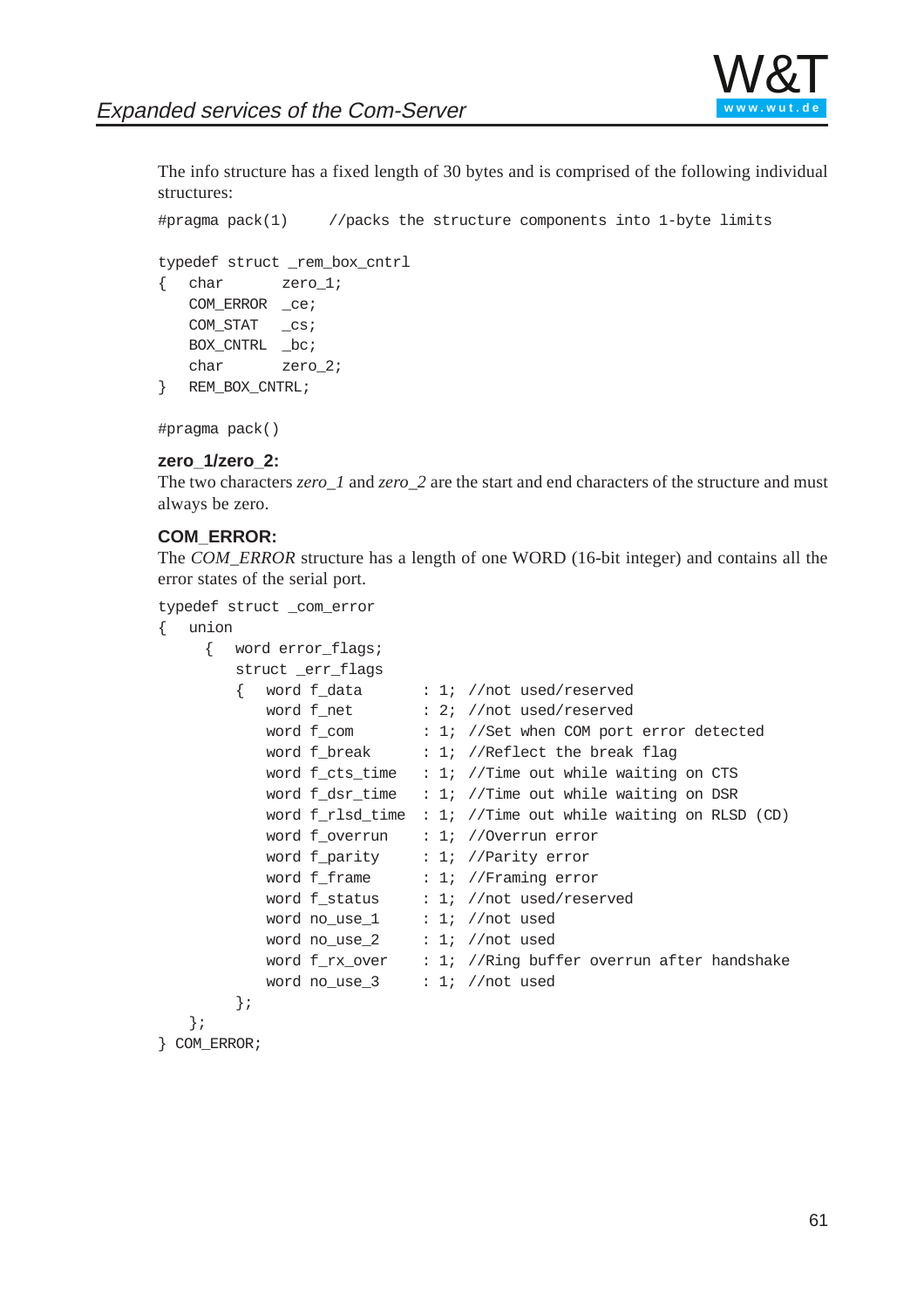The info structure has a fixed length of 30 bytes and is comprised of the following individual structures:

```
#pragma pack(1)     //packs the structure components into 1-byte limits

typedef struct _rem_box_cntrl
{   char       zero_1;
    COM_ERROR  _ce;
    COM_STAT   _cs;
    BOX_CNTRL  _bc;
    char       zero_2;
}   REM_BOX_CNTRL;

#pragma pack()
```

**zero_1/zero_2:**

The two characters *zero_1* and *zero_2* are the start and end characters of the structure and must always be zero.

**COM_ERROR:**

The *COM_ERROR* structure has a length of one WORD (16-bit integer) and contains all the error states of the serial port.

```
typedef struct _com_error
{   union
     {   word error_flags;
         struct _err_flags
         {   word f_data      : 1; //not used/reserved
             word f_net       : 2; //not used/reserved
             word f_com       : 1; //Set when COM port error detected
             word f_break     : 1; //Reflect the break flag
             word f_cts_time  : 1; //Time out while waiting on CTS
             word f_dsr_time  : 1; //Time out while waiting on DSR
             word f_rlsd_time : 1; //Time out while waiting on RLSD (CD)
             word f_overrun   : 1; //Overrun error
             word f_parity    : 1; //Parity error
             word f_frame     : 1; //Framing error
             word f_status    : 1; //not used/reserved
             word no_use_1    : 1; //not used
             word no_use_2    : 1; //not used
             word f_rx_over   : 1; //Ring buffer overrun after handshake
             word no_use_3    : 1; //not used
         };
    };
} COM_ERROR;
```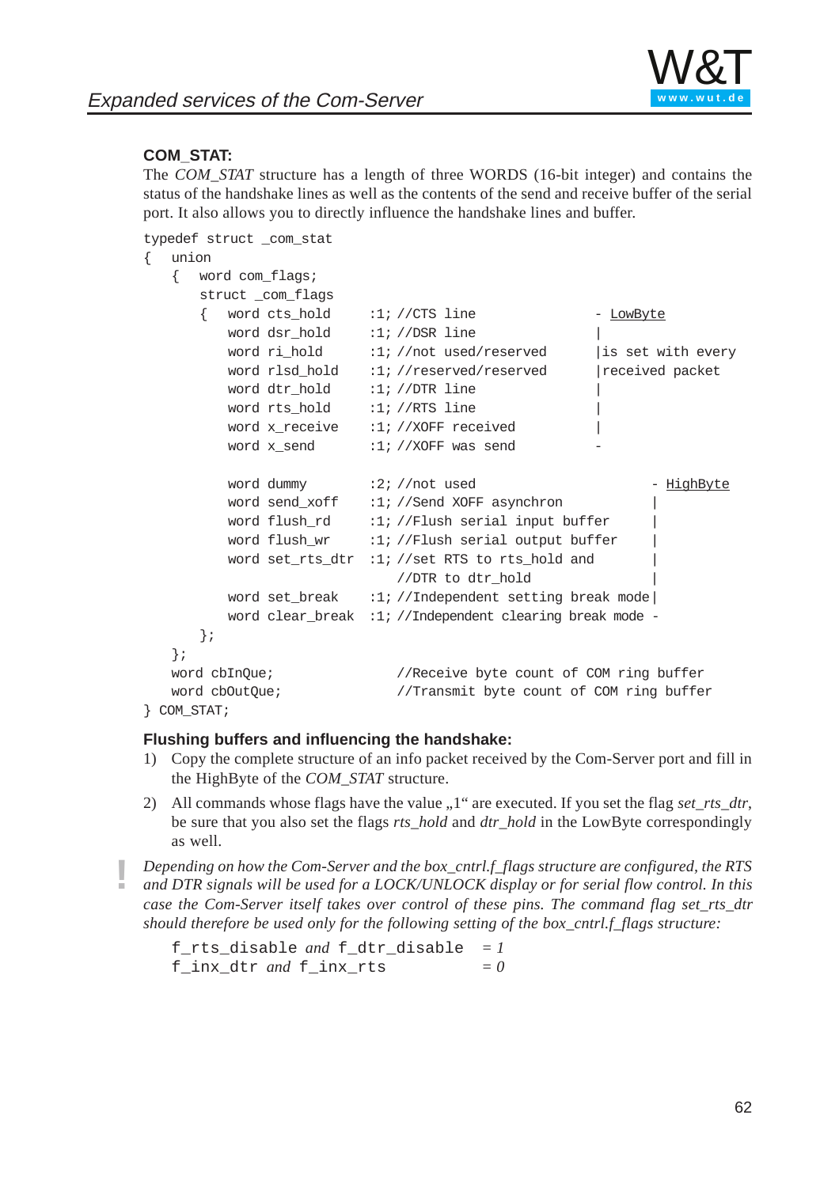### COM_STAT:

The *COM_STAT* structure has a length of three WORDS (16-bit integer) and contains the status of the handshake lines as well as the contents of the send and receive buffer of the serial port. It also allows you to directly influence the handshake lines and buffer.

```
typedef struct _com_stat
{   union
    {   word com_flags;
        struct _com_flags
        {   word cts_hold     :1; //CTS line               - LowByte
            word dsr_hold     :1; //DSR line               |
            word ri_hold      :1; //not used/reserved      |is set with every
            word rlsd_hold    :1; //reserved/reserved      |received packet
            word dtr_hold     :1; //DTR line               |
            word rts_hold     :1; //RTS line               |
            word x_receive    :1; //XOFF received          |
            word x_send       :1; //XOFF was send          -

            word dummy        :2; //not used                      - HighByte
            word send_xoff    :1; //Send XOFF asynchron           |
            word flush_rd     :1; //Flush serial input buffer     |
            word flush_wr     :1; //Flush serial output buffer    |
            word set_rts_dtr  :1; //set RTS to rts_hold and       |
                                    //DTR to dtr_hold               |
            word set_break    :1; //Independent setting break mode|
            word clear_break  :1; //Independent clearing break mode -
        };
    };
    word cbInQue;               //Receive byte count of COM ring buffer
    word cbOutQue;              //Transmit byte count of COM ring buffer
} COM_STAT;
```

### Flushing buffers and influencing the handshake:

1) Copy the complete structure of an info packet received by the Com-Server port and fill in the HighByte of the *COM_STAT* structure.

2) All commands whose flags have the value „1“ are executed. If you set the flag *set_rts_dtr*, be sure that you also set the flags *rts_hold* and *dtr_hold* in the LowByte correspondingly as well.

! *Depending on how the Com-Server and the box_cntrl.f_flags structure are configured, the RTS and DTR signals will be used for a LOCK/UNLOCK display or for serial flow control. In this case the Com-Server itself takes over control of these pins. The command flag set_rts_dtr should therefore be used only for the following setting of the box_cntrl.f_flags structure:*

`f_rts_disable` *and* `f_dtr_disable` *= 1*
`f_inx_dtr` *and* `f_inx_rts` *= 0*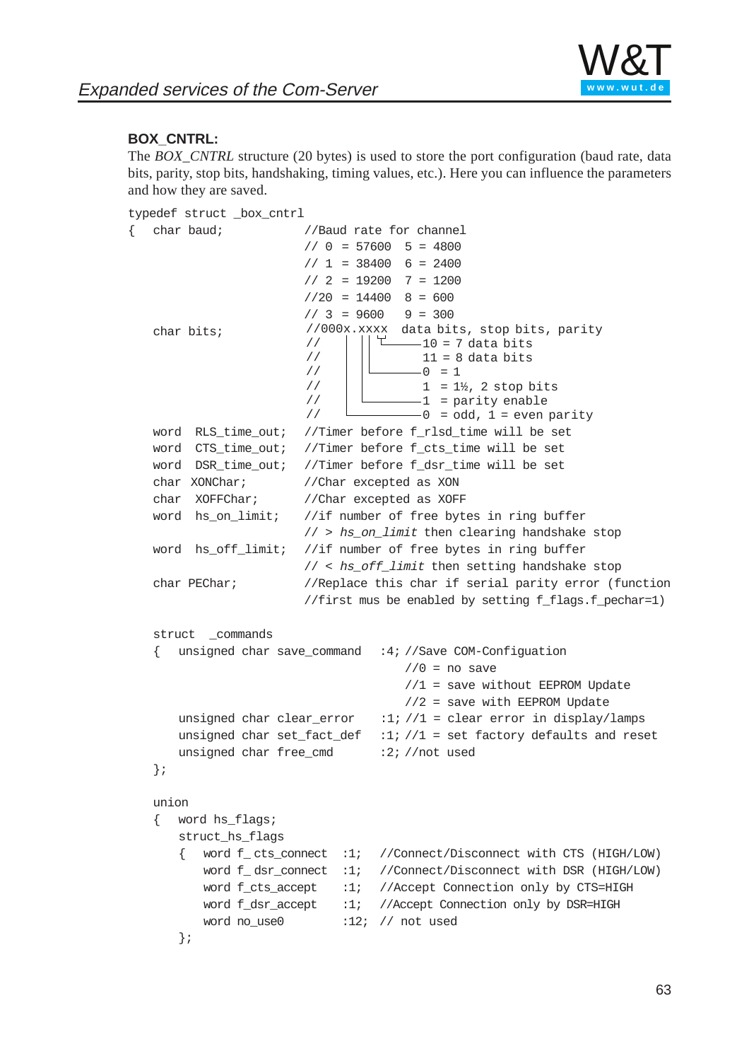### BOX_CNTRL:

The *BOX_CNTRL* structure (20 bytes) is used to store the port configuration (baud rate, data bits, parity, stop bits, handshaking, timing values, etc.). Here you can influence the parameters and how they are saved.

```
typedef struct _box_cntrl
{   char baud;                 //Baud rate for channel
                               // 0  = 57600  5 = 4800
                               // 1  = 38400  6 = 2400
                               // 2  = 19200  7 = 1200
                               //20  = 14400  8 = 600
                               // 3  = 9600   9 = 300
    char bits;                 //000x.xxxx  data bits, stop bits, parity
                               //    |  ||└┘──10 = 7 data bits
                               //    |  ||      11 = 8 data bits
                               //    |  |└──────0  = 1
                               //    |  |       1  = 1½, 2 stop bits
                               //    |  └───────1  = parity enable
                               //    └──────────0  = odd, 1 = even parity
    word  RLS_time_out;        //Timer before f_rlsd_time will be set
    word  CTS_time_out;        //Timer before f_cts_time will be set
    word  DSR_time_out;        //Timer before f_dsr_time will be set
    char  XONChar;             //Char excepted as XON
    char  XOFFChar;            //Char excepted as XOFF
    word  hs_on_limit;         //if number of free bytes in ring buffer
                               // > hs_on_limit then clearing handshake stop
    word  hs_off_limit;        //if number of free bytes in ring buffer
                               // < hs_off_limit then setting handshake stop
    char PEChar;               //Replace this char if serial parity error (function
                               //first mus be enabled by setting f_flags.f_pechar=1)

    struct  _commands
    {   unsigned char save_command   :4; //Save COM-Configuation
                                         //0 = no save
                                         //1 = save without EEPROM Update
                                         //2 = save with EEPROM Update
        unsigned char clear_error    :1; //1 = clear error in display/lamps
        unsigned char set_fact_def   :1; //1 = set factory defaults and reset
        unsigned char free_cmd       :2; //not used
    };

    union
    {   word hs_flags;
        struct_hs_flags
        {   word f_cts_connect  :1;  //Connect/Disconnect with CTS (HIGH/LOW)
            word f_dsr_connect  :1;  //Connect/Disconnect with DSR (HIGH/LOW)
            word f_cts_accept   :1;  //Accept Connection only by CTS=HIGH
            word f_dsr_accept   :1;  //Accept Connection only by DSR=HIGH
            word no_use0        :12; // not used
        };
```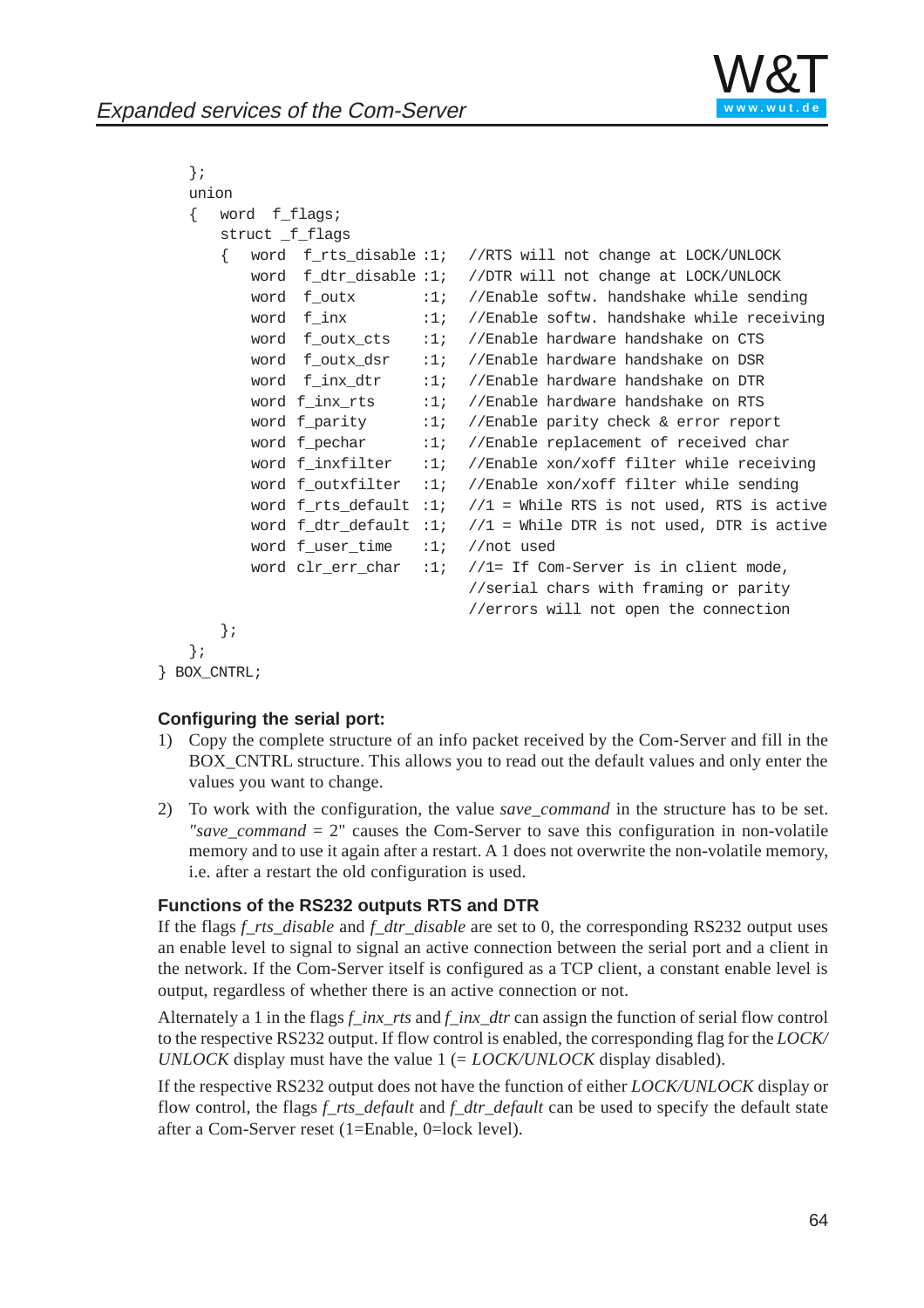```
    };
    union
    {   word  f_flags;
        struct _f_flags
        {   word  f_rts_disable :1;  //RTS will not change at LOCK/UNLOCK
            word  f_dtr_disable :1;  //DTR will not change at LOCK/UNLOCK
            word  f_outx        :1;  //Enable softw. handshake while sending
            word  f_inx         :1;  //Enable softw. handshake while receiving
            word  f_outx_cts    :1;  //Enable hardware handshake on CTS
            word  f_outx_dsr    :1;  //Enable hardware handshake on DSR
            word  f_inx_dtr     :1;  //Enable hardware handshake on DTR
            word f_inx_rts      :1;  //Enable hardware handshake on RTS
            word f_parity       :1;  //Enable parity check & error report
            word f_pechar       :1;  //Enable replacement of received char
            word f_inxfilter    :1;  //Enable xon/xoff filter while receiving
            word f_outxfilter   :1;  //Enable xon/xoff filter while sending
            word f_rts_default  :1;  //1 = While RTS is not used, RTS is active
            word f_dtr_default  :1;  //1 = While DTR is not used, DTR is active
            word f_user_time    :1;  //not used
            word clr_err_char   :1;  //1= If Com-Server is in client mode,
                                     //serial chars with framing or parity
                                     //errors will not open the connection
        };
    };
} BOX_CNTRL;
```

### Configuring the serial port:

1) Copy the complete structure of an info packet received by the Com-Server and fill in the BOX_CNTRL structure. This allows you to read out the default values and only enter the values you want to change.

2) To work with the configuration, the value *save_command* in the structure has to be set. *"save_command* = 2" causes the Com-Server to save this configuration in non-volatile memory and to use it again after a restart. A 1 does not overwrite the non-volatile memory, i.e. after a restart the old configuration is used.

### Functions of the RS232 outputs RTS and DTR

If the flags *f_rts_disable* and *f_dtr_disable* are set to 0, the corresponding RS232 output uses an enable level to signal to signal an active connection between the serial port and a client in the network. If the Com-Server itself is configured as a TCP client, a constant enable level is output, regardless of whether there is an active connection or not.

Alternately a 1 in the flags *f_inx_rts* and *f_inx_dtr* can assign the function of serial flow control to the respective RS232 output. If flow control is enabled, the corresponding flag for the *LOCK/UNLOCK* display must have the value 1 (= *LOCK/UNLOCK* display disabled).

If the respective RS232 output does not have the function of either *LOCK/UNLOCK* display or flow control, the flags *f_rts_default* and *f_dtr_default* can be used to specify the default state after a Com-Server reset (1=Enable, 0=lock level).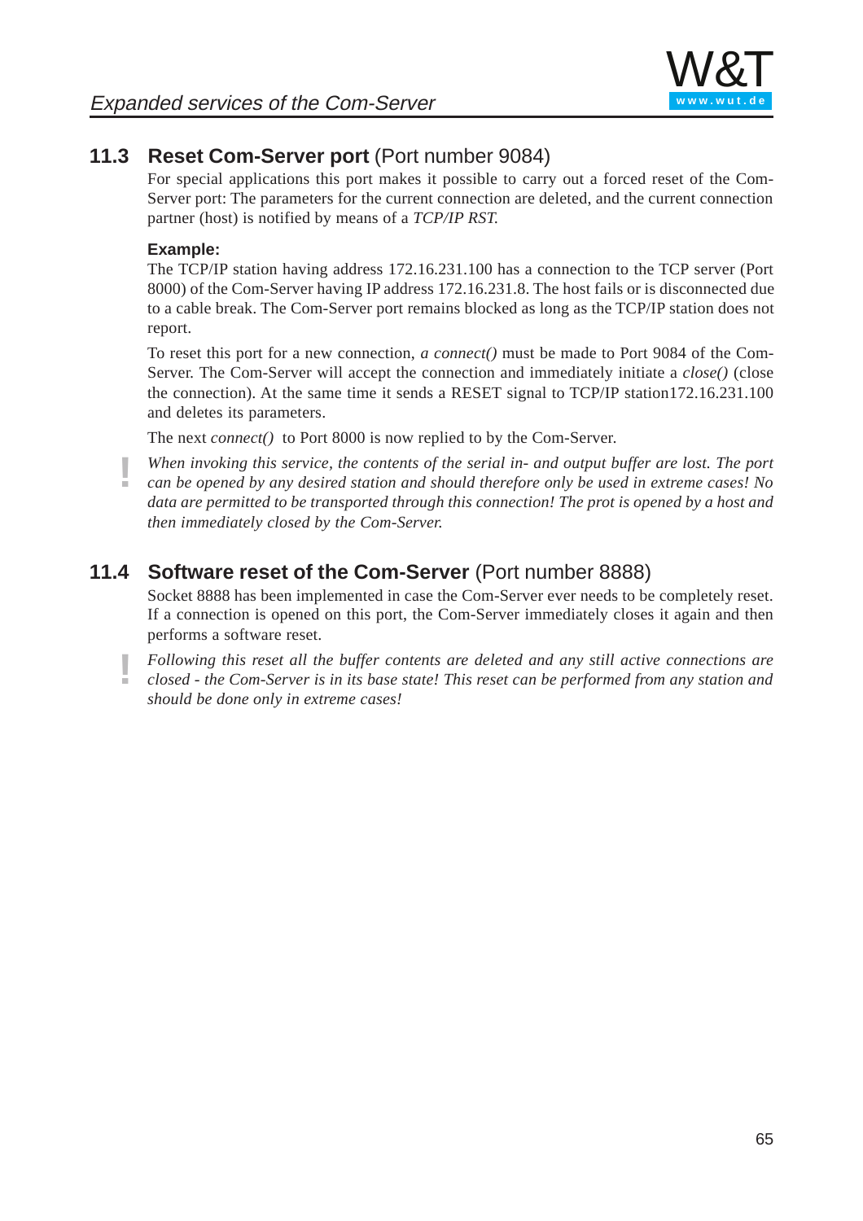## 11.3 Reset Com-Server port (Port number 9084)

For special applications this port makes it possible to carry out a forced reset of the Com-Server port: The parameters for the current connection are deleted, and the current connection partner (host) is notified by means of a *TCP/IP RST.*

**Example:**

The TCP/IP station having address 172.16.231.100 has a connection to the TCP server (Port 8000) of the Com-Server having IP address 172.16.231.8. The host fails or is disconnected due to a cable break. The Com-Server port remains blocked as long as the TCP/IP station does not report.

To reset this port for a new connection, *a connect()* must be made to Port 9084 of the Com-Server. The Com-Server will accept the connection and immediately initiate a *close()* (close the connection). At the same time it sends a RESET signal to TCP/IP station172.16.231.100 and deletes its parameters.

The next *connect()* to Port 8000 is now replied to by the Com-Server.

**!** *When invoking this service, the contents of the serial in- and output buffer are lost. The port can be opened by any desired station and should therefore only be used in extreme cases! No data are permitted to be transported through this connection! The prot is opened by a host and then immediately closed by the Com-Server.*

## 11.4 Software reset of the Com-Server (Port number 8888)

Socket 8888 has been implemented in case the Com-Server ever needs to be completely reset. If a connection is opened on this port, the Com-Server immediately closes it again and then performs a software reset.

**!** *Following this reset all the buffer contents are deleted and any still active connections are closed - the Com-Server is in its base state! This reset can be performed from any station and should be done only in extreme cases!*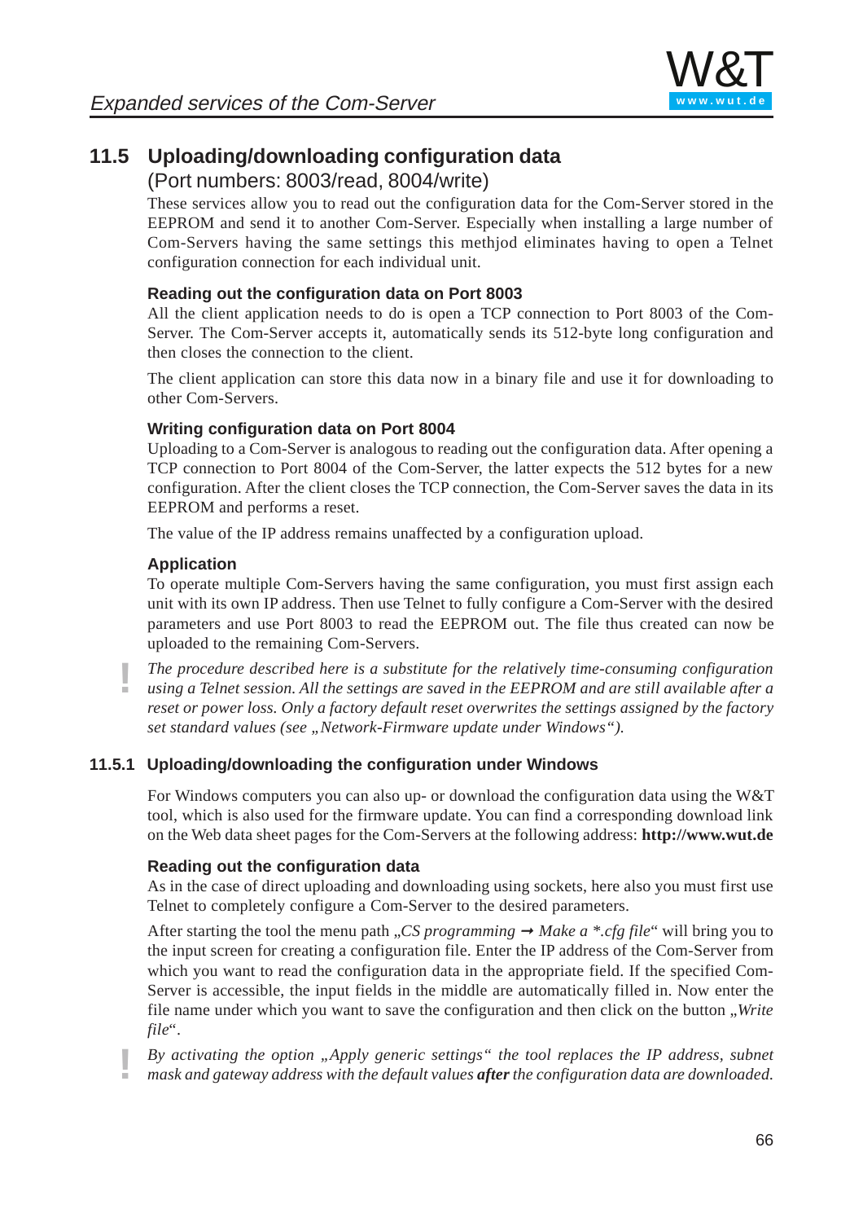## 11.5 Uploading/downloading configuration data

(Port numbers: 8003/read, 8004/write)

These services allow you to read out the configuration data for the Com-Server stored in the EEPROM and send it to another Com-Server. Especially when installing a large number of Com-Servers having the same settings this methjod eliminates having to open a Telnet configuration connection for each individual unit.

#### Reading out the configuration data on Port 8003

All the client application needs to do is open a TCP connection to Port 8003 of the Com-Server. The Com-Server accepts it, automatically sends its 512-byte long configuration and then closes the connection to the client.

The client application can store this data now in a binary file and use it for downloading to other Com-Servers.

#### Writing configuration data on Port 8004

Uploading to a Com-Server is analogous to reading out the configuration data. After opening a TCP connection to Port 8004 of the Com-Server, the latter expects the 512 bytes for a new configuration. After the client closes the TCP connection, the Com-Server saves the data in its EEPROM and performs a reset.

The value of the IP address remains unaffected by a configuration upload.

#### Application

To operate multiple Com-Servers having the same configuration, you must first assign each unit with its own IP address. Then use Telnet to fully configure a Com-Server with the desired parameters and use Port 8003 to read the EEPROM out. The file thus created can now be uploaded to the remaining Com-Servers.

**!** *The procedure described here is a substitute for the relatively time-consuming configuration using a Telnet session. All the settings are saved in the EEPROM and are still available after a reset or power loss. Only a factory default reset overwrites the settings assigned by the factory set standard values (see „Network-Firmware update under Windows“).*

### 11.5.1 Uploading/downloading the configuration under Windows

For Windows computers you can also up- or download the configuration data using the W&T tool, which is also used for the firmware update. You can find a corresponding download link on the Web data sheet pages for the Com-Servers at the following address: **http://www.wut.de**

#### Reading out the configuration data

As in the case of direct uploading and downloading using sockets, here also you must first use Telnet to completely configure a Com-Server to the desired parameters.

After starting the tool the menu path „*CS programming → Make a *.cfg file*“ will bring you to the input screen for creating a configuration file. Enter the IP address of the Com-Server from which you want to read the configuration data in the appropriate field. If the specified Com-Server is accessible, the input fields in the middle are automatically filled in. Now enter the file name under which you want to save the configuration and then click on the button „*Write file*“.

**!** *By activating the option „Apply generic settings“ the tool replaces the IP address, subnet mask and gateway address with the default values **after** the configuration data are downloaded.*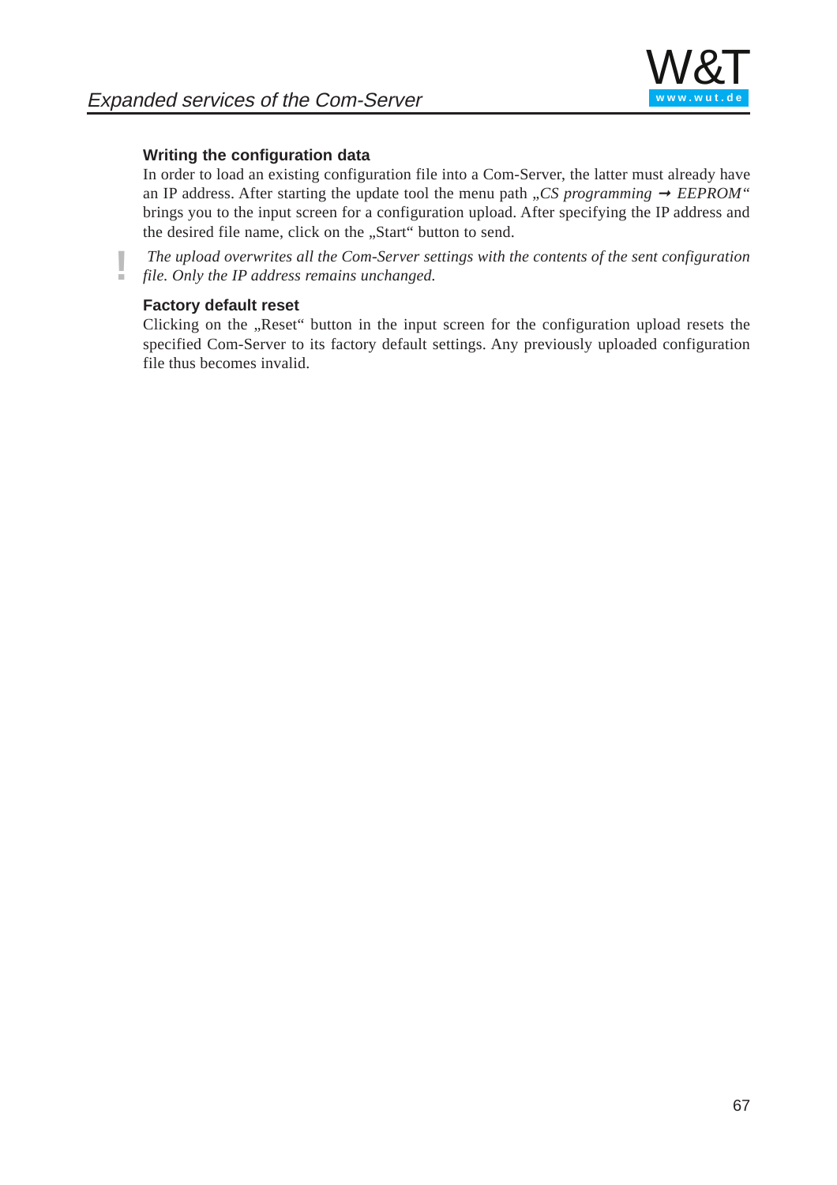### Writing the configuration data

In order to load an existing configuration file into a Com-Server, the latter must already have an IP address. After starting the update tool the menu path *„CS programming → EEPROM“* brings you to the input screen for a configuration upload. After specifying the IP address and the desired file name, click on the „Start“ button to send.

! *The upload overwrites all the Com-Server settings with the contents of the sent configuration file. Only the IP address remains unchanged.*

### Factory default reset

Clicking on the „Reset“ button in the input screen for the configuration upload resets the specified Com-Server to its factory default settings. Any previously uploaded configuration file thus becomes invalid.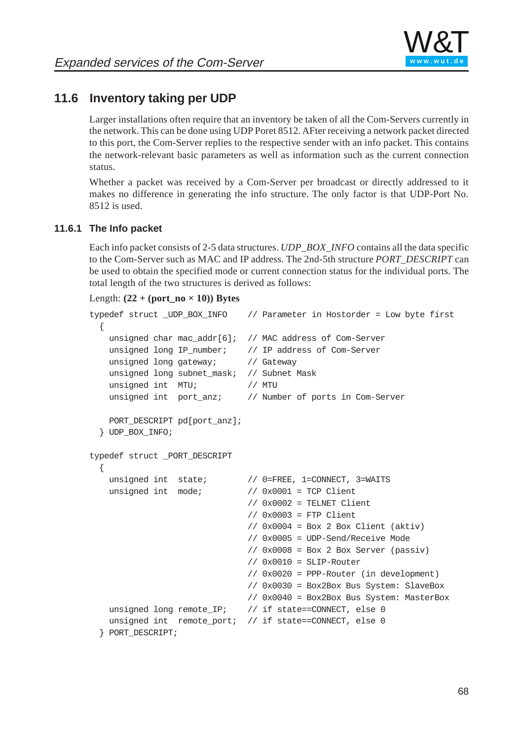## 11.6 Inventory taking per UDP

Larger installations often require that an inventory be taken of all the Com-Servers currently in the network. This can be done using UDP Poret 8512. AFter receiving a network packet directed to this port, the Com-Server replies to the respective sender with an info packet. This contains the network-relevant basic parameters as well as information such as the current connection status.

Whether a packet was received by a Com-Server per broadcast or directly addressed to it makes no difference in generating the info structure. The only factor is that UDP-Port No. 8512 is used.

### 11.6.1 The Info packet

Each info packet consists of 2-5 data structures. *UDP_BOX_INFO* contains all the data specific to the Com-Server such as MAC and IP address. The 2nd-5th structure *PORT_DESCRIPT* can be used to obtain the specified mode or current connection status for the individual ports. The total length of the two structures is derived as follows:

Length: **(22 + (port_no × 10)) Bytes**

```
typedef struct _UDP_BOX_INFO    // Parameter in Hostorder = Low byte first
  {
    unsigned char mac_addr[6];  // MAC address of Com-Server
    unsigned long IP_number;    // IP address of Com-Server
    unsigned long gateway;      // Gateway
    unsigned long subnet_mask;  // Subnet Mask
    unsigned int  MTU;          // MTU
    unsigned int  port_anz;     // Number of ports in Com-Server

    PORT_DESCRIPT pd[port_anz];
  } UDP_BOX_INFO;

typedef struct _PORT_DESCRIPT
  {
    unsigned int  state;        // 0=FREE, 1=CONNECT, 3=WAITS
    unsigned int  mode;         // 0x0001 = TCP Client
                                // 0x0002 = TELNET Client
                                // 0x0003 = FTP Client
                                // 0x0004 = Box 2 Box Client (aktiv)
                                // 0x0005 = UDP-Send/Receive Mode
                                // 0x0008 = Box 2 Box Server (passiv)
                                // 0x0010 = SLIP-Router
                                // 0x0020 = PPP-Router (in development)
                                // 0x0030 = Box2Box Bus System: SlaveBox
                                // 0x0040 = Box2Box Bus System: MasterBox
    unsigned long remote_IP;    // if state==CONNECT, else 0
    unsigned int  remote_port;  // if state==CONNECT, else 0
  } PORT_DESCRIPT;
```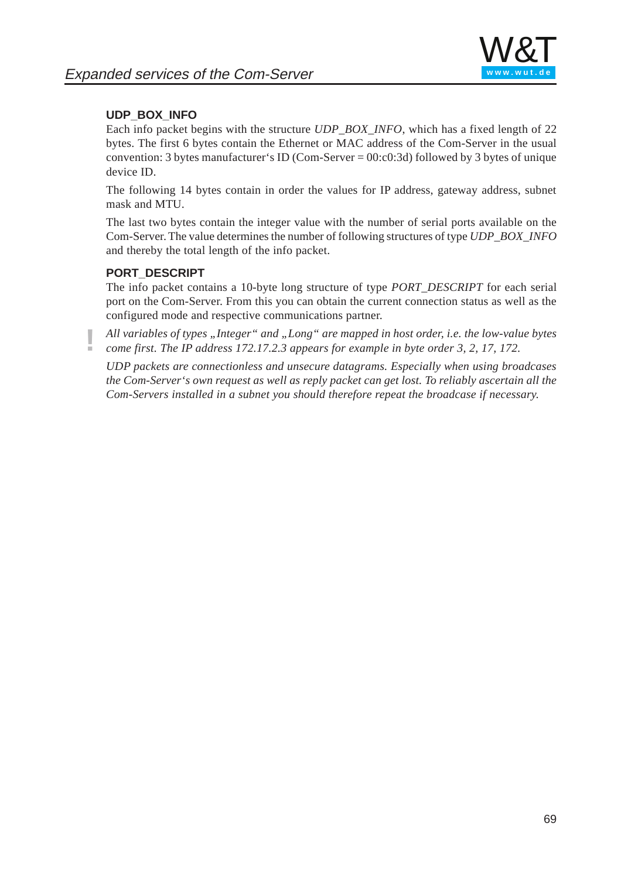### UDP_BOX_INFO

Each info packet begins with the structure *UDP_BOX_INFO*, which has a fixed length of 22 bytes. The first 6 bytes contain the Ethernet or MAC address of the Com-Server in the usual convention: 3 bytes manufacturer‘s ID (Com-Server = 00:c0:3d) followed by 3 bytes of unique device ID.

The following 14 bytes contain in order the values for IP address, gateway address, subnet mask and MTU.

The last two bytes contain the integer value with the number of serial ports available on the Com-Server. The value determines the number of following structures of type *UDP_BOX_INFO* and thereby the total length of the info packet.

### PORT_DESCRIPT

The info packet contains a 10-byte long structure of type *PORT_DESCRIPT* for each serial port on the Com-Server. From this you can obtain the current connection status as well as the configured mode and respective communications partner.

**!** *All variables of types „Integer“ and „Long“ are mapped in host order, i.e. the low-value bytes come first. The IP address 172.17.2.3 appears for example in byte order 3, 2, 17, 172.*

*UDP packets are connectionless and unsecure datagrams. Especially when using broadcasts the Com-Server‘s own request as well as reply packet can get lost. To reliably ascertain all the Com-Servers installed in a subnet you should therefore repeat the broadcast if necessary.*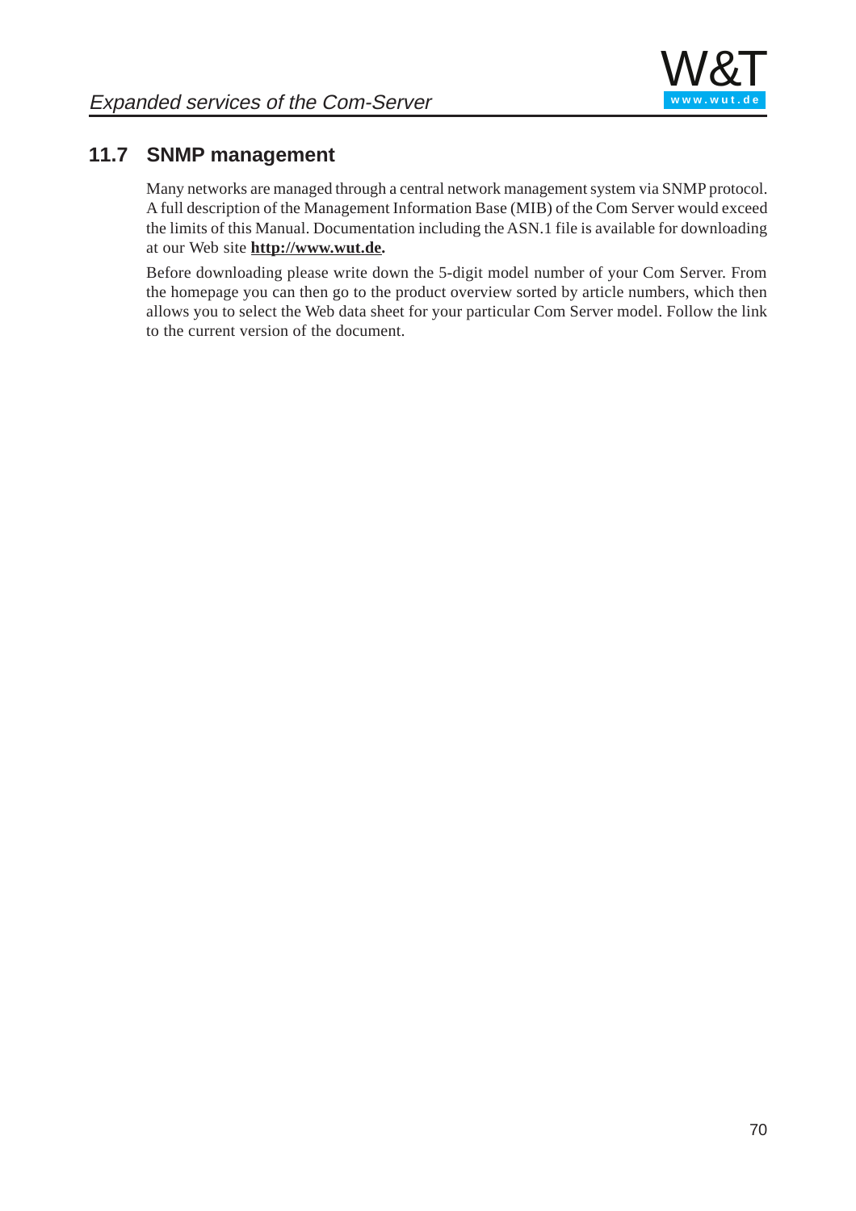## 11.7 SNMP management

Many networks are managed through a central network management system via SNMP protocol. A full description of the Management Information Base (MIB) of the Com Server would exceed the limits of this Manual. Documentation including the ASN.1 file is available for downloading at our Web site **http://www.wut.de.**

Before downloading please write down the 5-digit model number of your Com Server. From the homepage you can then go to the product overview sorted by article numbers, which then allows you to select the Web data sheet for your particular Com Server model. Follow the link to the current version of the document.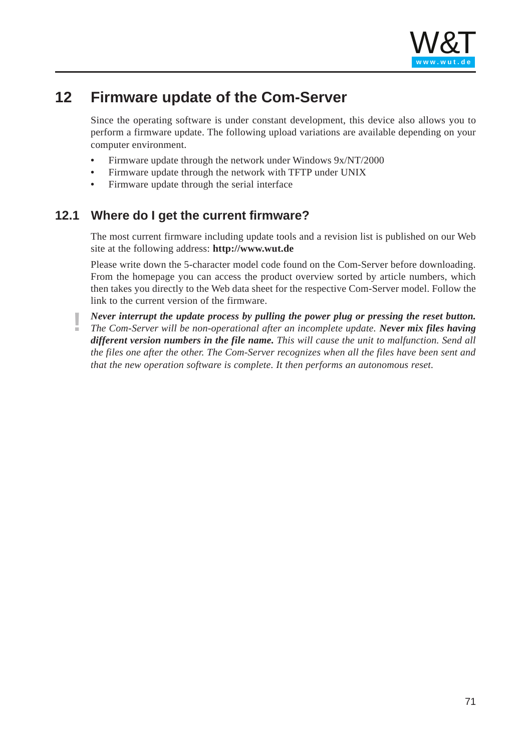# 12 Firmware update of the Com-Server

Since the operating software is under constant development, this device also allows you to perform a firmware update. The following upload variations are available depending on your computer environment.

- Firmware update through the network under Windows 9x/NT/2000
- Firmware update through the network with TFTP under UNIX
- Firmware update through the serial interface

## 12.1 Where do I get the current firmware?

The most current firmware including update tools and a revision list is published on our Web site at the following address: **http://www.wut.de**

Please write down the 5-character model code found on the Com-Server before downloading. From the homepage you can access the product overview sorted by article numbers, which then takes you directly to the Web data sheet for the respective Com-Server model. Follow the link to the current version of the firmware.

! ***Never interrupt the update process by pulling the power plug or pressing the reset button.*** *The Com-Server will be non-operational after an incomplete update.* ***Never mix files having different version numbers in the file name.*** *This will cause the unit to malfunction. Send all the files one after the other. The Com-Server recognizes when all the files have been sent and that the new operation software is complete. It then performs an autonomous reset.*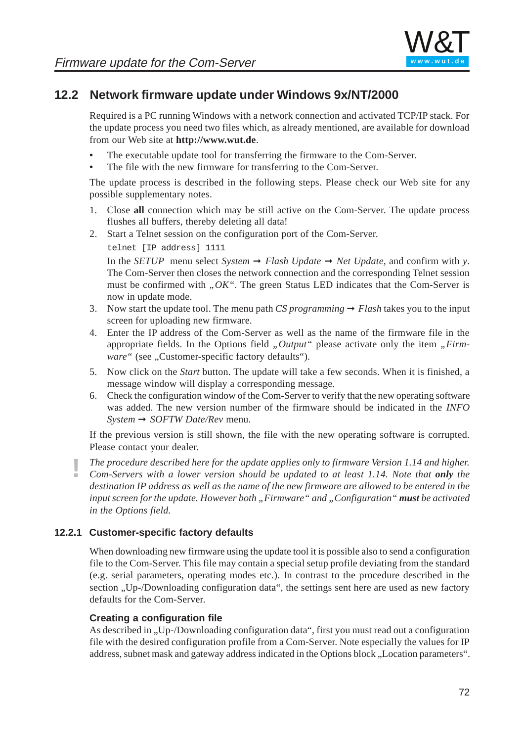## 12.2 Network firmware update under Windows 9x/NT/2000

Required is a PC running Windows with a network connection and activated TCP/IP stack. For the update process you need two files which, as already mentioned, are available for download from our Web site at **http://www.wut.de**.

- The executable update tool for transferring the firmware to the Com-Server.
- The file with the new firmware for transferring to the Com-Server.

The update process is described in the following steps. Please check our Web site for any possible supplementary notes.

1. Close **all** connection which may be still active on the Com-Server. The update process flushes all buffers, thereby deleting all data!
2. Start a Telnet session on the configuration port of the Com-Server.

   ```
   telnet [IP address] 1111
   ```

   In the *SETUP* menu select *System* ➞ *Flash Update* ➞ *Net Update*, and confirm with *y*. The Com-Server then closes the network connection and the corresponding Telnet session must be confirmed with *„OK“*. The green Status LED indicates that the Com-Server is now in update mode.
3. Now start the update tool. The menu path *CS programming* ➞ *Flash* takes you to the input screen for uploading new firmware.
4. Enter the IP address of the Com-Server as well as the name of the firmware file in the appropriate fields. In the Options field *„Output“* please activate only the item *„Firmware“* (see „Customer-specific factory defaults“).
5. Now click on the *Start* button. The update will take a few seconds. When it is finished, a message window will display a corresponding message.
6. Check the configuration window of the Com-Server to verify that the new operating software was added. The new version number of the firmware should be indicated in the *INFO System* ➞ *SOFTW Date/Rev* menu.

If the previous version is still shown, the file with the new operating software is corrupted. Please contact your dealer.

! *The procedure described here for the update applies only to firmware Version 1.14 and higher. Com-Servers with a lower version should be updated to at least 1.14. Note that **only** the destination IP address as well as the name of the new firmware are allowed to be entered in the input screen for the update. However both „Firmware“ and „Configuration“ **must** be activated in the Options field.*

### 12.2.1 Customer-specific factory defaults

When downloading new firmware using the update tool it is possible also to send a configuration file to the Com-Server. This file may contain a special setup profile deviating from the standard (e.g. serial parameters, operating modes etc.). In contrast to the procedure described in the section „Up-/Downloading configuration data“, the settings sent here are used as new factory defaults for the Com-Server.

#### Creating a configuration file

As described in „Up-/Downloading configuration data“, first you must read out a configuration file with the desired configuration profile from a Com-Server. Note especially the values for IP address, subnet mask and gateway address indicated in the Options block „Location parameters“.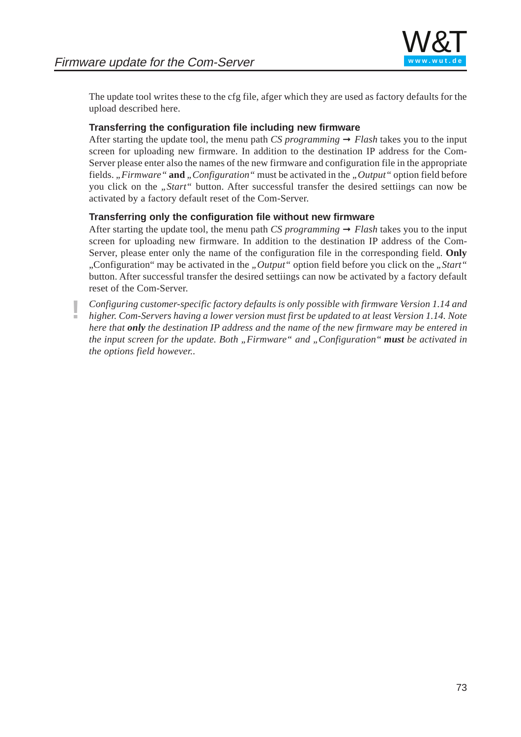The update tool writes these to the cfg file, afger which they are used as factory defaults for the upload described here.

### Transferring the configuration file including new firmware

After starting the update tool, the menu path *CS programming* ➞ *Flash* takes you to the input screen for uploading new firmware. In addition to the destination IP address for the Com-Server please enter also the names of the new firmware and configuration file in the appropriate fields. *„Firmware“* **and** *„Configuration“* must be activated in the *„Output“* option field before you click on the *„Start“* button. After successful transfer the desired settiings can now be activated by a factory default reset of the Com-Server.

### Transferring only the configuration file without new firmware

After starting the update tool, the menu path *CS programming* ➞ *Flash* takes you to the input screen for uploading new firmware. In addition to the destination IP address of the Com-Server, please enter only the name of the configuration file in the corresponding field. **Only** „Configuration“ may be activated in the *„Output“* option field before you click on the *„Start“* button. After successful transfer the desired settiings can now be activated by a factory default reset of the Com-Server.

! *Configuring customer-specific factory defaults is only possible with firmware Version 1.14 and higher. Com-Servers having a lower version must first be updated to at least Version 1.14. Note here that* ***only*** *the destination IP address and the name of the new firmware may be entered in the input screen for the update. Both „Firmware“ and „Configuration“* ***must*** *be activated in the options field however..*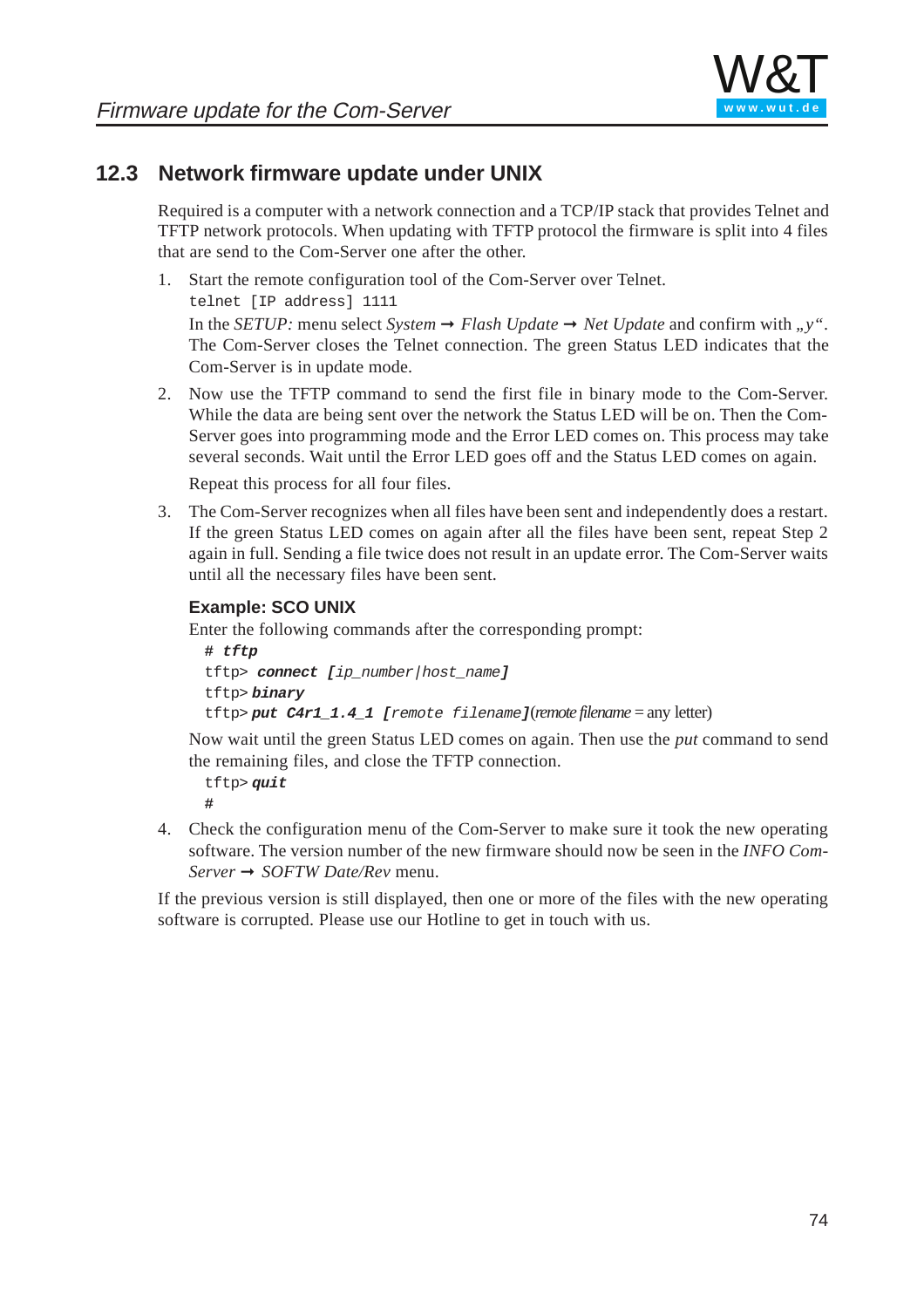## 12.3 Network firmware update under UNIX

Required is a computer with a network connection and a TCP/IP stack that provides Telnet and TFTP network protocols. When updating with TFTP protocol the firmware is split into 4 files that are send to the Com-Server one after the other.

1. Start the remote configuration tool of the Com-Server over Telnet.
   `telnet [IP address] 1111`
   In the *SETUP:* menu select *System* ➞ *Flash Update* ➞ *Net Update* and confirm with „*y*". The Com-Server closes the Telnet connection. The green Status LED indicates that the Com-Server is in update mode.

2. Now use the TFTP command to send the first file in binary mode to the Com-Server. While the data are being sent over the network the Status LED will be on. Then the Com-Server goes into programming mode and the Error LED comes on. This process may take several seconds. Wait until the Error LED goes off and the Status LED comes on again.

   Repeat this process for all four files.

3. The Com-Server recognizes when all files have been sent and independently does a restart. If the green Status LED comes on again after all the files have been sent, repeat Step 2 again in full. Sending a file twice does not result in an update error. The Com-Server waits until all the necessary files have been sent.

   **Example: SCO UNIX**

   Enter the following commands after the corresponding prompt:

   ```
   # tftp
   tftp> connect [ip_number|host_name]
   tftp> binary
   tftp> put C4r1_1.4_1 [remote filename]
   ```
   (remote filename = any letter)

   Now wait until the green Status LED comes on again. Then use the *put* command to send the remaining files, and close the TFTP connection.

   ```
   tftp> quit
   #
   ```

4. Check the configuration menu of the Com-Server to make sure it took the new operating software. The version number of the new firmware should now be seen in the *INFO Com-Server* ➞ *SOFTW Date/Rev* menu.

If the previous version is still displayed, then one or more of the files with the new operating software is corrupted. Please use our Hotline to get in touch with us.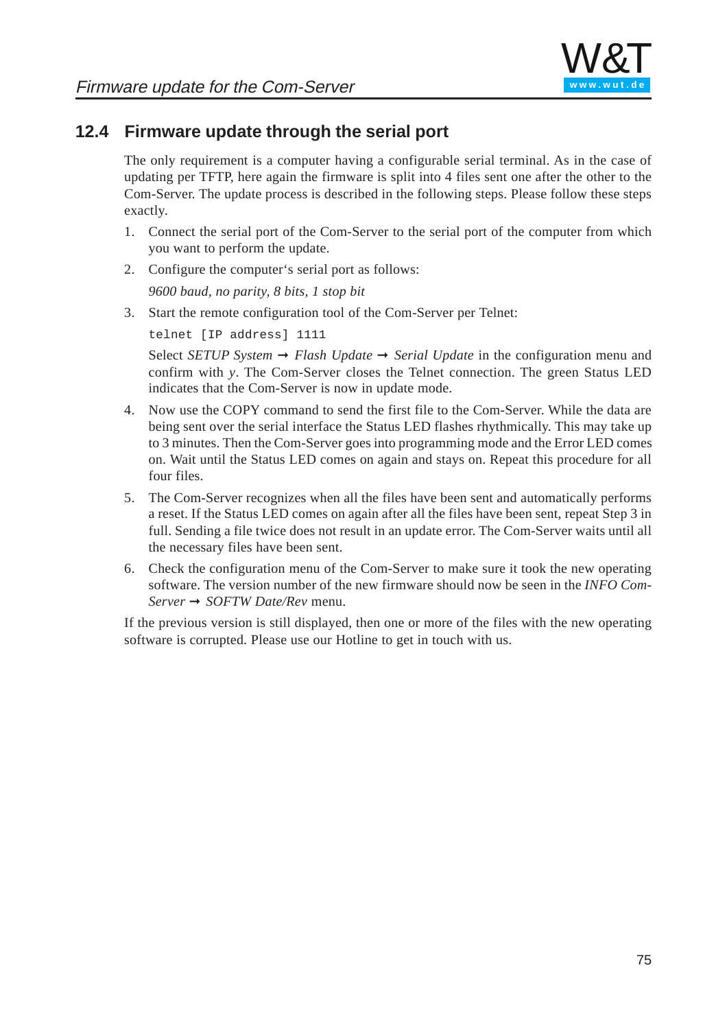## 12.4 Firmware update through the serial port

The only requirement is a computer having a configurable serial terminal. As in the case of updating per TFTP, here again the firmware is split into 4 files sent one after the other to the Com-Server. The update process is described in the following steps. Please follow these steps exactly.

1. Connect the serial port of the Com-Server to the serial port of the computer from which you want to perform the update.
2. Configure the computer's serial port as follows:

   *9600 baud, no parity, 8 bits, 1 stop bit*

3. Start the remote configuration tool of the Com-Server per Telnet:

   ```
   telnet [IP address] 1111
   ```

   Select *SETUP System* ➞ *Flash Update* ➞ *Serial Update* in the configuration menu and confirm with *y*. The Com-Server closes the Telnet connection. The green Status LED indicates that the Com-Server is now in update mode.

4. Now use the COPY command to send the first file to the Com-Server. While the data are being sent over the serial interface the Status LED flashes rhythmically. This may take up to 3 minutes. Then the Com-Server goes into programming mode and the Error LED comes on. Wait until the Status LED comes on again and stays on. Repeat this procedure for all four files.
5. The Com-Server recognizes when all the files have been sent and automatically performs a reset. If the Status LED comes on again after all the files have been sent, repeat Step 3 in full. Sending a file twice does not result in an update error. The Com-Server waits until all the necessary files have been sent.
6. Check the configuration menu of the Com-Server to make sure it took the new operating software. The version number of the new firmware should now be seen in the *INFO Com-Server* ➞ *SOFTW Date/Rev* menu.

If the previous version is still displayed, then one or more of the files with the new operating software is corrupted. Please use our Hotline to get in touch with us.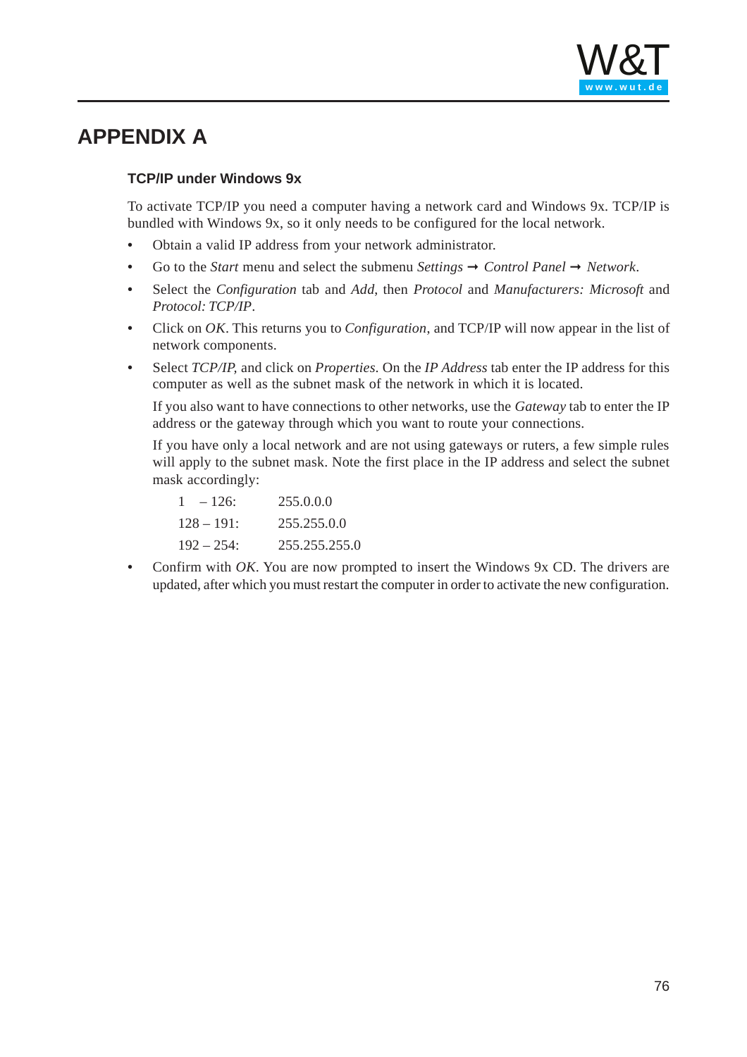# APPENDIX A

### TCP/IP under Windows 9x

To activate TCP/IP you need a computer having a network card and Windows 9x. TCP/IP is bundled with Windows 9x, so it only needs to be configured for the local network.

- Obtain a valid IP address from your network administrator.
- Go to the *Start* menu and select the submenu *Settings* → *Control Panel* → *Network*.
- Select the *Configuration* tab and *Add*, then *Protocol* and *Manufacturers: Microsoft* and *Protocol: TCP/IP*.
- Click on *OK*. This returns you to *Configuration*, and TCP/IP will now appear in the list of network components.
- Select *TCP/IP*, and click on *Properties*. On the *IP Address* tab enter the IP address for this computer as well as the subnet mask of the network in which it is located.

  If you also want to have connections to other networks, use the *Gateway* tab to enter the IP address or the gateway through which you want to route your connections.

  If you have only a local network and are not using gateways or ruters, a few simple rules will apply to the subnet mask. Note the first place in the IP address and select the subnet mask accordingly:

  | | |
  |---|---|
  | 1 – 126: | 255.0.0.0 |
  | 128 – 191: | 255.255.0.0 |
  | 192 – 254: | 255.255.255.0 |

- Confirm with *OK*. You are now prompted to insert the Windows 9x CD. The drivers are updated, after which you must restart the computer in order to activate the new configuration.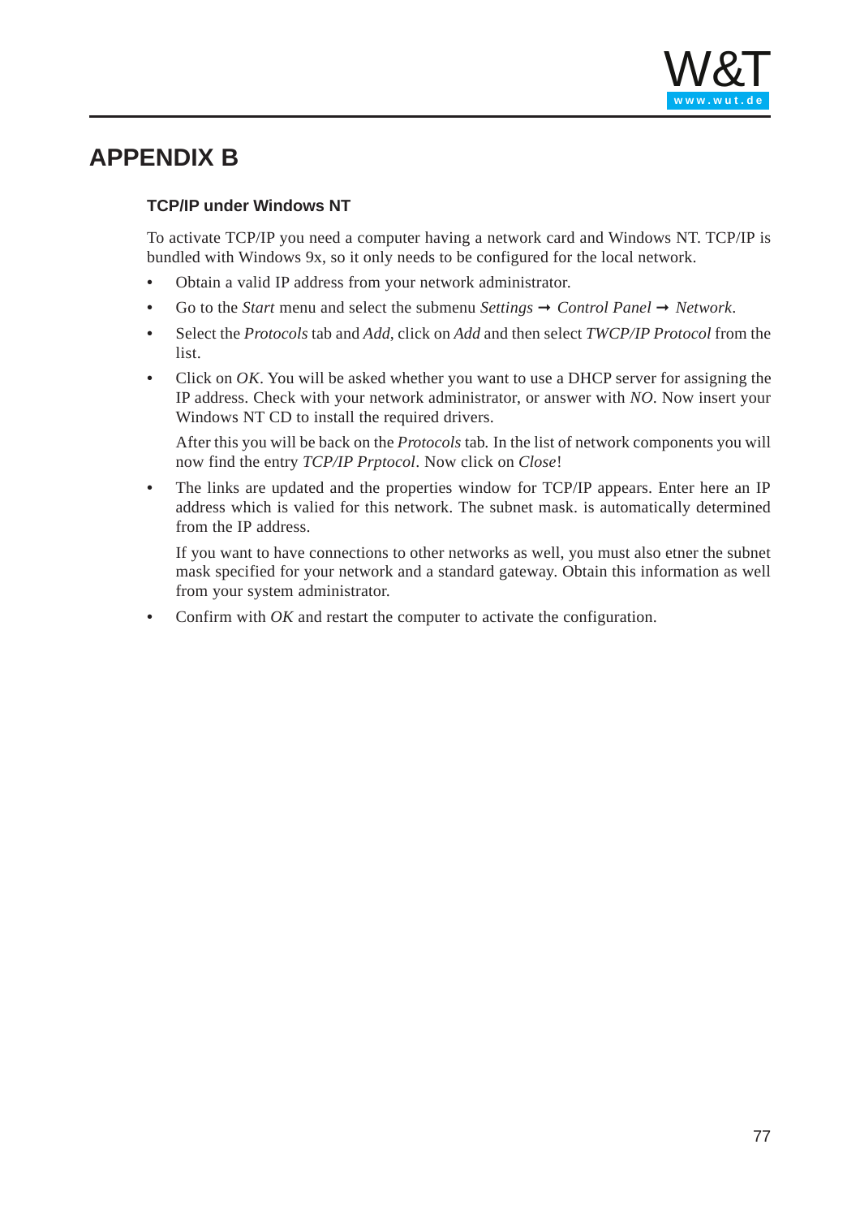# APPENDIX B

### TCP/IP under Windows NT

To activate TCP/IP you need a computer having a network card and Windows NT. TCP/IP is bundled with Windows 9x, so it only needs to be configured for the local network.

- Obtain a valid IP address from your network administrator.
- Go to the *Start* menu and select the submenu *Settings* ➞ *Control Panel* ➞ *Network*.
- Select the *Protocols* tab and *Add*, click on *Add* and then select *TWCP/IP Protocol* from the list.
- Click on *OK*. You will be asked whether you want to use a DHCP server for assigning the IP address. Check with your network administrator, or answer with *NO*. Now insert your Windows NT CD to install the required drivers.

  After this you will be back on the *Protocols* tab. In the list of network components you will now find the entry *TCP/IP Prptocol*. Now click on *Close*!
- The links are updated and the properties window for TCP/IP appears. Enter here an IP address which is valied for this network. The subnet mask. is automatically determined from the IP address.

  If you want to have connections to other networks as well, you must also etner the subnet mask specified for your network and a standard gateway. Obtain this information as well from your system administrator.
- Confirm with *OK* and restart the computer to activate the configuration.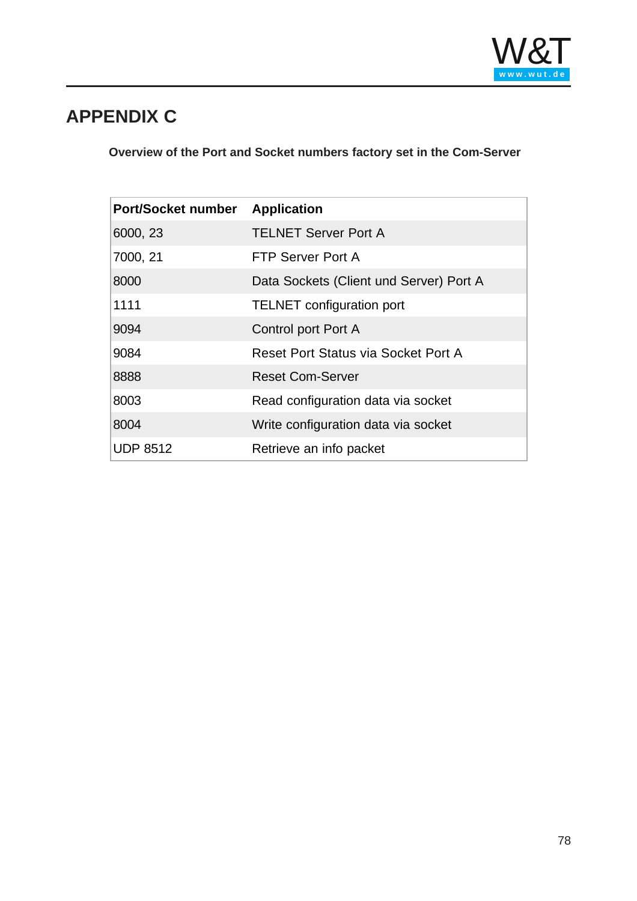# APPENDIX C

**Overview of the Port and Socket numbers factory set in the Com-Server**

| Port/Socket number | Application |
|---|---|
| 6000, 23 | TELNET Server Port A |
| 7000, 21 | FTP Server Port A |
| 8000 | Data Sockets (Client und Server) Port A |
| 1111 | TELNET configuration port |
| 9094 | Control port Port A |
| 9084 | Reset Port Status via Socket Port A |
| 8888 | Reset Com-Server |
| 8003 | Read configuration data via socket |
| 8004 | Write configuration data via socket |
| UDP 8512 | Retrieve an info packet |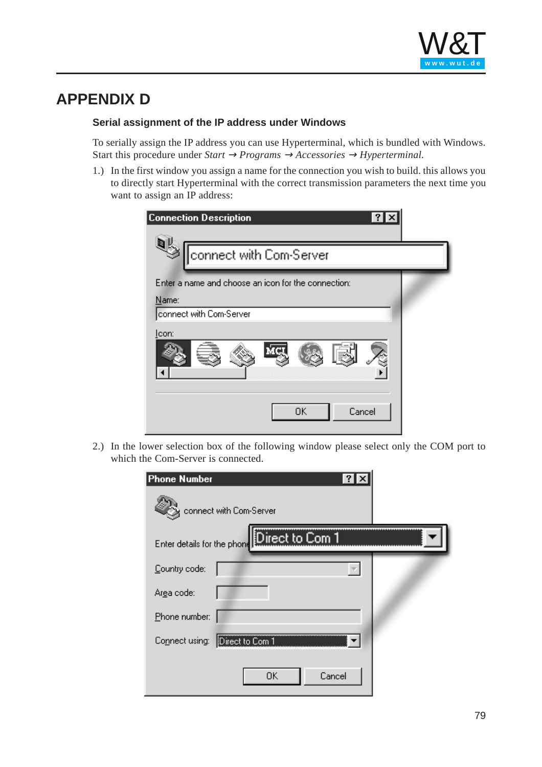# APPENDIX D

### Serial assignment of the IP address under Windows

To serially assign the IP address you can use Hyperterminal, which is bundled with Windows. Start this procedure under *Start* → *Programs* → *Accessories* → *Hyperterminal.*

1.) In the first window you assign a name for the connection you wish to build. this allows you to directly start Hyperterminal with the correct transmission parameters the next time you want to assign an IP address:

2.) In the lower selection box of the following window please select only the COM port to which the Com-Server is connected.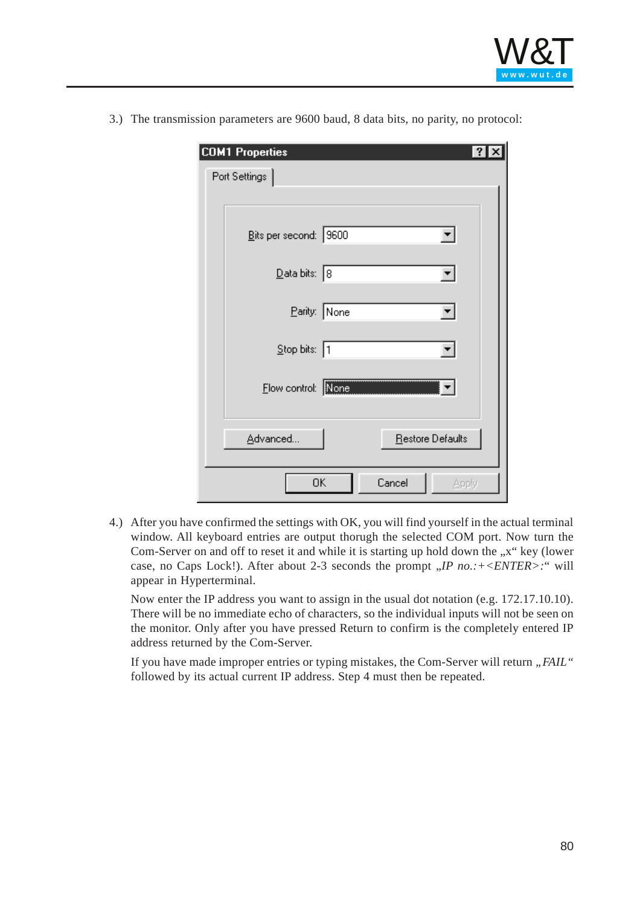3.) The transmission parameters are 9600 baud, 8 data bits, no parity, no protocol:

COM1 Properties

Port Settings

Bits per second: 9600

Data bits: 8

Parity: None

Stop bits: 1

Flow control: None

Advanced... Restore Defaults

OK Cancel Apply

4.) After you have confirmed the settings with OK, you will find yourself in the actual terminal window. All keyboard entries are output thorugh the selected COM port. Now turn the Com-Server on and off to reset it and while it is starting up hold down the „x" key (lower case, no Caps Lock!). After about 2-3 seconds the prompt „*IP no.:+<ENTER>:*" will appear in Hyperterminal.

Now enter the IP address you want to assign in the usual dot notation (e.g. 172.17.10.10). There will be no immediate echo of characters, so the individual inputs will not be seen on the monitor. Only after you have pressed Return to confirm is the completely entered IP address returned by the Com-Server.

If you have made improper entries or typing mistakes, the Com-Server will return „*FAIL*" followed by its actual current IP address. Step 4 must then be repeated.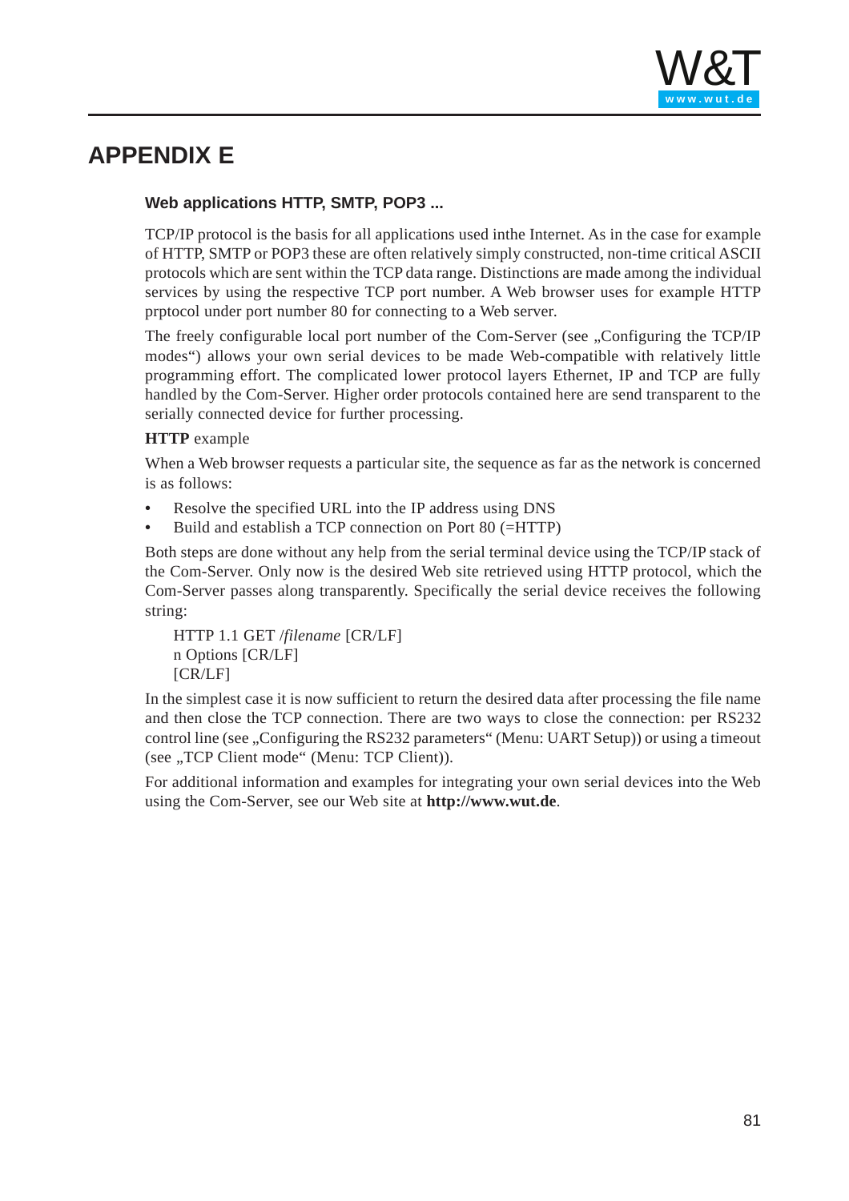# APPENDIX E

### Web applications HTTP, SMTP, POP3 ...

TCP/IP protocol is the basis for all applications used inthe Internet. As in the case for example of HTTP, SMTP or POP3 these are often relatively simply constructed, non-time critical ASCII protocols which are sent within the TCP data range. Distinctions are made among the individual services by using the respective TCP port number. A Web browser uses for example HTTP prptocol under port number 80 for connecting to a Web server.

The freely configurable local port number of the Com-Server (see „Configuring the TCP/IP modes") allows your own serial devices to be made Web-compatible with relatively little programming effort. The complicated lower protocol layers Ethernet, IP and TCP are fully handled by the Com-Server. Higher order protocols contained here are send transparent to the serially connected device for further processing.

**HTTP** example

When a Web browser requests a particular site, the sequence as far as the network is concerned is as follows:

- Resolve the specified URL into the IP address using DNS
- Build and establish a TCP connection on Port 80 (=HTTP)

Both steps are done without any help from the serial terminal device using the TCP/IP stack of the Com-Server. Only now is the desired Web site retrieved using HTTP protocol, which the Com-Server passes along transparently. Specifically the serial device receives the following string:

> HTTP 1.1 GET /*filename* [CR/LF]
> n Options [CR/LF]
> [CR/LF]

In the simplest case it is now sufficient to return the desired data after processing the file name and then close the TCP connection. There are two ways to close the connection: per RS232 control line (see „Configuring the RS232 parameters" (Menu: UART Setup)) or using a timeout (see „TCP Client mode" (Menu: TCP Client)).

For additional information and examples for integrating your own serial devices into the Web using the Com-Server, see our Web site at **http://www.wut.de**.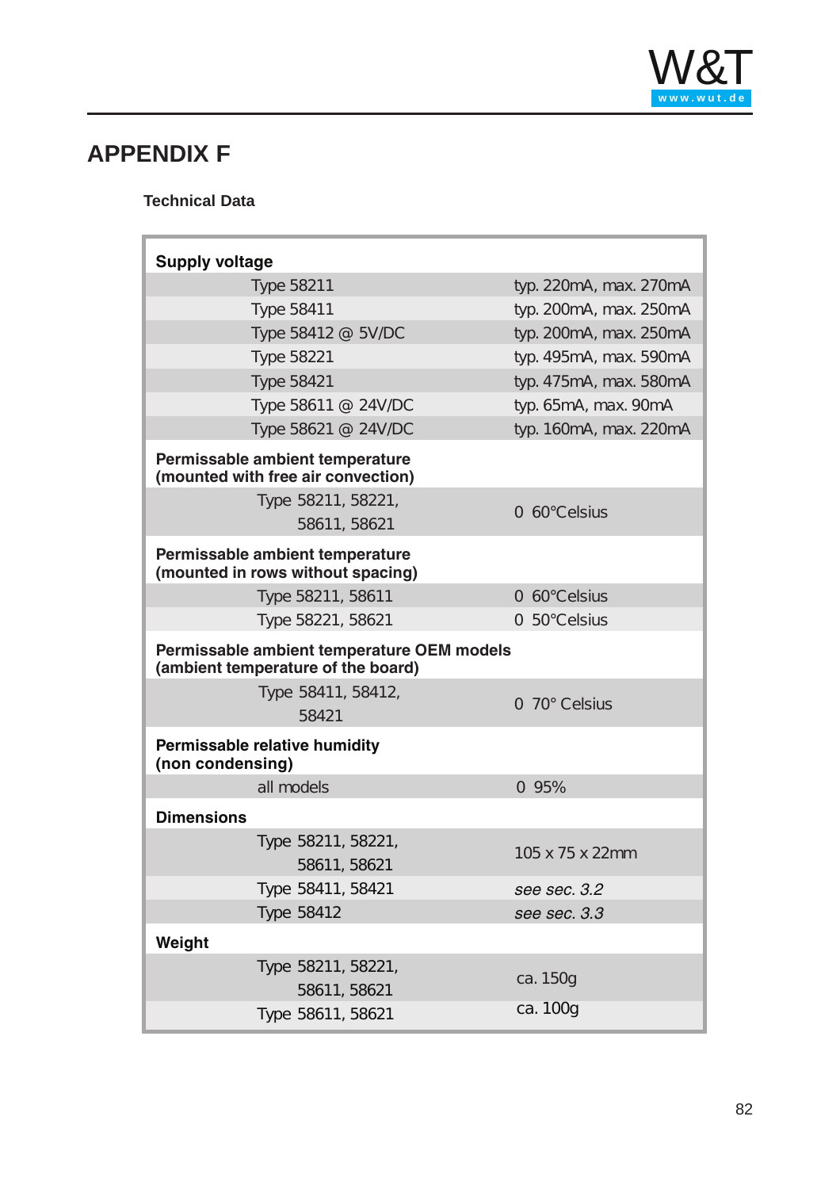# APPENDIX F

### Technical Data

| **Supply voltage** | |
|---|---|
| Type 58211 | typ. 220mA, max. 270mA |
| Type 58411 | typ. 200mA, max. 250mA |
| Type 58412 @ 5V/DC | typ. 200mA, max. 250mA |
| Type 58221 | typ. 495mA, max. 590mA |
| Type 58421 | typ. 475mA, max. 580mA |
| Type 58611 @ 24V/DC | typ. 65mA, max. 90mA |
| Type 58621 @ 24V/DC | typ. 160mA, max. 220mA |
| **Permissable ambient temperature (mounted with free air convection)** | |
| Type 58211, 58221, 58611, 58621 | 0 60°Celsius |
| **Permissable ambient temperature (mounted in rows without spacing)** | |
| Type 58211, 58611 | 0 60°Celsius |
| Type 58221, 58621 | 0 50°Celsius |
| **Permissable ambient temperature OEM models (ambient temperature of the board)** | |
| Type 58411, 58412, 58421 | 0 70° Celsius |
| **Permissable relative humidity (non condensing)** | |
| all models | 0 95% |
| **Dimensions** | |
| Type 58211, 58221, 58611, 58621 | 105 x 75 x 22mm |
| Type 58411, 58421 | *see sec. 3.2* |
| Type 58412 | *see sec. 3.3* |
| **Weight** | |
| Type 58211, 58221, 58611, 58621 | ca. 150g |
| Type 58611, 58621 | ca. 100g |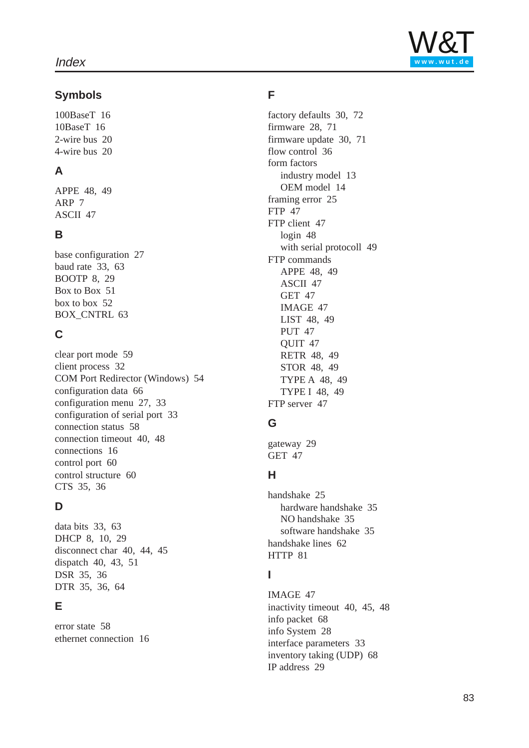# Index

## Symbols

100BaseT 16
10BaseT 16
2-wire bus 20
4-wire bus 20

## A

APPE 48, 49
ARP 7
ASCII 47

## B

base configuration 27
baud rate 33, 63
BOOTP 8, 29
Box to Box 51
box to box 52
BOX_CNTRL 63

## C

clear port mode 59
client process 32
COM Port Redirector (Windows) 54
configuration data 66
configuration menu 27, 33
configuration of serial port 33
connection status 58
connection timeout 40, 48
connections 16
control port 60
control structure 60
CTS 35, 36

## D

data bits 33, 63
DHCP 8, 10, 29
disconnect char 40, 44, 45
dispatch 40, 43, 51
DSR 35, 36
DTR 35, 36, 64

## E

error state 58
ethernet connection 16

## F

factory defaults 30, 72
firmware 28, 71
firmware update 30, 71
flow control 36
form factors
- industry model 13
- OEM model 14

framing error 25
FTP 47
FTP client 47
- login 48
- with serial protocoll 49

FTP commands
- APPE 48, 49
- ASCII 47
- GET 47
- IMAGE 47
- LIST 48, 49
- PUT 47
- QUIT 47
- RETR 48, 49
- STOR 48, 49
- TYPE A 48, 49
- TYPE I 48, 49

FTP server 47

## G

gateway 29
GET 47

## H

handshake 25
- hardware handshake 35
- NO handshake 35
- software handshake 35

handshake lines 62
HTTP 81

## I

IMAGE 47
inactivity timeout 40, 45, 48
info packet 68
info System 28
interface parameters 33
inventory taking (UDP) 68
IP address 29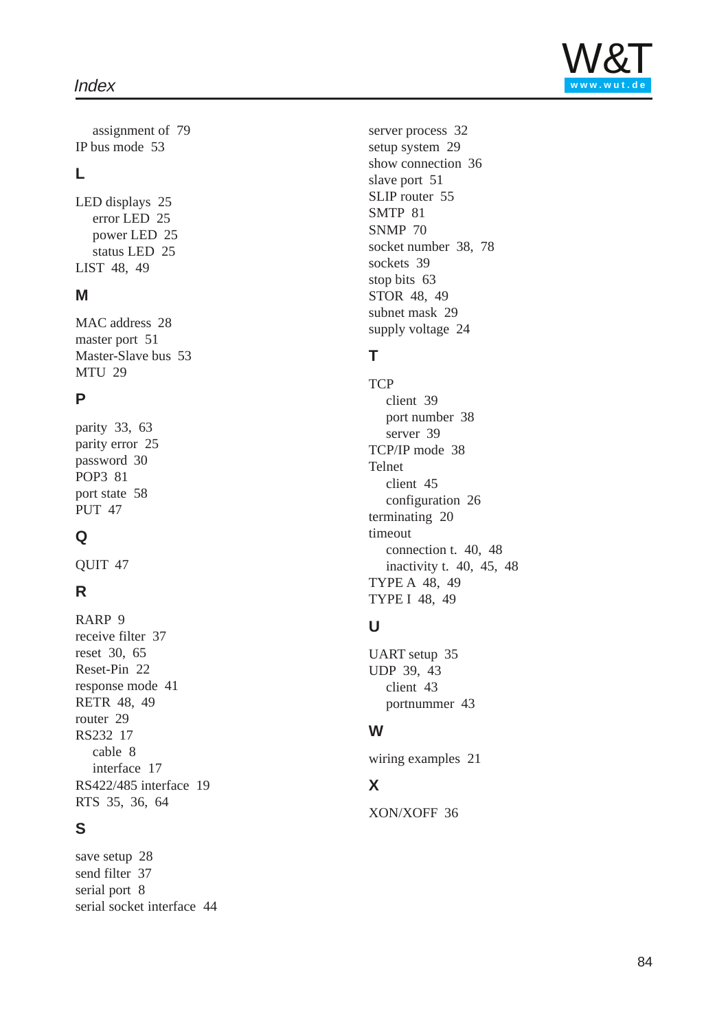assignment of 79
IP bus mode 53

## L

LED displays 25
  error LED 25
  power LED 25
  status LED 25
LIST 48, 49

## M

MAC address 28
master port 51
Master-Slave bus 53
MTU 29

## P

parity 33, 63
parity error 25
password 30
POP3 81
port state 58
PUT 47

## Q

QUIT 47

## R

RARP 9
receive filter 37
reset 30, 65
Reset-Pin 22
response mode 41
RETR 48, 49
router 29
RS232 17
  cable 8
  interface 17
RS422/485 interface 19
RTS 35, 36, 64

## S

save setup 28
send filter 37
serial port 8
serial socket interface 44
server process 32
setup system 29
show connection 36
slave port 51
SLIP router 55
SMTP 81
SNMP 70
socket number 38, 78
sockets 39
stop bits 63
STOR 48, 49
subnet mask 29
supply voltage 24

## T

TCP
  client 39
  port number 38
  server 39
TCP/IP mode 38
Telnet
  client 45
  configuration 26
terminating 20
timeout
  connection t. 40, 48
  inactivity t. 40, 45, 48
TYPE A 48, 49
TYPE I 48, 49

## U

UART setup 35
UDP 39, 43
  client 43
  portnummer 43

## W

wiring examples 21

## X

XON/XOFF 36